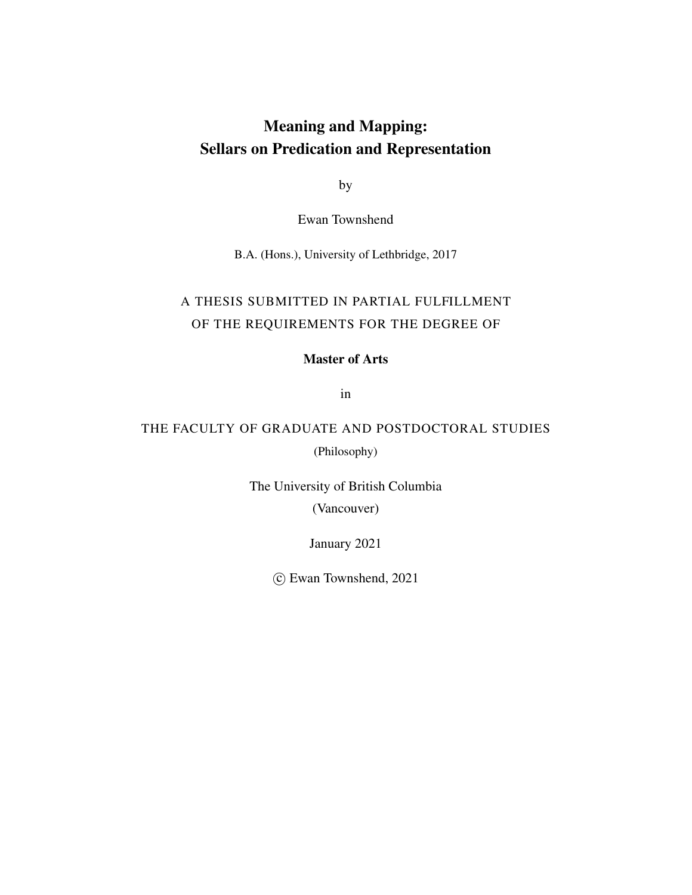# Meaning and Mapping:
# Sellars on Predication and Representation

by

Ewan Townshend

B.A. (Hons.), University of Lethbridge, 2017

A THESIS SUBMITTED IN PARTIAL FULFILLMENT
OF THE REQUIREMENTS FOR THE DEGREE OF

**Master of Arts**

in

THE FACULTY OF GRADUATE AND POSTDOCTORAL STUDIES

(Philosophy)

The University of British Columbia

(Vancouver)

January 2021

© Ewan Townshend, 2021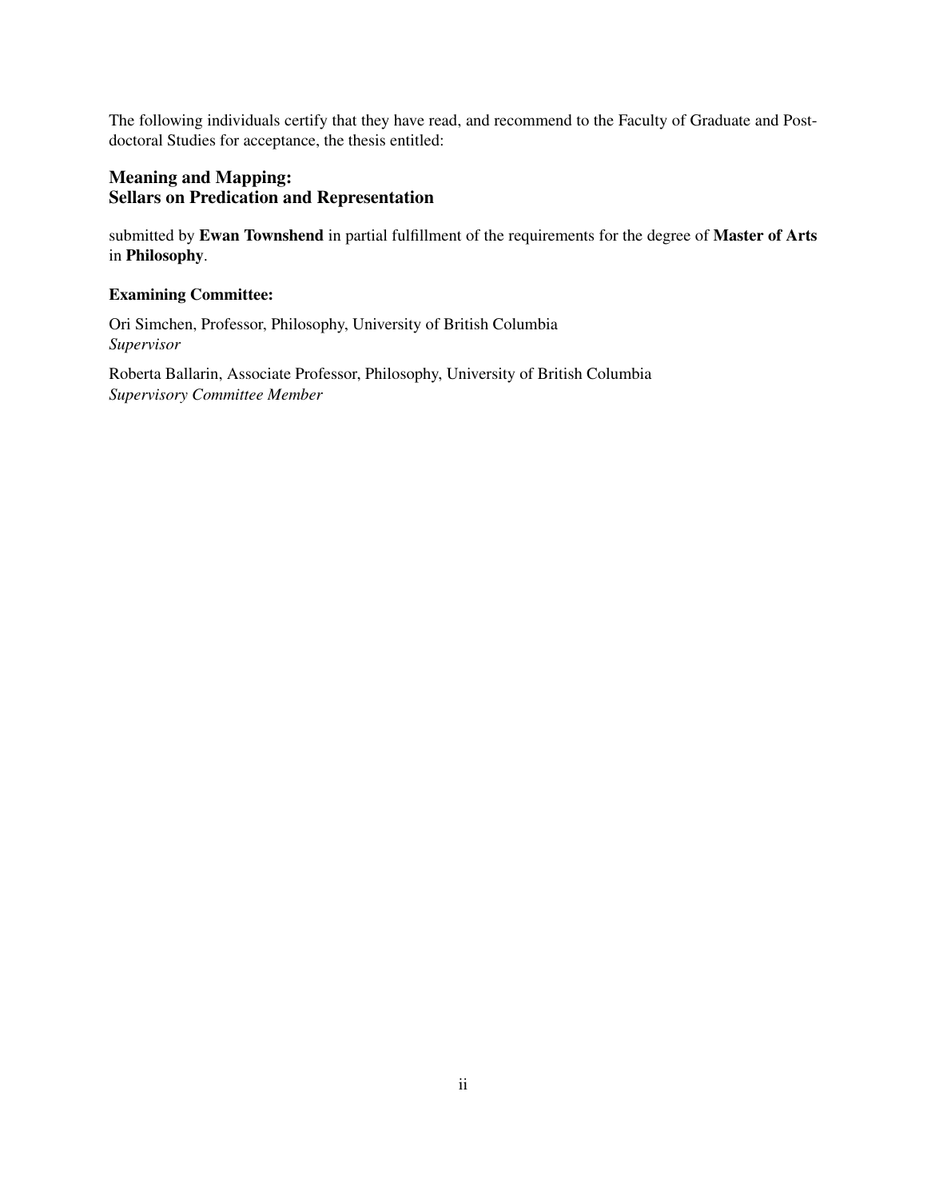The following individuals certify that they have read, and recommend to the Faculty of Graduate and Postdoctoral Studies for acceptance, the thesis entitled:

**Meaning and Mapping:**
**Sellars on Predication and Representation**

submitted by **Ewan Townshend** in partial fulfillment of the requirements for the degree of **Master of Arts** in **Philosophy**.

**Examining Committee:**

Ori Simchen, Professor, Philosophy, University of British Columbia
*Supervisor*

Roberta Ballarin, Associate Professor, Philosophy, University of British Columbia
*Supervisory Committee Member*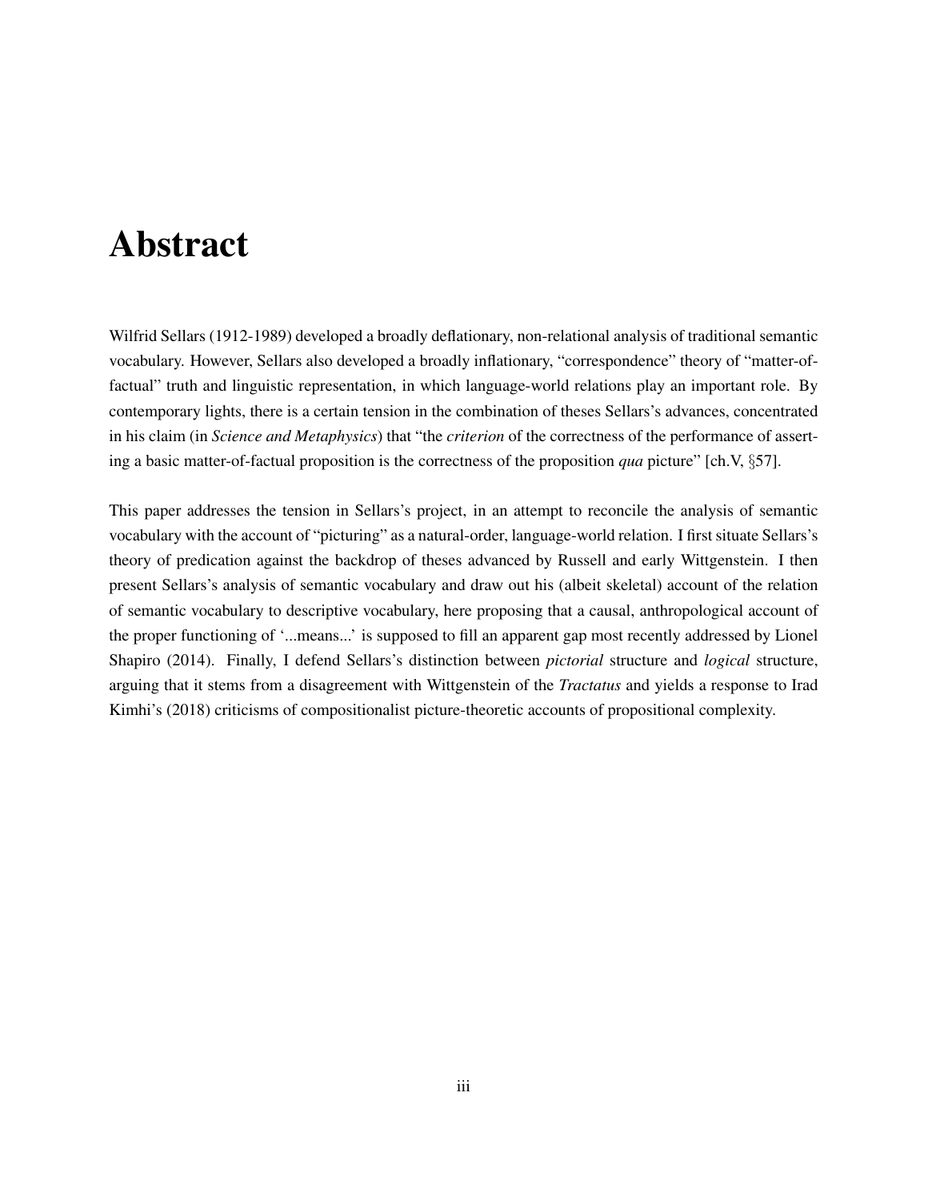# Abstract

Wilfrid Sellars (1912-1989) developed a broadly deflationary, non-relational analysis of traditional semantic vocabulary. However, Sellars also developed a broadly inflationary, "correspondence" theory of "matter-of-factual" truth and linguistic representation, in which language-world relations play an important role. By contemporary lights, there is a certain tension in the combination of theses Sellars's advances, concentrated in his claim (in *Science and Metaphysics*) that "the *criterion* of the correctness of the performance of asserting a basic matter-of-factual proposition is the correctness of the proposition *qua* picture" [ch.V, §57].

This paper addresses the tension in Sellars's project, in an attempt to reconcile the analysis of semantic vocabulary with the account of "picturing" as a natural-order, language-world relation. I first situate Sellars's theory of predication against the backdrop of theses advanced by Russell and early Wittgenstein. I then present Sellars's analysis of semantic vocabulary and draw out his (albeit skeletal) account of the relation of semantic vocabulary to descriptive vocabulary, here proposing that a causal, anthropological account of the proper functioning of '...means...' is supposed to fill an apparent gap most recently addressed by Lionel Shapiro (2014). Finally, I defend Sellars's distinction between *pictorial* structure and *logical* structure, arguing that it stems from a disagreement with Wittgenstein of the *Tractatus* and yields a response to Irad Kimhi's (2018) criticisms of compositionalist picture-theoretic accounts of propositional complexity.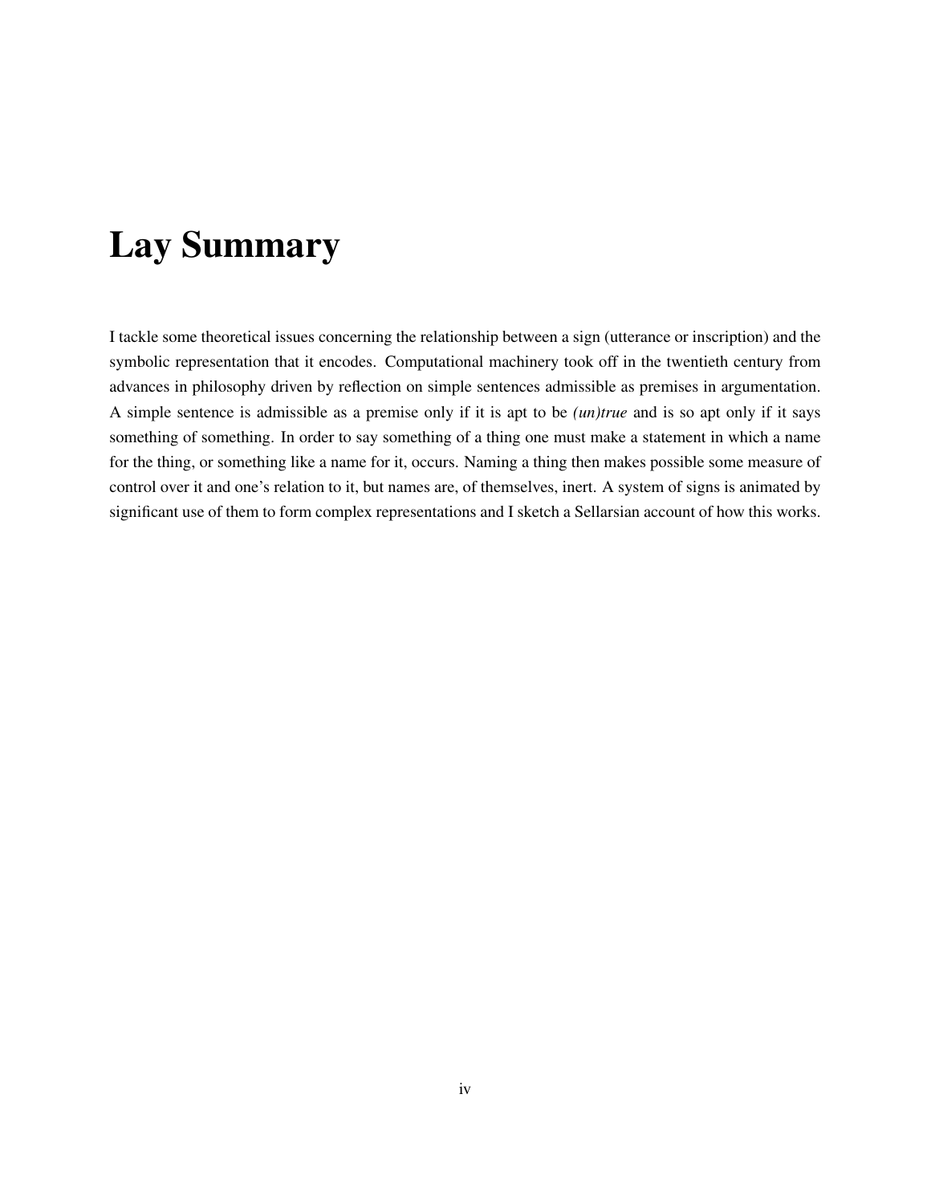# Lay Summary

I tackle some theoretical issues concerning the relationship between a sign (utterance or inscription) and the symbolic representation that it encodes. Computational machinery took off in the twentieth century from advances in philosophy driven by reflection on simple sentences admissible as premises in argumentation. A simple sentence is admissible as a premise only if it is apt to be *(un)true* and is so apt only if it says something of something. In order to say something of a thing one must make a statement in which a name for the thing, or something like a name for it, occurs. Naming a thing then makes possible some measure of control over it and one's relation to it, but names are, of themselves, inert. A system of signs is animated by significant use of them to form complex representations and I sketch a Sellarsian account of how this works.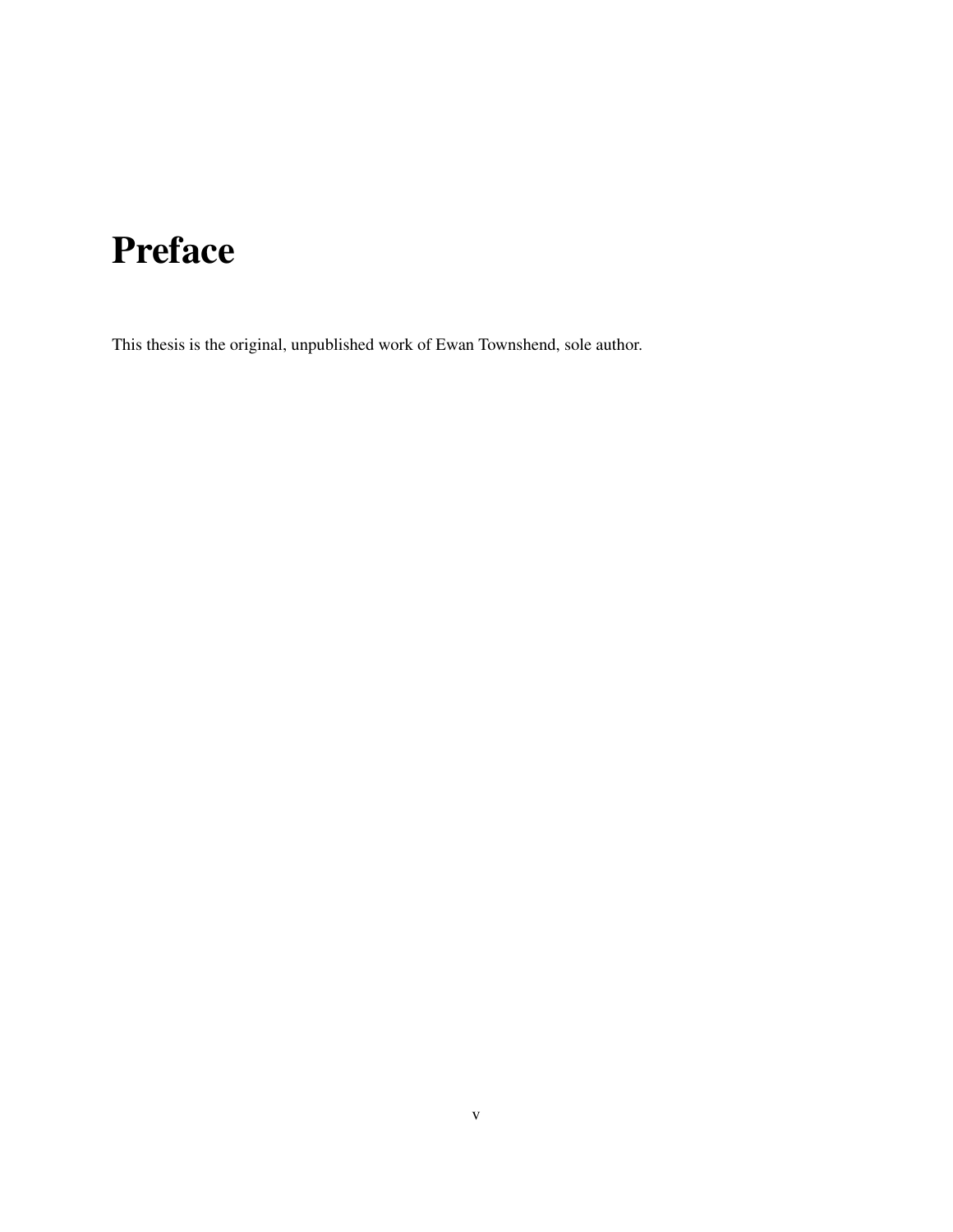# Preface

This thesis is the original, unpublished work of Ewan Townshend, sole author.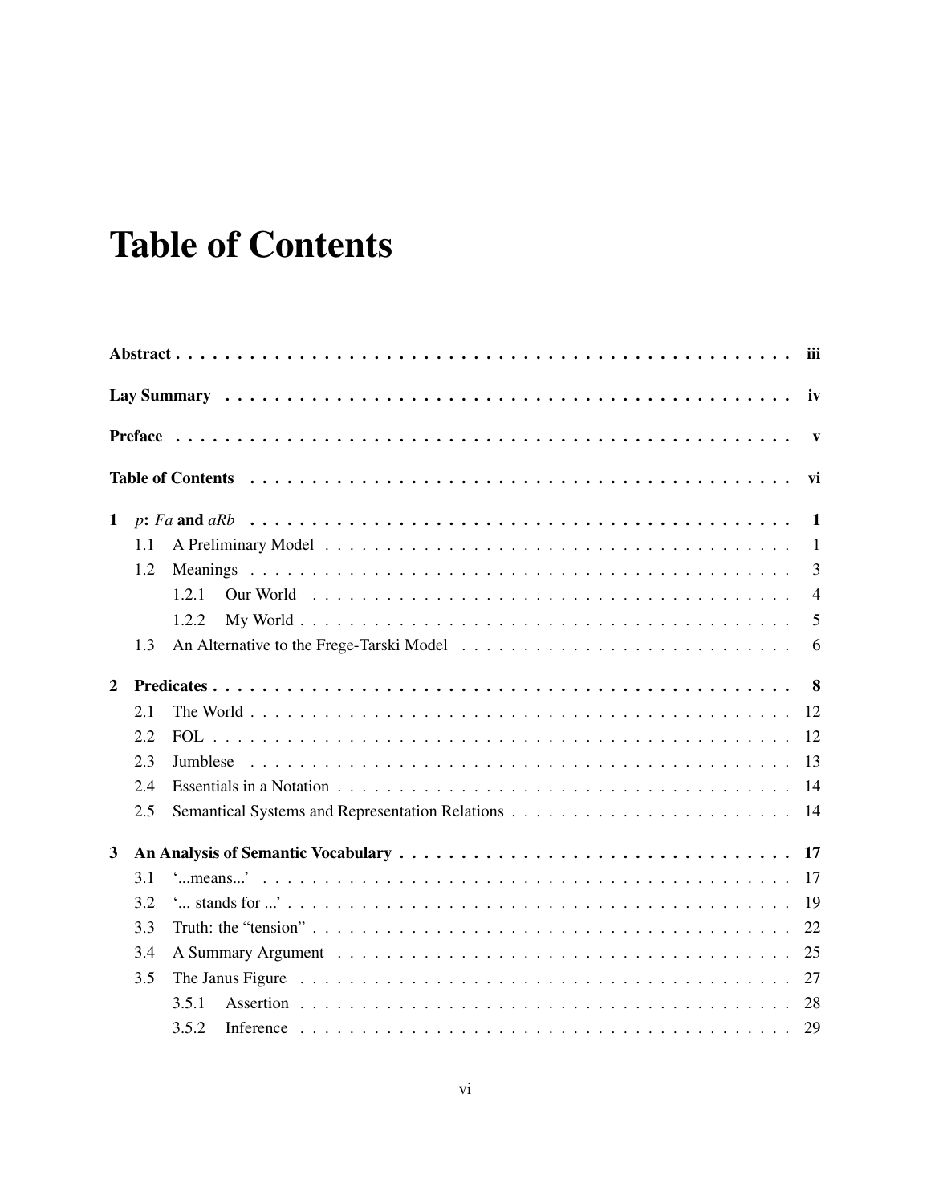# Table of Contents

**Abstract** . . . iii

**Lay Summary** . . . iv

**Preface** . . . v

**Table of Contents** . . . vi

**1 $p$: $Fa$ and $aRb$** . . . 1

- 1.1 A Preliminary Model . . . 1
- 1.2 Meanings . . . 3
  - 1.2.1 Our World . . . 4
  - 1.2.2 My World . . . 5
- 1.3 An Alternative to the Frege-Tarski Model . . . 6

**2 Predicates** . . . 8

- 2.1 The World . . . 12
- 2.2 FOL . . . 12
- 2.3 Jumblese . . . 13
- 2.4 Essentials in a Notation . . . 14
- 2.5 Semantical Systems and Representation Relations . . . 14

**3 An Analysis of Semantic Vocabulary** . . . 17

- 3.1 '...means...' . . . 17
- 3.2 '... stands for ...' . . . 19
- 3.3 Truth: the "tension" . . . 22
- 3.4 A Summary Argument . . . 25
- 3.5 The Janus Figure . . . 27
  - 3.5.1 Assertion . . . 28
  - 3.5.2 Inference . . . 29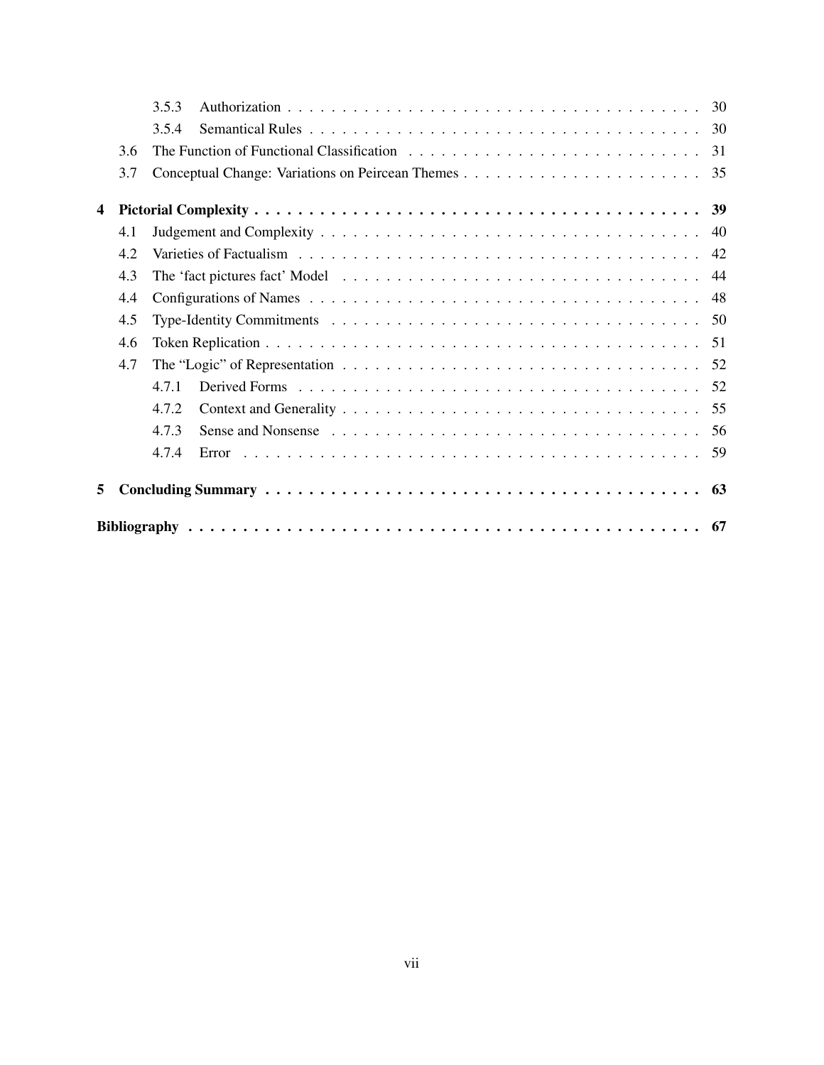- 3.5.3 Authorization . . . . . . . . . . 30
- 3.5.4 Semantical Rules . . . . . . . . . . 30
- 3.6 The Function of Functional Classification . . . . . . . . . . 31
- 3.7 Conceptual Change: Variations on Peircean Themes . . . . . . . . . . 35

**4 Pictorial Complexity . . . . . . . . . . 39**

- 4.1 Judgement and Complexity . . . . . . . . . . 40
- 4.2 Varieties of Factualism . . . . . . . . . . 42
- 4.3 The 'fact pictures fact' Model . . . . . . . . . . 44
- 4.4 Configurations of Names . . . . . . . . . . 48
- 4.5 Type-Identity Commitments . . . . . . . . . . 50
- 4.6 Token Replication . . . . . . . . . . 51
- 4.7 The "Logic" of Representation . . . . . . . . . . 52
  - 4.7.1 Derived Forms . . . . . . . . . . 52
  - 4.7.2 Context and Generality . . . . . . . . . . 55
  - 4.7.3 Sense and Nonsense . . . . . . . . . . 56
  - 4.7.4 Error . . . . . . . . . . 59

**5 Concluding Summary . . . . . . . . . . 63**

**Bibliography . . . . . . . . . . 67**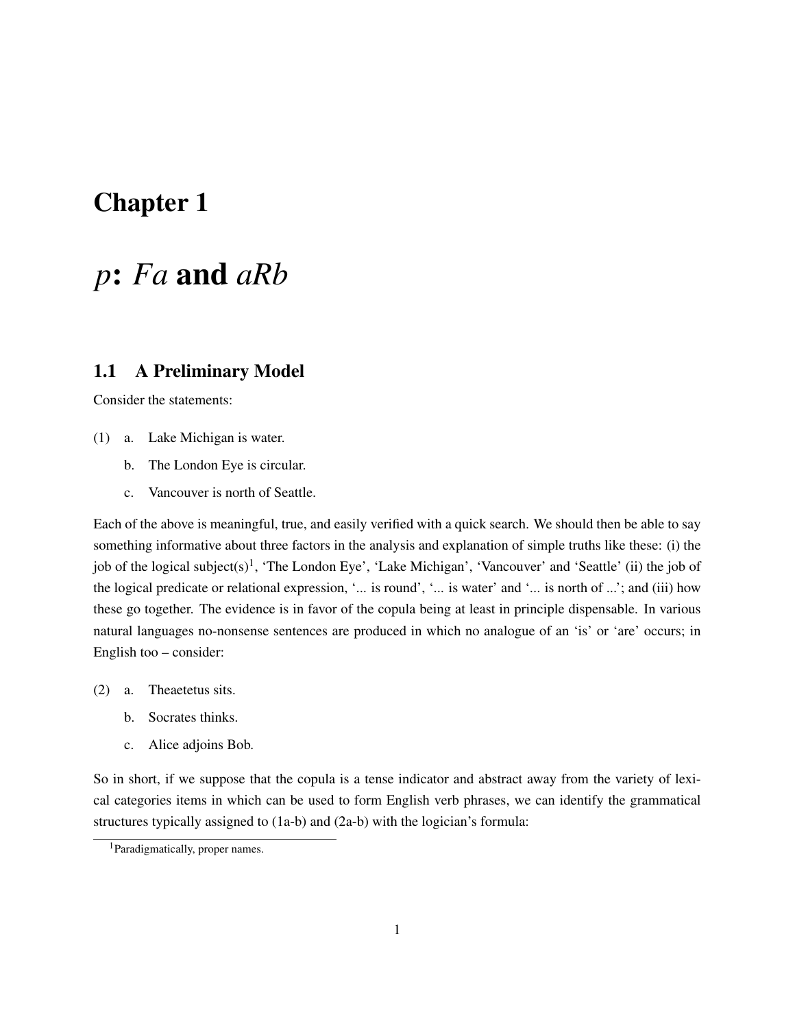# Chapter 1

# *p*: *Fa* and *aRb*

## 1.1 A Preliminary Model

Consider the statements:

(1) a. Lake Michigan is water.

b. The London Eye is circular.

c. Vancouver is north of Seattle.

Each of the above is meaningful, true, and easily verified with a quick search. We should then be able to say something informative about three factors in the analysis and explanation of simple truths like these: (i) the job of the logical subject(s)[1], 'The London Eye', 'Lake Michigan', 'Vancouver' and 'Seattle' (ii) the job of the logical predicate or relational expression, '... is round', '... is water' and '... is north of ...'; and (iii) how these go together. The evidence is in favor of the copula being at least in principle dispensable. In various natural languages no-nonsense sentences are produced in which no analogue of an 'is' or 'are' occurs; in English too – consider:

(2) a. Theaetetus sits.

b. Socrates thinks.

c. Alice adjoins Bob.

So in short, if we suppose that the copula is a tense indicator and abstract away from the variety of lexical categories items in which can be used to form English verb phrases, we can identify the grammatical structures typically assigned to (1a-b) and (2a-b) with the logician's formula:

[1] Paradigmatically, proper names.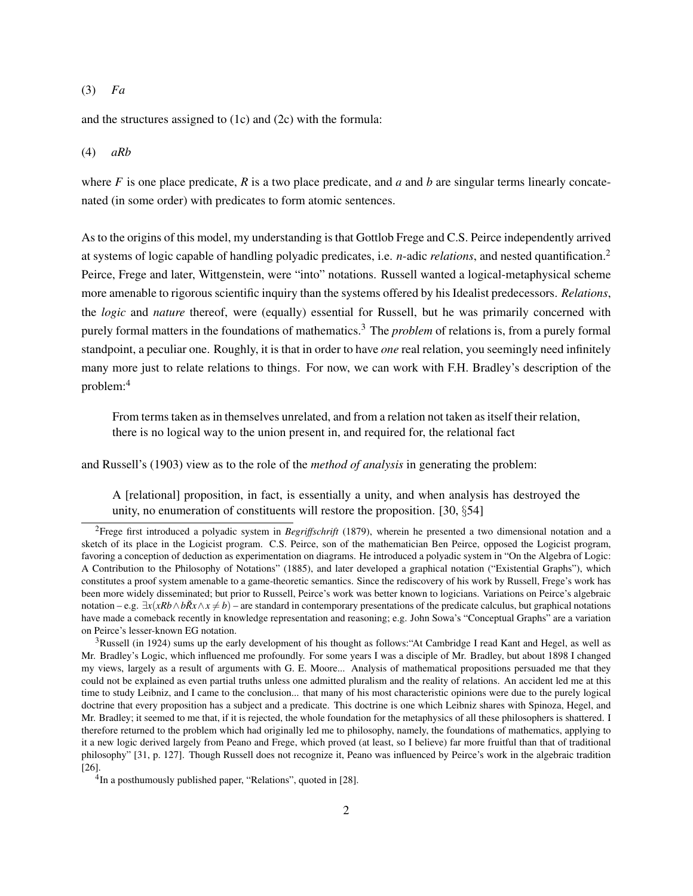(3) *Fa*

and the structures assigned to (1c) and (2c) with the formula:

(4) *aRb*

where *F* is one place predicate, *R* is a two place predicate, and *a* and *b* are singular terms linearly concatenated (in some order) with predicates to form atomic sentences.

As to the origins of this model, my understanding is that Gottlob Frege and C.S. Peirce independently arrived at systems of logic capable of handling polyadic predicates, i.e. *n*-adic *relations*, and nested quantification.[2] Peirce, Frege and later, Wittgenstein, were "into" notations. Russell wanted a logical-metaphysical scheme more amenable to rigorous scientific inquiry than the systems offered by his Idealist predecessors. *Relations*, the *logic* and *nature* thereof, were (equally) essential for Russell, but he was primarily concerned with purely formal matters in the foundations of mathematics.[3] The *problem* of relations is, from a purely formal standpoint, a peculiar one. Roughly, it is that in order to have *one* real relation, you seemingly need infinitely many more just to relate relations to things. For now, we can work with F.H. Bradley's description of the problem:[4]

> From terms taken as in themselves unrelated, and from a relation not taken as itself their relation, there is no logical way to the union present in, and required for, the relational fact

and Russell's (1903) view as to the role of the *method of analysis* in generating the problem:

> A [relational] proposition, in fact, is essentially a unity, and when analysis has destroyed the unity, no enumeration of constituents will restore the proposition. [30, §54]

---

[2] Frege first introduced a polyadic system in *Begriffschrift* (1879), wherein he presented a two dimensional notation and a sketch of its place in the Logicist program. C.S. Peirce, son of the mathematician Ben Peirce, opposed the Logicist program, favoring a conception of deduction as experimentation on diagrams. He introduced a polyadic system in "On the Algebra of Logic: A Contribution to the Philosophy of Notations" (1885), and later developed a graphical notation ("Existential Graphs"), which constitutes a proof system amenable to a game-theoretic semantics. Since the rediscovery of his work by Russell, Frege's work has been more widely disseminated; but prior to Russell, Peirce's work was better known to logicians. Variations on Peirce's algebraic notation – e.g. $\exists x(xRb \wedge b\breve{R}x \wedge x \neq b)$ – are standard in contemporary presentations of the predicate calculus, but graphical notations have made a comeback recently in knowledge representation and reasoning; e.g. John Sowa's "Conceptual Graphs" are a variation on Peirce's lesser-known EG notation.

[3] Russell (in 1924) sums up the early development of his thought as follows:"At Cambridge I read Kant and Hegel, as well as Mr. Bradley's Logic, which influenced me profoundly. For some years I was a disciple of Mr. Bradley, but about 1898 I changed my views, largely as a result of arguments with G. E. Moore... Analysis of mathematical propositions persuaded me that they could not be explained as even partial truths unless one admitted pluralism and the reality of relations. An accident led me at this time to study Leibniz, and I came to the conclusion... that many of his most characteristic opinions were due to the purely logical doctrine that every proposition has a subject and a predicate. This doctrine is one which Leibniz shares with Spinoza, Hegel, and Mr. Bradley; it seemed to me that, if it is rejected, the whole foundation for the metaphysics of all these philosophers is shattered. I therefore returned to the problem which had originally led me to philosophy, namely, the foundations of mathematics, applying to it a new logic derived largely from Peano and Frege, which proved (at least, so I believe) far more fruitful than that of traditional philosophy" [31, p. 127]. Though Russell does not recognize it, Peano was influenced by Peirce's work in the algebraic tradition [26].

[4] In a posthumously published paper, "Relations", quoted in [28].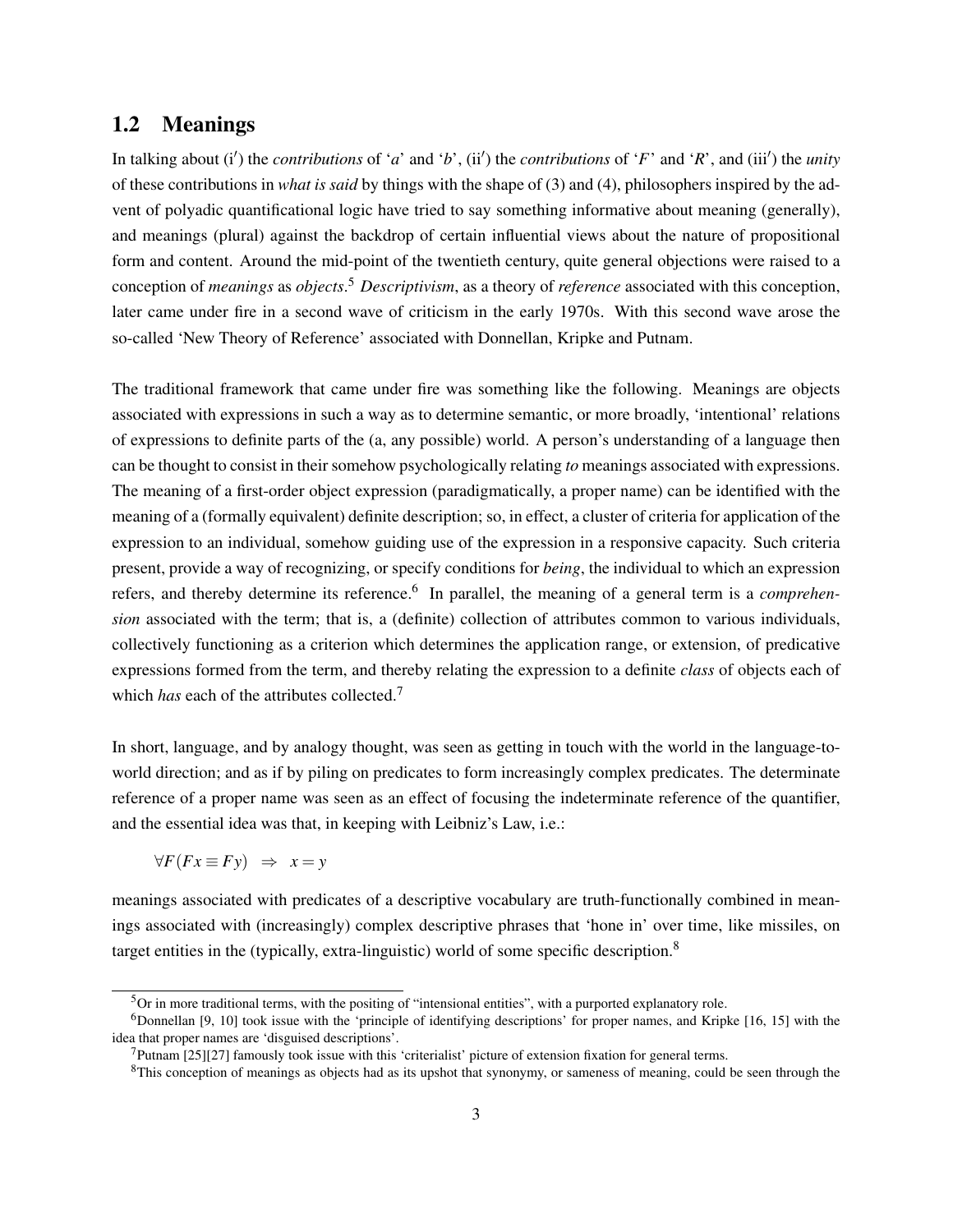## 1.2 Meanings

In talking about (i′) the *contributions* of '*a*' and '*b*', (ii′) the *contributions* of '*F*' and '*R*', and (iii′) the *unity* of these contributions in *what is said* by things with the shape of (3) and (4), philosophers inspired by the advent of polyadic quantificational logic have tried to say something informative about meaning (generally), and meanings (plural) against the backdrop of certain influential views about the nature of propositional form and content. Around the mid-point of the twentieth century, quite general objections were raised to a conception of *meanings* as *objects*.[5] *Descriptivism*, as a theory of *reference* associated with this conception, later came under fire in a second wave of criticism in the early 1970s. With this second wave arose the so-called 'New Theory of Reference' associated with Donnellan, Kripke and Putnam.

The traditional framework that came under fire was something like the following. Meanings are objects associated with expressions in such a way as to determine semantic, or more broadly, 'intentional' relations of expressions to definite parts of the (a, any possible) world. A person's understanding of a language then can be thought to consist in their somehow psychologically relating *to* meanings associated with expressions. The meaning of a first-order object expression (paradigmatically, a proper name) can be identified with the meaning of a (formally equivalent) definite description; so, in effect, a cluster of criteria for application of the expression to an individual, somehow guiding use of the expression in a responsive capacity. Such criteria present, provide a way of recognizing, or specify conditions for *being*, the individual to which an expression refers, and thereby determine its reference.[6] In parallel, the meaning of a general term is a *comprehension* associated with the term; that is, a (definite) collection of attributes common to various individuals, collectively functioning as a criterion which determines the application range, or extension, of predicative expressions formed from the term, and thereby relating the expression to a definite *class* of objects each of which *has* each of the attributes collected.[7]

In short, language, and by analogy thought, was seen as getting in touch with the world in the language-to-world direction; and as if by piling on predicates to form increasingly complex predicates. The determinate reference of a proper name was seen as an effect of focusing the indeterminate reference of the quantifier, and the essential idea was that, in keeping with Leibniz's Law, i.e.:

$$\forall F(Fx \equiv Fy) \;\; \Rightarrow \;\; x = y$$

meanings associated with predicates of a descriptive vocabulary are truth-functionally combined in meanings associated with (increasingly) complex descriptive phrases that 'hone in' over time, like missiles, on target entities in the (typically, extra-linguistic) world of some specific description.[8]

---

[5] Or in more traditional terms, with the positing of "intensional entities", with a purported explanatory role.

[6] Donnellan [9, 10] took issue with the 'principle of identifying descriptions' for proper names, and Kripke [16, 15] with the idea that proper names are 'disguised descriptions'.

[7] Putnam [25][27] famously took issue with this 'criterialist' picture of extension fixation for general terms.

[8] This conception of meanings as objects had as its upshot that synonymy, or sameness of meaning, could be seen through the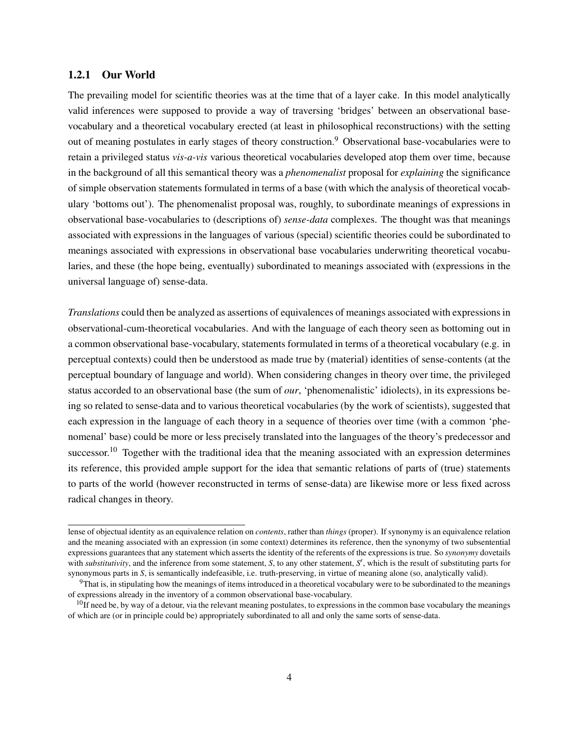### 1.2.1 Our World

The prevailing model for scientific theories was at the time that of a layer cake. In this model analytically valid inferences were supposed to provide a way of traversing 'bridges' between an observational base-vocabulary and a theoretical vocabulary erected (at least in philosophical reconstructions) with the setting out of meaning postulates in early stages of theory construction.[9] Observational base-vocabularies were to retain a privileged status *vis-a-vis* various theoretical vocabularies developed atop them over time, because in the background of all this semantical theory was a *phenomenalist* proposal for *explaining* the significance of simple observation statements formulated in terms of a base (with which the analysis of theoretical vocabulary 'bottoms out'). The phenomenalist proposal was, roughly, to subordinate meanings of expressions in observational base-vocabularies to (descriptions of) *sense-data* complexes. The thought was that meanings associated with expressions in the languages of various (special) scientific theories could be subordinated to meanings associated with expressions in observational base vocabularies underwriting theoretical vocabularies, and these (the hope being, eventually) subordinated to meanings associated with (expressions in the universal language of) sense-data.

*Translations* could then be analyzed as assertions of equivalences of meanings associated with expressions in observational-cum-theoretical vocabularies. And with the language of each theory seen as bottoming out in a common observational base-vocabulary, statements formulated in terms of a theoretical vocabulary (e.g. in perceptual contexts) could then be understood as made true by (material) identities of sense-contents (at the perceptual boundary of language and world). When considering changes in theory over time, the privileged status accorded to an observational base (the sum of *our*, 'phenomenalistic' idiolects), in its expressions being so related to sense-data and to various theoretical vocabularies (by the work of scientists), suggested that each expression in the language of each theory in a sequence of theories over time (with a common 'phenomenal' base) could be more or less precisely translated into the languages of the theory's predecessor and successor.[10] Together with the traditional idea that the meaning associated with an expression determines its reference, this provided ample support for the idea that semantic relations of parts of (true) statements to parts of the world (however reconstructed in terms of sense-data) are likewise more or less fixed across radical changes in theory.

---

lense of objectual identity as an equivalence relation on *contents*, rather than *things* (proper). If synonymy is an equivalence relation and the meaning associated with an expression (in some context) determines its reference, then the synonymy of two subsentential expressions guarantees that any statement which asserts the identity of the referents of the expressions is true. So *synonymy* dovetails with *substitutivity*, and the inference from some statement, $S$, to any other statement, $S'$, which is the result of substituting parts for synonymous parts in $S$, is semantically indefeasible, i.e. truth-preserving, in virtue of meaning alone (so, analytically valid).

[9] That is, in stipulating how the meanings of items introduced in a theoretical vocabulary were to be subordinated to the meanings of expressions already in the inventory of a common observational base-vocabulary.

[10] If need be, by way of a detour, via the relevant meaning postulates, to expressions in the common base vocabulary the meanings of which are (or in principle could be) appropriately subordinated to all and only the same sorts of sense-data.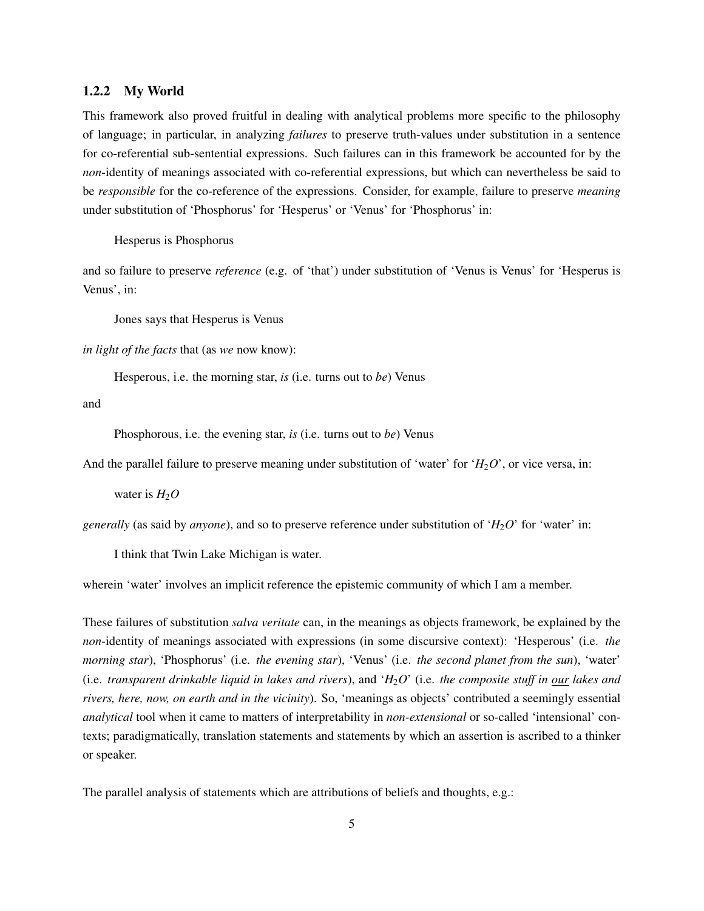### 1.2.2 My World

This framework also proved fruitful in dealing with analytical problems more specific to the philosophy of language; in particular, in analyzing *failures* to preserve truth-values under substitution in a sentence for co-referential sub-sentential expressions. Such failures can in this framework be accounted for by the *non*-identity of meanings associated with co-referential expressions, but which can nevertheless be said to be *responsible* for the co-reference of the expressions. Consider, for example, failure to preserve *meaning* under substitution of 'Phosphorus' for 'Hesperus' or 'Venus' for 'Phosphorus' in:

> Hesperus is Phosphorus

and so failure to preserve *reference* (e.g. of 'that') under substitution of 'Venus is Venus' for 'Hesperus is Venus', in:

> Jones says that Hesperus is Venus

*in light of the facts* that (as *we* now know):

> Hesperous, i.e. the morning star, *is* (i.e. turns out to *be*) Venus

and

> Phosphorous, i.e. the evening star, *is* (i.e. turns out to *be*) Venus

And the parallel failure to preserve meaning under substitution of 'water' for '$H_2O$', or vice versa, in:

> water is $H_2O$

*generally* (as said by *anyone*), and so to preserve reference under substitution of '$H_2O$' for 'water' in:

> I think that Twin Lake Michigan is water.

wherein 'water' involves an implicit reference the epistemic community of which I am a member.

These failures of substitution *salva veritate* can, in the meanings as objects framework, be explained by the *non*-identity of meanings associated with expressions (in some discursive context): 'Hesperous' (i.e. *the morning star*), 'Phosphorus' (i.e. *the evening star*), 'Venus' (i.e. *the second planet from the sun*), 'water' (i.e. *transparent drinkable liquid in lakes and rivers*), and '$H_2O$' (i.e. *the composite stuff in <u>our</u> lakes and rivers, here, now, on earth and in the vicinity*). So, 'meanings as objects' contributed a seemingly essential *analytical* tool when it came to matters of interpretability in *non-extensional* or so-called 'intensional' contexts; paradigmatically, translation statements and statements by which an assertion is ascribed to a thinker or speaker.

The parallel analysis of statements which are attributions of beliefs and thoughts, e.g.: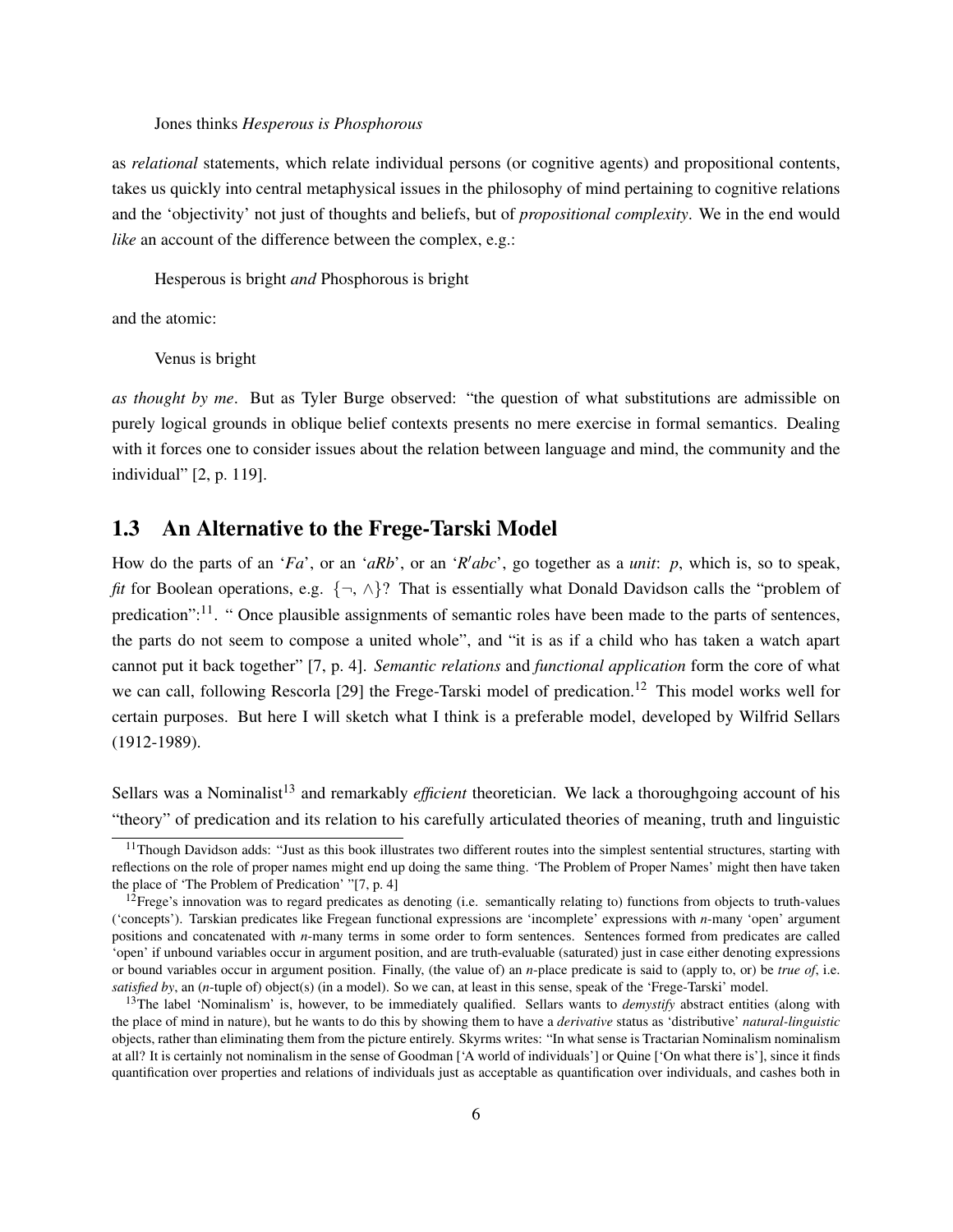Jones thinks *Hesperous is Phosphorous*

as *relational* statements, which relate individual persons (or cognitive agents) and propositional contents, takes us quickly into central metaphysical issues in the philosophy of mind pertaining to cognitive relations and the 'objectivity' not just of thoughts and beliefs, but of *propositional complexity*. We in the end would *like* an account of the difference between the complex, e.g.:

Hesperous is bright *and* Phosphorous is bright

and the atomic:

Venus is bright

*as thought by me*. But as Tyler Burge observed: "the question of what substitutions are admissible on purely logical grounds in oblique belief contexts presents no mere exercise in formal semantics. Dealing with it forces one to consider issues about the relation between language and mind, the community and the individual" [2, p. 119].

## 1.3 An Alternative to the Frege-Tarski Model

How do the parts of an '$Fa$', or an '$aRb$', or an '$R'abc$', go together as a *unit*: $p$, which is, so to speak, *fit* for Boolean operations, e.g. $\{\neg, \wedge\}$? That is essentially what Donald Davidson calls the "problem of predication":[11]. " Once plausible assignments of semantic roles have been made to the parts of sentences, the parts do not seem to compose a united whole", and "it is as if a child who has taken a watch apart cannot put it back together" [7, p. 4]. *Semantic relations* and *functional application* form the core of what we can call, following Rescorla [29] the Frege-Tarski model of predication.[12] This model works well for certain purposes. But here I will sketch what I think is a preferable model, developed by Wilfrid Sellars (1912-1989).

Sellars was a Nominalist[13] and remarkably *efficient* theoretician. We lack a thoroughgoing account of his "theory" of predication and its relation to his carefully articulated theories of meaning, truth and linguistic

---

[11] Though Davidson adds: "Just as this book illustrates two different routes into the simplest sentential structures, starting with reflections on the role of proper names might end up doing the same thing. 'The Problem of Proper Names' might then have taken the place of 'The Problem of Predication' "[7, p. 4]

[12] Frege's innovation was to regard predicates as denoting (i.e. semantically relating to) functions from objects to truth-values ('concepts'). Tarskian predicates like Fregean functional expressions are 'incomplete' expressions with $n$-many 'open' argument positions and concatenated with $n$-many terms in some order to form sentences. Sentences formed from predicates are called 'open' if unbound variables occur in argument position, and are truth-evaluable (saturated) just in case either denoting expressions or bound variables occur in argument position. Finally, (the value of) an $n$-place predicate is said to (apply to, or) be *true of*, i.e. *satisfied by*, an ($n$-tuple of) object(s) (in a model). So we can, at least in this sense, speak of the 'Frege-Tarski' model.

[13] The label 'Nominalism' is, however, to be immediately qualified. Sellars wants to *demystify* abstract entities (along with the place of mind in nature), but he wants to do this by showing them to have a *derivative* status as 'distributive' *natural-linguistic* objects, rather than eliminating them from the picture entirely. Skyrms writes: "In what sense is Tractarian Nominalism nominalism at all? It is certainly not nominalism in the sense of Goodman ['A world of individuals'] or Quine ['On what there is'], since it finds quantification over properties and relations of individuals just as acceptable as quantification over individuals, and cashes both in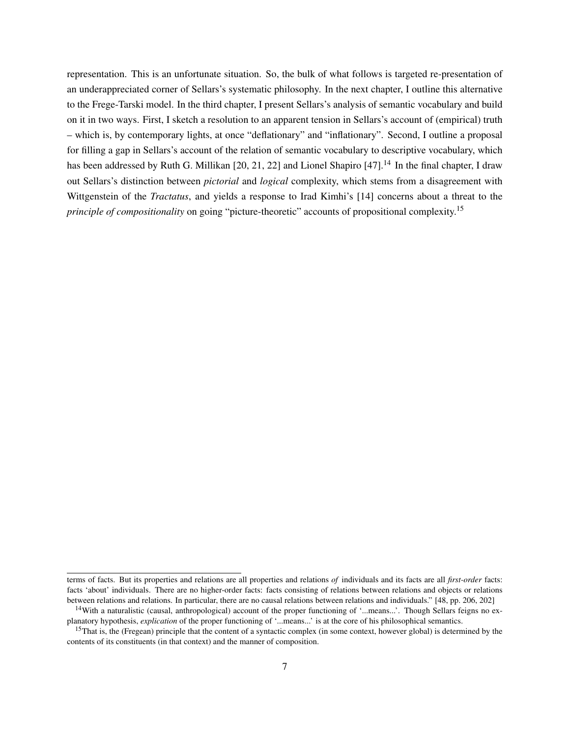representation. This is an unfortunate situation. So, the bulk of what follows is targeted re-presentation of an underappreciated corner of Sellars's systematic philosophy. In the next chapter, I outline this alternative to the Frege-Tarski model. In the third chapter, I present Sellars's analysis of semantic vocabulary and build on it in two ways. First, I sketch a resolution to an apparent tension in Sellars's account of (empirical) truth – which is, by contemporary lights, at once "deflationary" and "inflationary". Second, I outline a proposal for filling a gap in Sellars's account of the relation of semantic vocabulary to descriptive vocabulary, which has been addressed by Ruth G. Millikan [20, 21, 22] and Lionel Shapiro [47].[14] In the final chapter, I draw out Sellars's distinction between *pictorial* and *logical* complexity, which stems from a disagreement with Wittgenstein of the *Tractatus*, and yields a response to Irad Kimhi's [14] concerns about a threat to the *principle of compositionality* on going "picture-theoretic" accounts of propositional complexity.[15]

---

terms of facts. But its properties and relations are all properties and relations *of* individuals and its facts are all *first-order* facts: facts 'about' individuals. There are no higher-order facts: facts consisting of relations between relations and objects or relations between relations and relations. In particular, there are no causal relations between relations and individuals." [48, pp. 206, 202]

[14] With a naturalistic (causal, anthropological) account of the proper functioning of '...means...'. Though Sellars feigns no explanatory hypothesis, *explication* of the proper functioning of '...means...' is at the core of his philosophical semantics.

[15] That is, the (Fregean) principle that the content of a syntactic complex (in some context, however global) is determined by the contents of its constituents (in that context) and the manner of composition.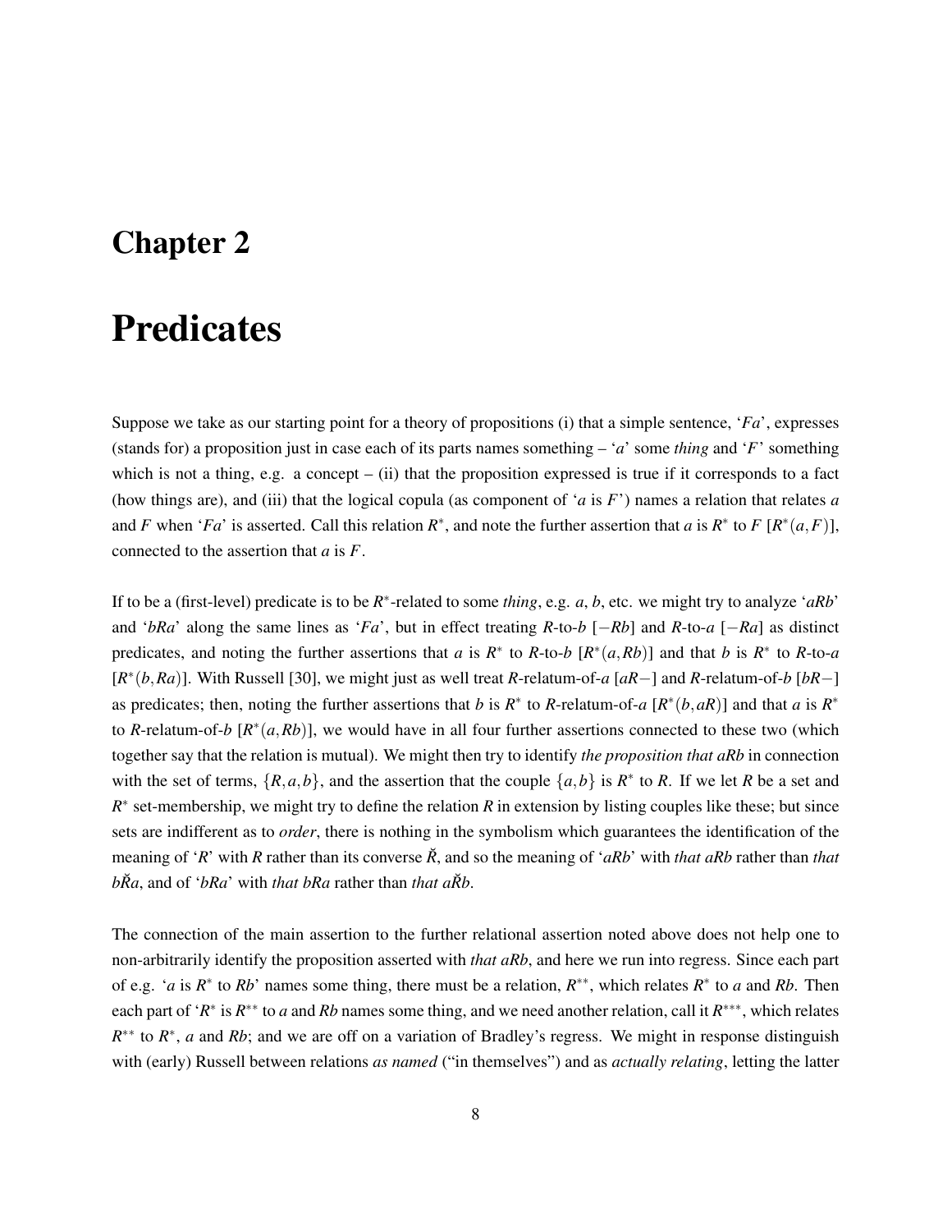# Chapter 2

# Predicates

Suppose we take as our starting point for a theory of propositions (i) that a simple sentence, '$Fa$', expresses (stands for) a proposition just in case each of its parts names something – '$a$' some *thing* and '$F$' something which is not a thing, e.g. a concept – (ii) that the proposition expressed is true if it corresponds to a fact (how things are), and (iii) that the logical copula (as component of '$a$ is $F$') names a relation that relates $a$ and $F$ when '$Fa$' is asserted. Call this relation $R^*$, and note the further assertion that $a$ is $R^*$ to $F$ [$R^*(a,F)$], connected to the assertion that $a$ is $F$.

If to be a (first-level) predicate is to be $R^*$-related to some *thing*, e.g. $a$, $b$, etc. we might try to analyze '$aRb$' and '$bRa$' along the same lines as '$Fa$', but in effect treating $R$-to-$b$ [$-Rb$] and $R$-to-$a$ [$-Ra$] as distinct predicates, and noting the further assertions that $a$ is $R^*$ to $R$-to-$b$ [$R^*(a,Rb)$] and that $b$ is $R^*$ to $R$-to-$a$ [$R^*(b,Ra)$]. With Russell [30], we might just as well treat $R$-relatum-of-$a$ [$aR-$] and $R$-relatum-of-$b$ [$bR-$] as predicates; then, noting the further assertions that $b$ is $R^*$ to $R$-relatum-of-$a$ [$R^*(b,aR)$] and that $a$ is $R^*$ to $R$-relatum-of-$b$ [$R^*(a,Rb)$], we would have in all four further assertions connected to these two (which together say that the relation is mutual). We might then try to identify *the proposition that aRb* in connection with the set of terms, $\{R,a,b\}$, and the assertion that the couple $\{a,b\}$ is $R^*$ to $R$. If we let $R$ be a set and $R^*$ set-membership, we might try to define the relation $R$ in extension by listing couples like these; but since sets are indifferent as to *order*, there is nothing in the symbolism which guarantees the identification of the meaning of '$R$' with $R$ rather than its converse $\breve{R}$, and so the meaning of '$aRb$' with *that aRb* rather than *that* $b\breve{R}a$, and of '$bRa$' with *that bRa* rather than *that* $a\breve{R}b$.

The connection of the main assertion to the further relational assertion noted above does not help one to non-arbitrarily identify the proposition asserted with *that aRb*, and here we run into regress. Since each part of e.g. '$a$ is $R^*$ to $Rb$' names some thing, there must be a relation, $R^{**}$, which relates $R^*$ to $a$ and $Rb$. Then each part of '$R^*$ is $R^{**}$ to $a$ and $Rb$ names some thing, and we need another relation, call it $R^{***}$, which relates $R^{**}$ to $R^*$, $a$ and $Rb$; and we are off on a variation of Bradley's regress. We might in response distinguish with (early) Russell between relations *as named* ("in themselves") and as *actually relating*, letting the latter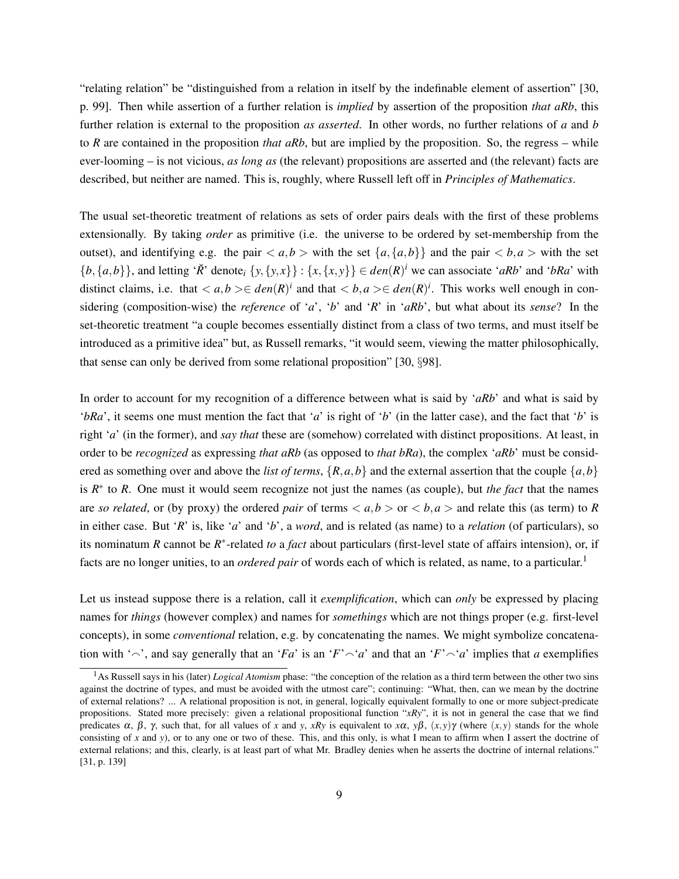"relating relation" be "distinguished from a relation in itself by the indefinable element of assertion" [30, p. 99]. Then while assertion of a further relation is *implied* by assertion of the proposition *that aRb*, this further relation is external to the proposition *as asserted*. In other words, no further relations of *a* and *b* to *R* are contained in the proposition *that aRb*, but are implied by the proposition. So, the regress – while ever-looming – is not vicious, *as long as* (the relevant) propositions are asserted and (the relevant) facts are described, but neither are named. This is, roughly, where Russell left off in *Principles of Mathematics*.

The usual set-theoretic treatment of relations as sets of order pairs deals with the first of these problems extensionally. By taking *order* as primitive (i.e. the universe to be ordered by set-membership from the outset), and identifying e.g. the pair $< a,b >$ with the set $\{a,\{a,b\}\}$ and the pair $< b,a >$ with the set $\{b,\{a,b\}\}$, and letting '$\breve{R}$' denote$_i$ $\{y,\{y,x\}\} : \{x,\{x,y\}\} \in den(R)^i$ we can associate '*aRb*' and '*bRa*' with distinct claims, i.e. that $< a,b > \in den(R)^i$ and that $< b,a > \in den(R)^i$. This works well enough in considering (composition-wise) the *reference* of '*a*', '*b*' and '*R*' in '*aRb*', but what about its *sense*? In the set-theoretic treatment "a couple becomes essentially distinct from a class of two terms, and must itself be introduced as a primitive idea" but, as Russell remarks, "it would seem, viewing the matter philosophically, that sense can only be derived from some relational proposition" [30, §98].

In order to account for my recognition of a difference between what is said by '*aRb*' and what is said by '*bRa*', it seems one must mention the fact that '*a*' is right of '*b*' (in the latter case), and the fact that '*b*' is right '*a*' (in the former), and *say that* these are (somehow) correlated with distinct propositions. At least, in order to be *recognized* as expressing *that aRb* (as opposed to *that bRa*), the complex '*aRb*' must be considered as something over and above the *list of terms*, $\{R,a,b\}$ and the external assertion that the couple $\{a,b\}$ is $R^*$ to *R*. One must it would seem recognize not just the names (as couple), but *the fact* that the names are *so related*, or (by proxy) the ordered *pair* of terms $< a,b >$ or $< b,a >$ and relate this (as term) to *R* in either case. But '*R*' is, like '*a*' and '*b*', a *word*, and is related (as name) to a *relation* (of particulars), so its nominatum *R* cannot be $R^*$-related *to* a *fact* about particulars (first-level state of affairs intension), or, if facts are no longer unities, to an *ordered pair* of words each of which is related, as name, to a particular.[1]

Let us instead suppose there is a relation, call it *exemplification*, which can *only* be expressed by placing names for *things* (however complex) and names for *somethings* which are not things proper (e.g. first-level concepts), in some *conventional* relation, e.g. by concatenating the names. We might symbolize concatenation with '$\frown$', and say generally that an '*Fa*' is an '*F*'$\frown$'*a*' and that an '*F*'$\frown$'*a*' implies that *a* exemplifies

[1] As Russell says in his (later) *Logical Atomism* phase: "the conception of the relation as a third term between the other two sins against the doctrine of types, and must be avoided with the utmost care"; continuing: "What, then, can we mean by the doctrine of external relations? ... A relational proposition is not, in general, logically equivalent formally to one or more subject-predicate propositions. Stated more precisely: given a relational propositional function "*xRy*", it is not in general the case that we find predicates $\alpha$, $\beta$, $\gamma$, such that, for all values of *x* and *y*, *xRy* is equivalent to $x\alpha$, $y\beta$, $(x,y)\gamma$ (where $(x,y)$ stands for the whole consisting of *x* and *y*), or to any one or two of these. This, and this only, is what I mean to affirm when I assert the doctrine of external relations; and this, clearly, is at least part of what Mr. Bradley denies when he asserts the doctrine of internal relations." [31, p. 139]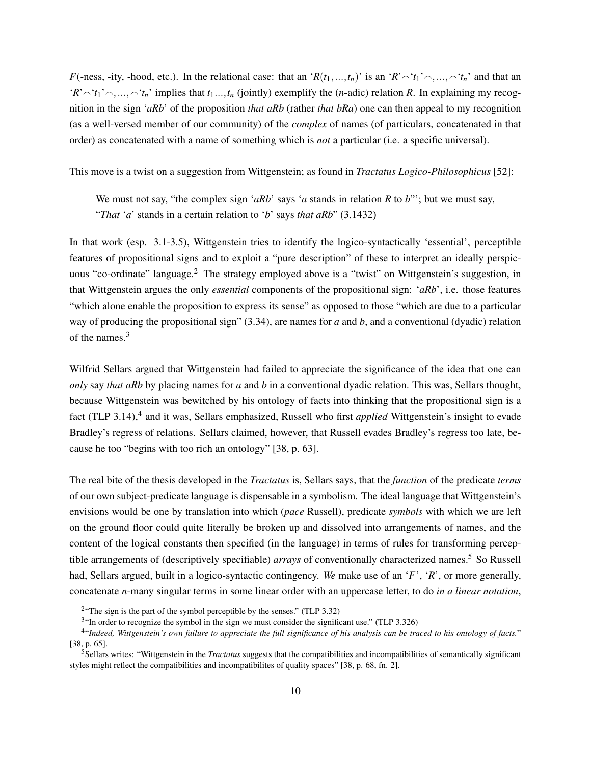$F$(-ness, -ity, -hood, etc.). In the relational case: that an '$R(t_1,...,t_n)$' is an '$R$'$\frown$'$t_1$'$\frown,...,\frown$'$t_n$' and that an '$R$'$\frown$'$t_1$'$\frown,...,\frown$'$t_n$' implies that $t_1...,t_n$ (jointly) exemplify the ($n$-adic) relation $R$. In explaining my recognition in the sign '*aRb*' of the proposition *that aRb* (rather *that bRa*) one can then appeal to my recognition (as a well-versed member of our community) of the *complex* of names (of particulars, concatenated in that order) as concatenated with a name of something which is *not* a particular (i.e. a specific universal).

This move is a twist on a suggestion from Wittgenstein; as found in *Tractatus Logico-Philosophicus* [52]:

> We must not say, "the complex sign '*aRb*' says '*a* stands in relation *R* to *b*"'; but we must say, "*That* '*a*' stands in a certain relation to '*b*' says *that aRb*" (3.1432)

In that work (esp. 3.1-3.5), Wittgenstein tries to identify the logico-syntactically 'essential', perceptible features of propositional signs and to exploit a "pure description" of these to interpret an ideally perspicuous "co-ordinate" language.[2] The strategy employed above is a "twist" on Wittgenstein's suggestion, in that Wittgenstein argues the only *essential* components of the propositional sign: '*aRb*', i.e. those features "which alone enable the proposition to express its sense" as opposed to those "which are due to a particular way of producing the propositional sign" (3.34), are names for *a* and *b*, and a conventional (dyadic) relation of the names.[3]

Wilfrid Sellars argued that Wittgenstein had failed to appreciate the significance of the idea that one can *only* say *that aRb* by placing names for *a* and *b* in a conventional dyadic relation. This was, Sellars thought, because Wittgenstein was bewitched by his ontology of facts into thinking that the propositional sign is a fact (TLP 3.14),[4] and it was, Sellars emphasized, Russell who first *applied* Wittgenstein's insight to evade Bradley's regress of relations. Sellars claimed, however, that Russell evades Bradley's regress too late, because he too "begins with too rich an ontology" [38, p. 63].

The real bite of the thesis developed in the *Tractatus* is, Sellars says, that the *function* of the predicate *terms* of our own subject-predicate language is dispensable in a symbolism. The ideal language that Wittgenstein's envisions would be one by translation into which (*pace* Russell), predicate *symbols* with which we are left on the ground floor could quite literally be broken up and dissolved into arrangements of names, and the content of the logical constants then specified (in the language) in terms of rules for transforming perceptible arrangements of (descriptively specifiable) *arrays* of conventionally characterized names.[5] So Russell had, Sellars argued, built in a logico-syntactic contingency. *We* make use of an '$F$', '$R$', or more generally, concatenate $n$-many singular terms in some linear order with an uppercase letter, to do *in a linear notation*,

[2] "The sign is the part of the symbol perceptible by the senses." (TLP 3.32)

[3] "In order to recognize the symbol in the sign we must consider the significant use." (TLP 3.326)

[4] "*Indeed, Wittgenstein's own failure to appreciate the full significance of his analysis can be traced to his ontology of facts.*" [38, p. 65].

[5] Sellars writes: "Wittgenstein in the *Tractatus* suggests that the compatibilities and incompatibilities of semantically significant styles might reflect the compatibilities and incompatibilites of quality spaces" [38, p. 68, fn. 2].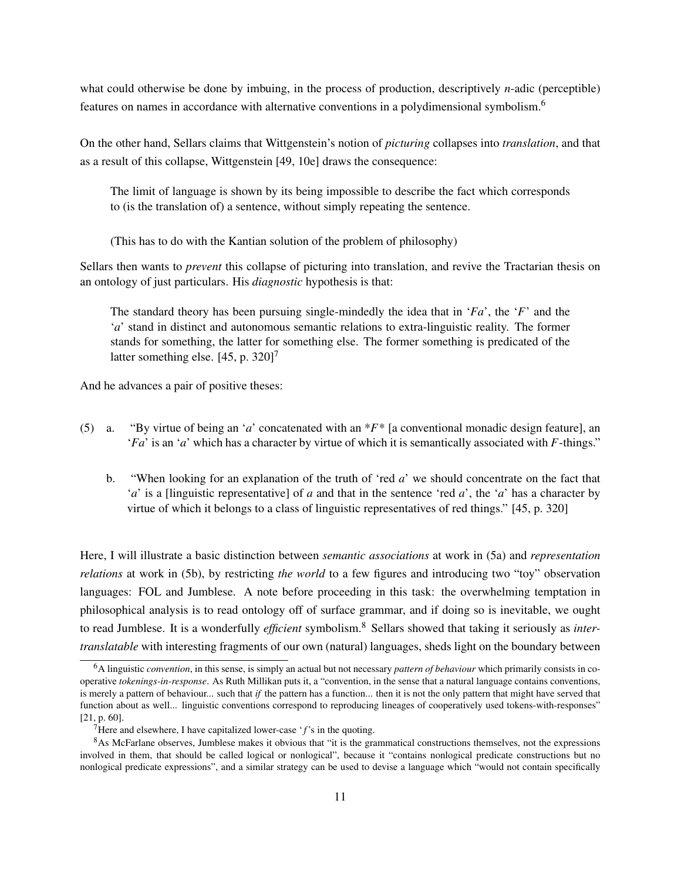what could otherwise be done by imbuing, in the process of production, descriptively *n*-adic (perceptible) features on names in accordance with alternative conventions in a polydimensional symbolism.[6]

On the other hand, Sellars claims that Wittgenstein's notion of *picturing* collapses into *translation*, and that as a result of this collapse, Wittgenstein [49, 10e] draws the consequence:

> The limit of language is shown by its being impossible to describe the fact which corresponds to (is the translation of) a sentence, without simply repeating the sentence.
>
> (This has to do with the Kantian solution of the problem of philosophy)

Sellars then wants to *prevent* this collapse of picturing into translation, and revive the Tractarian thesis on an ontology of just particulars. His *diagnostic* hypothesis is that:

> The standard theory has been pursuing single-mindedly the idea that in '*Fa*', the '*F*' and the '*a*' stand in distinct and autonomous semantic relations to extra-linguistic reality. The former stands for something, the latter for something else. The former something is predicated of the latter something else. [45, p. 320][7]

And he advances a pair of positive theses:

(5) a. "By virtue of being an '*a*' concatenated with an \**F*\* [a conventional monadic design feature], an '*Fa*' is an '*a*' which has a character by virtue of which it is semantically associated with *F*-things."

b. "When looking for an explanation of the truth of 'red *a*' we should concentrate on the fact that '*a*' is a [linguistic representative] of *a* and that in the sentence 'red *a*', the '*a*' has a character by virtue of which it belongs to a class of linguistic representatives of red things." [45, p. 320]

Here, I will illustrate a basic distinction between *semantic associations* at work in (5a) and *representation relations* at work in (5b), by restricting *the world* to a few figures and introducing two "toy" observation languages: FOL and Jumblese. A note before proceeding in this task: the overwhelming temptation in philosophical analysis is to read ontology off of surface grammar, and if doing so is inevitable, we ought to read Jumblese. It is a wonderfully *efficient* symbolism.[8] Sellars showed that taking it seriously as *inter-translatable* with interesting fragments of our own (natural) languages, sheds light on the boundary between

[6] A linguistic *convention*, in this sense, is simply an actual but not necessary *pattern of behaviour* which primarily consists in cooperative *tokenings-in-response*. As Ruth Millikan puts it, a "convention, in the sense that a natural language contains conventions, is merely a pattern of behaviour... such that *if* the pattern has a function... then it is not the only pattern that might have served that function about as well... linguistic conventions correspond to reproducing lineages of cooperatively used tokens-with-responses" [21, p. 60].

[7] Here and elsewhere, I have capitalized lower-case '*f*'s in the quoting.

[8] As McFarlane observes, Jumblese makes it obvious that "it is the grammatical constructions themselves, not the expressions involved in them, that should be called logical or nonlogical", because it "contains nonlogical predicate constructions but no nonlogical predicate expressions", and a similar strategy can be used to devise a language which "would not contain specifically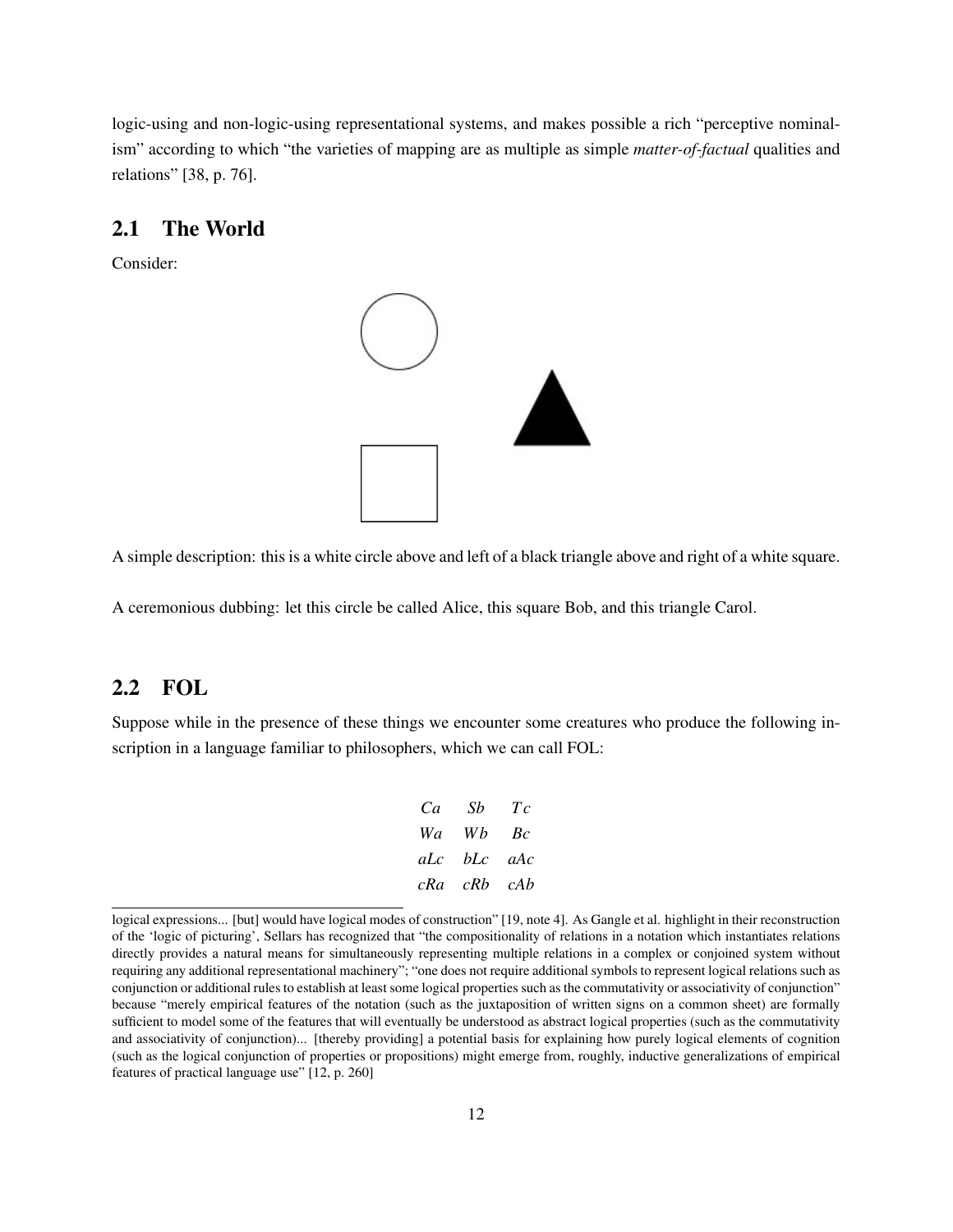logic-using and non-logic-using representational systems, and makes possible a rich "perceptive nominalism" according to which "the varieties of mapping are as multiple as simple *matter-of-factual* qualities and relations" [38, p. 76].

## 2.1 The World

Consider:

A simple description: this is a white circle above and left of a black triangle above and right of a white square.

A ceremonious dubbing: let this circle be called Alice, this square Bob, and this triangle Carol.

## 2.2 FOL

Suppose while in the presence of these things we encounter some creatures who produce the following inscription in a language familiar to philosophers, which we can call FOL:

$$
\begin{array}{ccc}
Ca & Sb & Tc \\
Wa & Wb & Bc \\
aLc & bLc & aAc \\
cRa & cRb & cAb
\end{array}
$$

---

logical expressions... [but] would have logical modes of construction" [19, note 4]. As Gangle et al. highlight in their reconstruction of the 'logic of picturing', Sellars has recognized that "the compositionality of relations in a notation which instantiates relations directly provides a natural means for simultaneously representing multiple relations in a complex or conjoined system without requiring any additional representational machinery"; "one does not require additional symbols to represent logical relations such as conjunction or additional rules to establish at least some logical properties such as the commutativity or associativity of conjunction" because "merely empirical features of the notation (such as the juxtaposition of written signs on a common sheet) are formally sufficient to model some of the features that will eventually be understood as abstract logical properties (such as the commutativity and associativity of conjunction)... [thereby providing] a potential basis for explaining how purely logical elements of cognition (such as the logical conjunction of properties or propositions) might emerge from, roughly, inductive generalizations of empirical features of practical language use" [12, p. 260]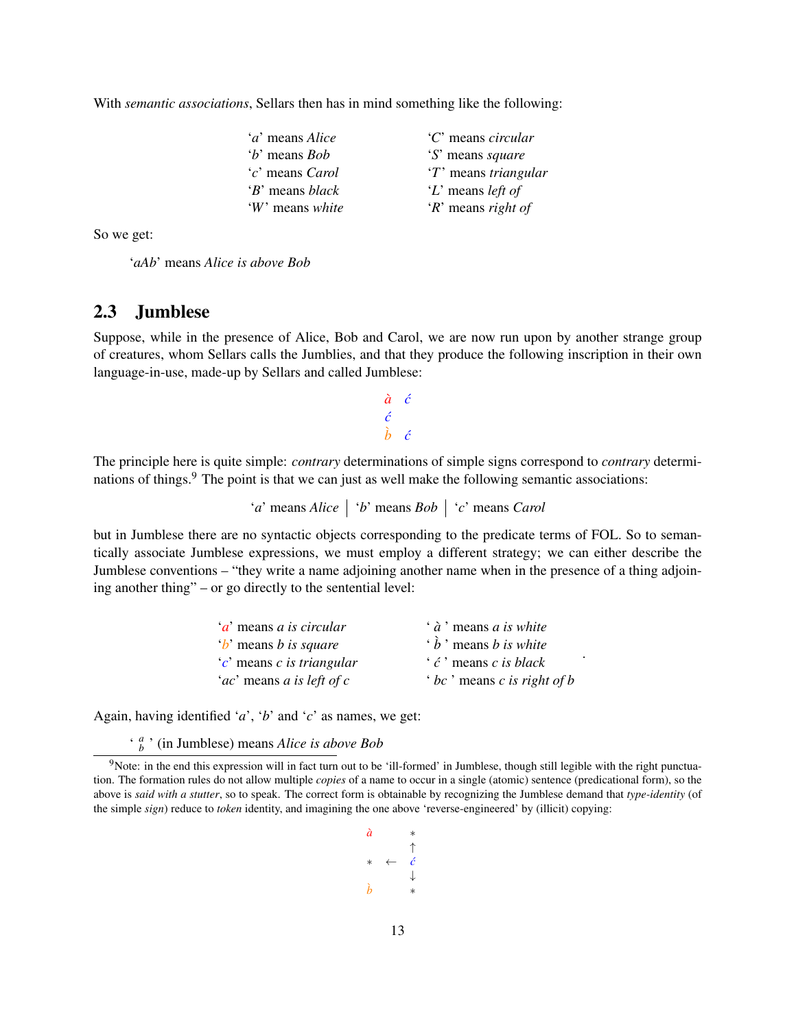With *semantic associations*, Sellars then has in mind something like the following:

| | |
|---|---|
| '*a*' means *Alice* | '*C*' means *circular* |
| '*b*' means *Bob* | '*S*' means *square* |
| '*c*' means *Carol* | '*T*' means *triangular* |
| '*B*' means *black* | '*L*' means *left of* |
| '*W*' means *white* | '*R*' means *right of* |

So we get:

'*aAb*' means *Alice is above Bob*

## 2.3 Jumblese

Suppose, while in the presence of Alice, Bob and Carol, we are now run upon by another strange group of creatures, whom Sellars calls the Jumblies, and that they produce the following inscription in their own language-in-use, made-up by Sellars and called Jumblese:

$$\begin{matrix} \grave{a} & \acute{c} \\ \acute{c} & \\ \grave{b} & \acute{c} \end{matrix}$$

The principle here is quite simple: *contrary* determinations of simple signs correspond to *contrary* determinations of things.[9] The point is that we can just as well make the following semantic associations:

'*a*' means *Alice* | '*b*' means *Bob* | '*c*' means *Carol*

but in Jumblese there are no syntactic objects corresponding to the predicate terms of FOL. So to semantically associate Jumblese expressions, we must employ a different strategy; we can either describe the Jumblese conventions – "they write a name adjoining another name when in the presence of a thing adjoining another thing" – or go directly to the sentential level:

| | |
|---|---|
| '*a*' means *a is circular* | ' $\grave{a}$ ' means *a is white* |
| '*b*' means *b is square* | ' $\grave{b}$ ' means *b is white* |
| '*c*' means *c is triangular* | ' $\acute{c}$ ' means *c is black* |
| '*ac*' means *a is left of c* | ' *bc* ' means *c is right of b* |

Again, having identified '*a*', '*b*' and '*c*' as names, we get:

' $\substack{a \\ b}$ ' (in Jumblese) means *Alice is above Bob*

[9]Note: in the end this expression will in fact turn out to be 'ill-formed' in Jumblese, though still legible with the right punctuation. The formation rules do not allow multiple *copies* of a name to occur in a single (atomic) sentence (predicational form), so the above is *said with a stutter*, so to speak. The correct form is obtainable by recognizing the Jumblese demand that *type-identity* (of the simple *sign*) reduce to *token* identity, and imagining the one above 'reverse-engineered' by (illicit) copying:

$$\begin{matrix} \grave{a} & & * \\ & & \uparrow \\ * & \leftarrow & \acute{c} \\ & & \downarrow \\ \grave{b} & & * \end{matrix}$$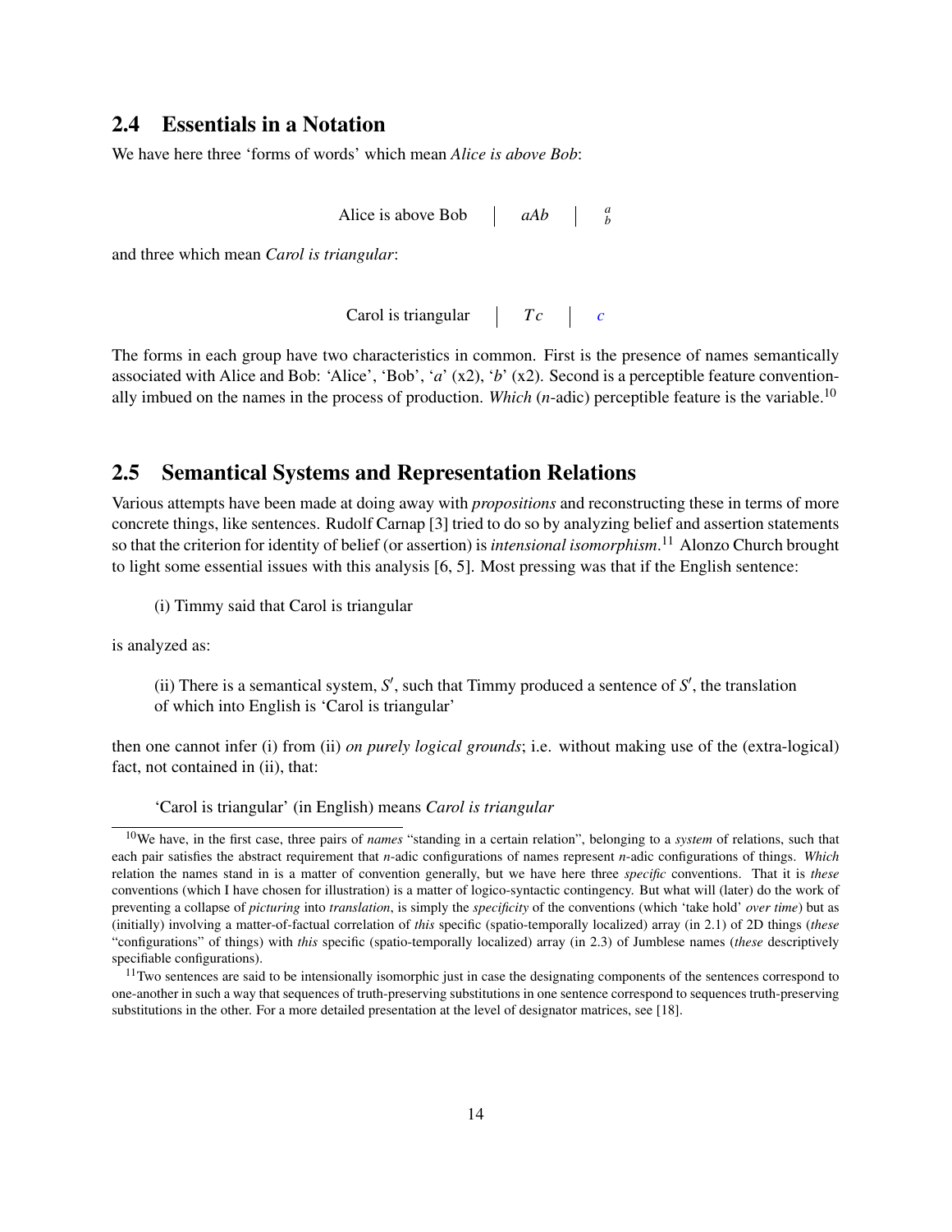## 2.4 Essentials in a Notation

We have here three 'forms of words' which mean *Alice is above Bob*:

| Alice is above Bob | *aAb* | $\substack{a \\ b}$ |
|---|---|---|

and three which mean *Carol is triangular*:

| Carol is triangular | *Tc* | *c* |
|---|---|---|

The forms in each group have two characteristics in common. First is the presence of names semantically associated with Alice and Bob: 'Alice', 'Bob', '*a*' (x2), '*b*' (x2). Second is a perceptible feature conventionally imbued on the names in the process of production. *Which* (*n*-adic) perceptible feature is the variable.[10]

## 2.5 Semantical Systems and Representation Relations

Various attempts have been made at doing away with *propositions* and reconstructing these in terms of more concrete things, like sentences. Rudolf Carnap [3] tried to do so by analyzing belief and assertion statements so that the criterion for identity of belief (or assertion) is *intensional isomorphism*.[11] Alonzo Church brought to light some essential issues with this analysis [6, 5]. Most pressing was that if the English sentence:

> (i) Timmy said that Carol is triangular

is analyzed as:

> (ii) There is a semantical system, $S'$, such that Timmy produced a sentence of $S'$, the translation of which into English is 'Carol is triangular'

then one cannot infer (i) from (ii) *on purely logical grounds*; i.e. without making use of the (extra-logical) fact, not contained in (ii), that:

> 'Carol is triangular' (in English) means *Carol is triangular*

[10] We have, in the first case, three pairs of *names* "standing in a certain relation", belonging to a *system* of relations, such that each pair satisfies the abstract requirement that *n*-adic configurations of names represent *n*-adic configurations of things. *Which* relation the names stand in is a matter of convention generally, but we have here three *specific* conventions. That it is *these* conventions (which I have chosen for illustration) is a matter of logico-syntactic contingency. But what will (later) do the work of preventing a collapse of *picturing* into *translation*, is simply the *specificity* of the conventions (which 'take hold' *over time*) but as (initially) involving a matter-of-factual correlation of *this* specific (spatio-temporally localized) array (in 2.1) of 2D things (*these* "configurations" of things) with *this* specific (spatio-temporally localized) array (in 2.3) of Jumblese names (*these* descriptively specifiable configurations).

[11] Two sentences are said to be intensionally isomorphic just in case the designating components of the sentences correspond to one-another in such a way that sequences of truth-preserving substitutions in one sentence correspond to sequences truth-preserving substitutions in the other. For a more detailed presentation at the level of designator matrices, see [18].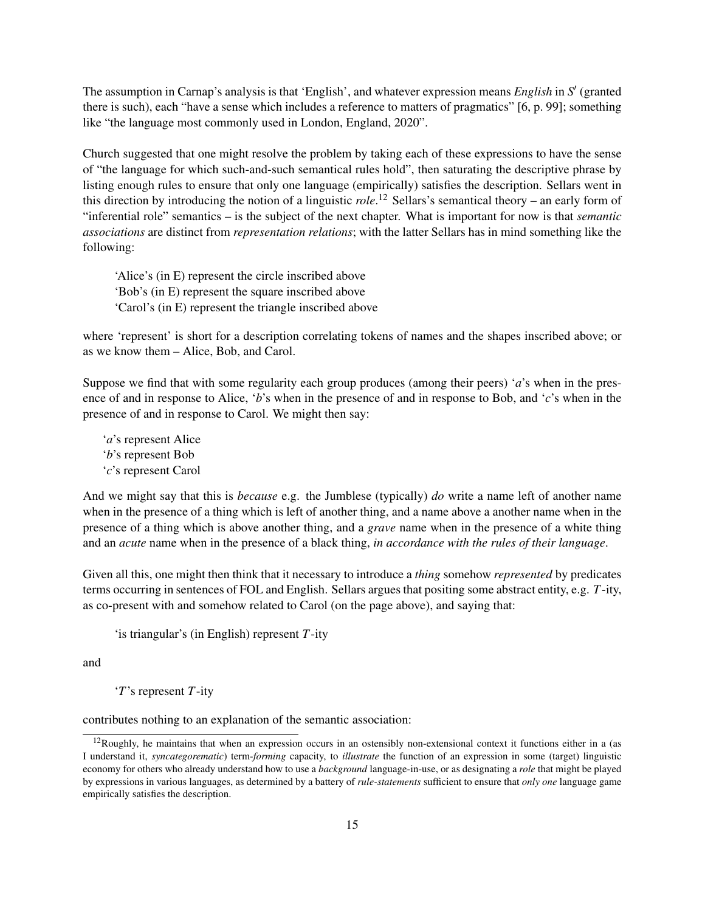The assumption in Carnap's analysis is that 'English', and whatever expression means *English* in $S'$ (granted there is such), each "have a sense which includes a reference to matters of pragmatics" [6, p. 99]; something like "the language most commonly used in London, England, 2020".

Church suggested that one might resolve the problem by taking each of these expressions to have the sense of "the language for which such-and-such semantical rules hold", then saturating the descriptive phrase by listing enough rules to ensure that only one language (empirically) satisfies the description. Sellars went in this direction by introducing the notion of a linguistic *role*.[12] Sellars's semantical theory – an early form of "inferential role" semantics – is the subject of the next chapter. What is important for now is that *semantic associations* are distinct from *representation relations*; with the latter Sellars has in mind something like the following:

> 'Alice's (in E) represent the circle inscribed above
> 'Bob's (in E) represent the square inscribed above
> 'Carol's (in E) represent the triangle inscribed above

where 'represent' is short for a description correlating tokens of names and the shapes inscribed above; or as we know them – Alice, Bob, and Carol.

Suppose we find that with some regularity each group produces (among their peers) '*a*'s when in the presence of and in response to Alice, '*b*'s when in the presence of and in response to Bob, and '*c*'s when in the presence of and in response to Carol. We might then say:

> '*a*'s represent Alice
> '*b*'s represent Bob
> '*c*'s represent Carol

And we might say that this is *because* e.g. the Jumblese (typically) *do* write a name left of another name when in the presence of a thing which is left of another thing, and a name above a another name when in the presence of a thing which is above another thing, and a *grave* name when in the presence of a white thing and an *acute* name when in the presence of a black thing, *in accordance with the rules of their language*.

Given all this, one might then think that it necessary to introduce a *thing* somehow *represented* by predicates terms occurring in sentences of FOL and English. Sellars argues that positing some abstract entity, e.g. $T$-ity, as co-present with and somehow related to Carol (on the page above), and saying that:

> 'is triangular's (in English) represent $T$-ity

and

> '$T$'s represent $T$-ity

contributes nothing to an explanation of the semantic association:

[12] Roughly, he maintains that when an expression occurs in an ostensibly non-extensional context it functions either in a (as I understand it, *syncategorematic*) term-*forming* capacity, to *illustrate* the function of an expression in some (target) linguistic economy for others who already understand how to use a *background* language-in-use, or as designating a *role* that might be played by expressions in various languages, as determined by a battery of *rule-statements* sufficient to ensure that *only one* language game empirically satisfies the description.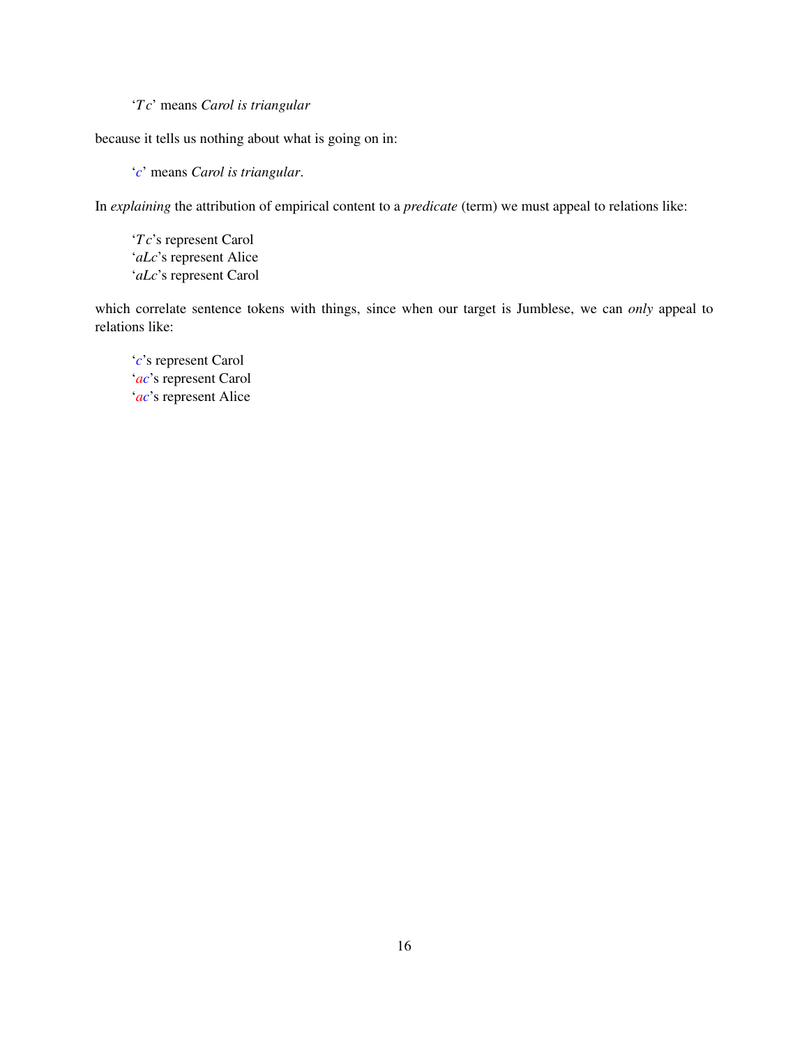'*Tc*' means *Carol is triangular*

because it tells us nothing about what is going on in:

'*c*' means *Carol is triangular*.

In *explaining* the attribution of empirical content to a *predicate* (term) we must appeal to relations like:

'*Tc*'s represent Carol
'*aLc*'s represent Alice
'*aLc*'s represent Carol

which correlate sentence tokens with things, since when our target is Jumblese, we can *only* appeal to relations like:

'*c*'s represent Carol
'*ac*'s represent Carol
'*ac*'s represent Alice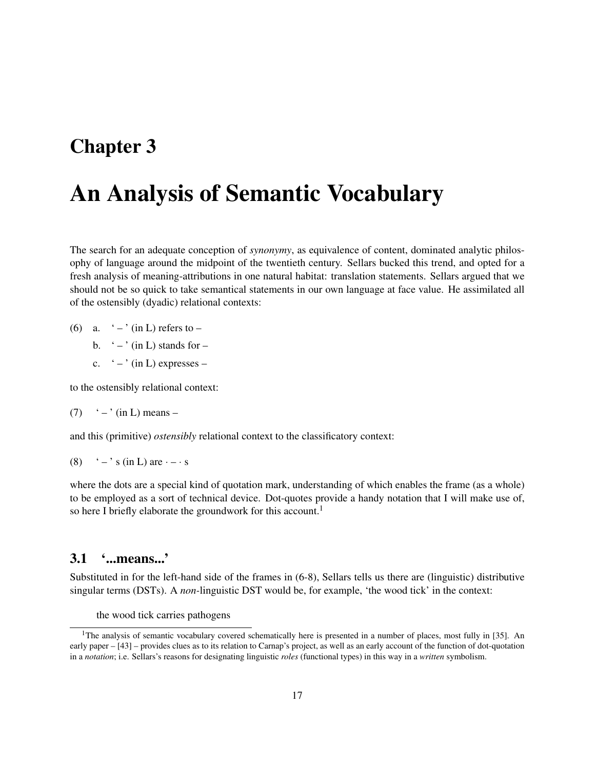# Chapter 3

# An Analysis of Semantic Vocabulary

The search for an adequate conception of *synonymy*, as equivalence of content, dominated analytic philosophy of language around the midpoint of the twentieth century. Sellars bucked this trend, and opted for a fresh analysis of meaning-attributions in one natural habitat: translation statements. Sellars argued that we should not be so quick to take semantical statements in our own language at face value. He assimilated all of the ostensibly (dyadic) relational contexts:

(6) a. ‘ – ’ (in L) refers to –

b. ‘ – ’ (in L) stands for –

c. ‘ – ’ (in L) expresses –

to the ostensibly relational context:

(7) ‘ – ’ (in L) means –

and this (primitive) *ostensibly* relational context to the classificatory context:

(8) ‘ – ’ s (in L) are · – · s

where the dots are a special kind of quotation mark, understanding of which enables the frame (as a whole) to be employed as a sort of technical device. Dot-quotes provide a handy notation that I will make use of, so here I briefly elaborate the groundwork for this account.[1]

## 3.1 ‘...means...’

Substituted in for the left-hand side of the frames in (6-8), Sellars tells us there are (linguistic) distributive singular terms (DSTs). A *non*-linguistic DST would be, for example, ‘the wood tick’ in the context:

the wood tick carries pathogens

[1]The analysis of semantic vocabulary covered schematically here is presented in a number of places, most fully in [35]. An early paper – [43] – provides clues as to its relation to Carnap’s project, as well as an early account of the function of dot-quotation in a *notation*; i.e. Sellars’s reasons for designating linguistic *roles* (functional types) in this way in a *written* symbolism.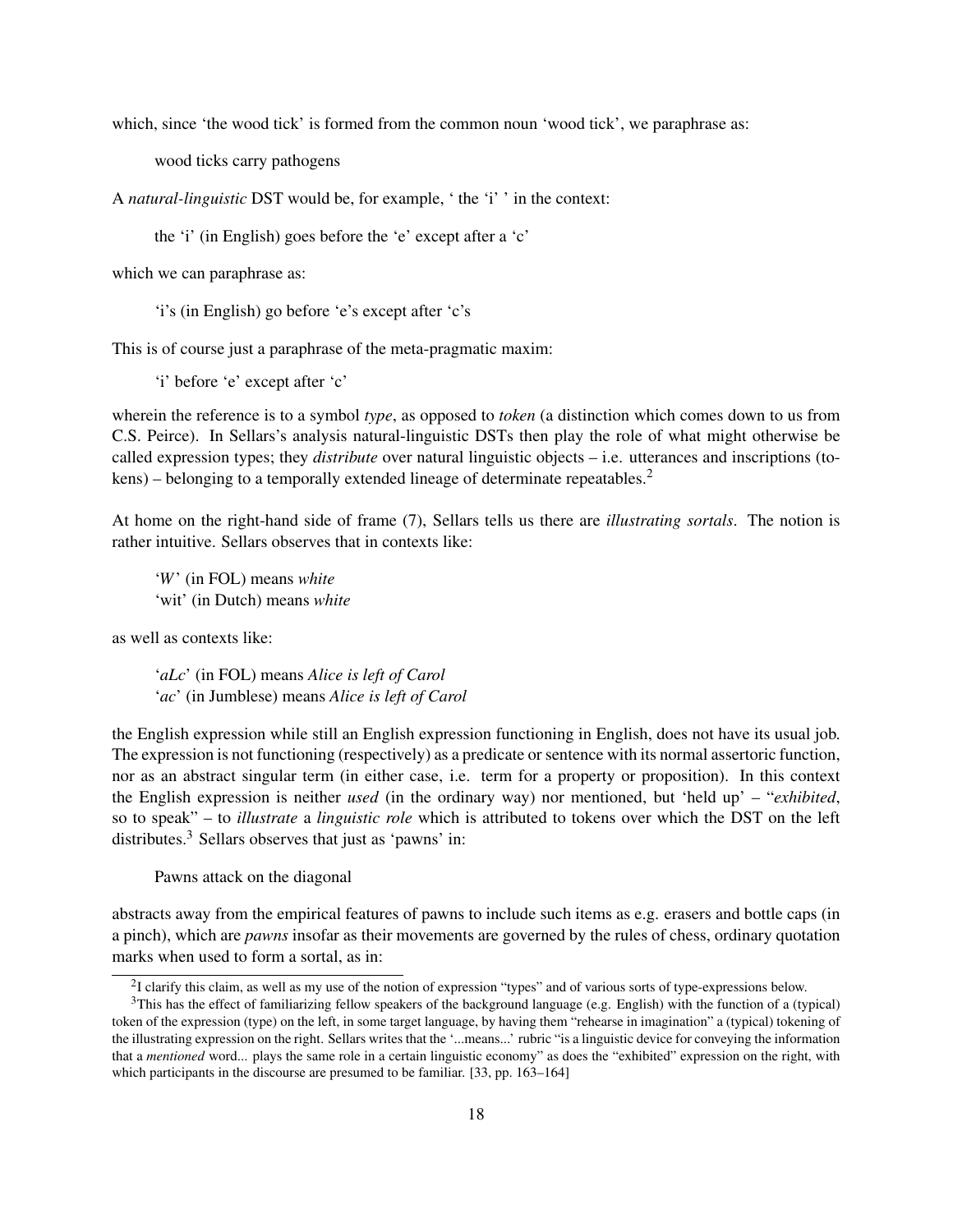which, since ‘the wood tick’ is formed from the common noun ‘wood tick’, we paraphrase as:

> wood ticks carry pathogens

A *natural-linguistic* DST would be, for example, ‘ the ‘i’ ’ in the context:

> the ‘i’ (in English) goes before the ‘e’ except after a ‘c’

which we can paraphrase as:

> ‘i’s (in English) go before ‘e’s except after ‘c’s

This is of course just a paraphrase of the meta-pragmatic maxim:

> ‘i’ before ‘e’ except after ‘c’

wherein the reference is to a symbol *type*, as opposed to *token* (a distinction which comes down to us from C.S. Peirce). In Sellars's analysis natural-linguistic DSTs then play the role of what might otherwise be called expression types; they *distribute* over natural linguistic objects – i.e. utterances and inscriptions (tokens) – belonging to a temporally extended lineage of determinate repeatables.[2]

At home on the right-hand side of frame (7), Sellars tells us there are *illustrating sortals*. The notion is rather intuitive. Sellars observes that in contexts like:

> ‘*W*’ (in FOL) means *white*
> ‘wit’ (in Dutch) means *white*

as well as contexts like:

> ‘*aLc*’ (in FOL) means *Alice is left of Carol*
> ‘*ac*’ (in Jumblese) means *Alice is left of Carol*

the English expression while still an English expression functioning in English, does not have its usual job. The expression is not functioning (respectively) as a predicate or sentence with its normal assertoric function, nor as an abstract singular term (in either case, i.e. term for a property or proposition). In this context the English expression is neither *used* (in the ordinary way) nor mentioned, but ‘held up’ – “*exhibited*, so to speak” – to *illustrate* a *linguistic role* which is attributed to tokens over which the DST on the left distributes.[3] Sellars observes that just as ‘pawns’ in:

> Pawns attack on the diagonal

abstracts away from the empirical features of pawns to include such items as e.g. erasers and bottle caps (in a pinch), which are *pawns* insofar as their movements are governed by the rules of chess, ordinary quotation marks when used to form a sortal, as in:

---

[2] I clarify this claim, as well as my use of the notion of expression “types” and of various sorts of type-expressions below.

[3] This has the effect of familiarizing fellow speakers of the background language (e.g. English) with the function of a (typical) token of the expression (type) on the left, in some target language, by having them “rehearse in imagination” a (typical) tokening of the illustrating expression on the right. Sellars writes that the ‘...means...’ rubric “is a linguistic device for conveying the information that a *mentioned* word... plays the same role in a certain linguistic economy” as does the “exhibited” expression on the right, with which participants in the discourse are presumed to be familiar. [33, pp. 163–164]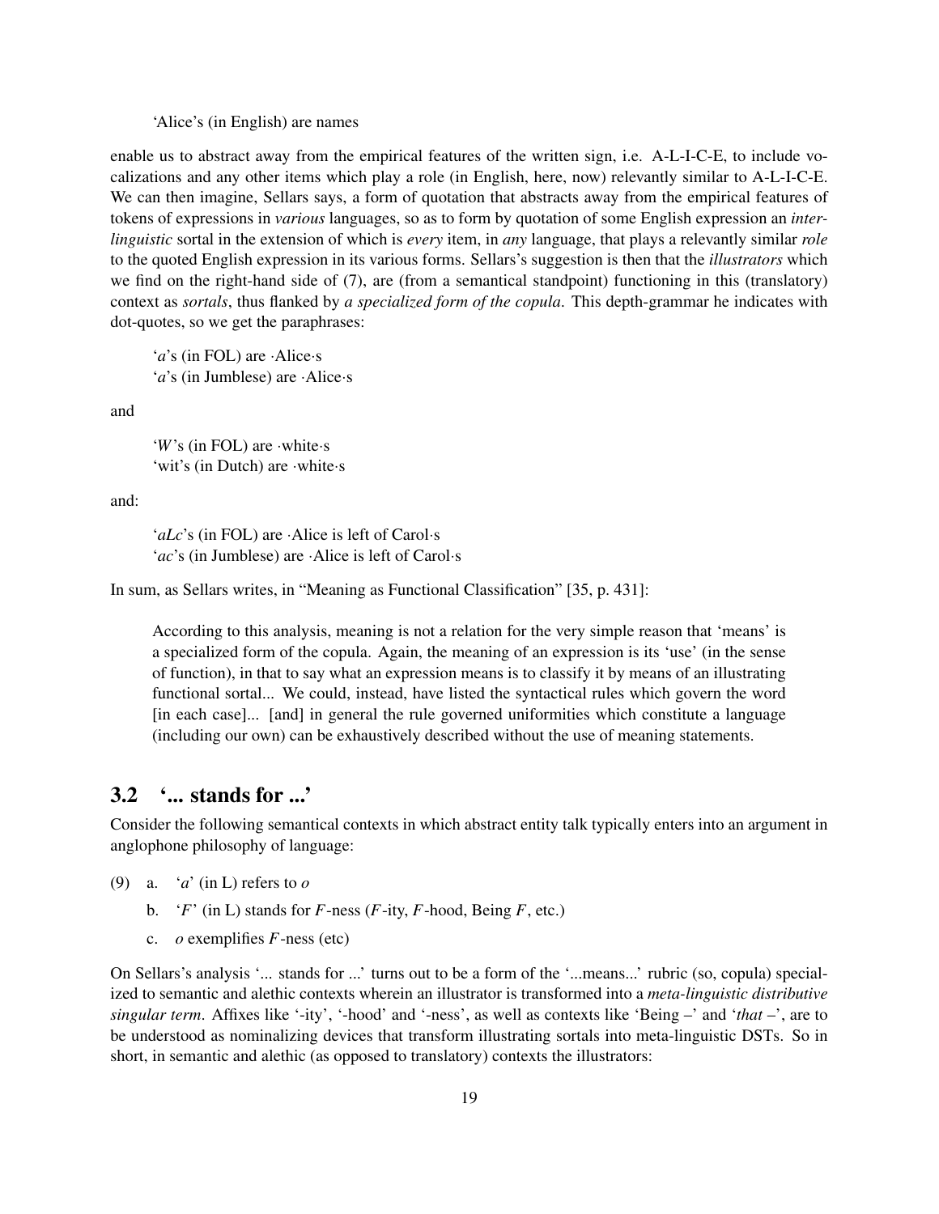'Alice's (in English) are names

enable us to abstract away from the empirical features of the written sign, i.e. A-L-I-C-E, to include vocalizations and any other items which play a role (in English, here, now) relevantly similar to A-L-I-C-E. We can then imagine, Sellars says, a form of quotation that abstracts away from the empirical features of tokens of expressions in *various* languages, so as to form by quotation of some English expression an *inter-linguistic* sortal in the extension of which is *every* item, in *any* language, that plays a relevantly similar *role* to the quoted English expression in its various forms. Sellars's suggestion is then that the *illustrators* which we find on the right-hand side of (7), are (from a semantical standpoint) functioning in this (translatory) context as *sortals*, thus flanked by *a specialized form of the copula*. This depth-grammar he indicates with dot-quotes, so we get the paraphrases:

> '*a*'s (in FOL) are ·Alice·s
> '*a*'s (in Jumblese) are ·Alice·s

and

> '*W*'s (in FOL) are ·white·s
> 'wit's (in Dutch) are ·white·s

and:

> '*aLc*'s (in FOL) are ·Alice is left of Carol·s
> '*ac*'s (in Jumblese) are ·Alice is left of Carol·s

In sum, as Sellars writes, in "Meaning as Functional Classification" [35, p. 431]:

> According to this analysis, meaning is not a relation for the very simple reason that 'means' is a specialized form of the copula. Again, the meaning of an expression is its 'use' (in the sense of function), in that to say what an expression means is to classify it by means of an illustrating functional sortal... We could, instead, have listed the syntactical rules which govern the word [in each case]... [and] in general the rule governed uniformities which constitute a language (including our own) can be exhaustively described without the use of meaning statements.

## 3.2 '... stands for ...'

Consider the following semantical contexts in which abstract entity talk typically enters into an argument in anglophone philosophy of language:

(9) a. '*a*' (in L) refers to *o*

b. '*F*' (in L) stands for *F*-ness (*F*-ity, *F*-hood, Being *F*, etc.)

c. *o* exemplifies *F*-ness (etc)

On Sellars's analysis '... stands for ...' turns out to be a form of the '...means...' rubric (so, copula) specialized to semantic and alethic contexts wherein an illustrator is transformed into a *meta-linguistic distributive singular term*. Affixes like '-ity', '-hood' and '-ness', as well as contexts like 'Being –' and '*that* –', are to be understood as nominalizing devices that transform illustrating sortals into meta-linguistic DSTs. So in short, in semantic and alethic (as opposed to translatory) contexts the illustrators: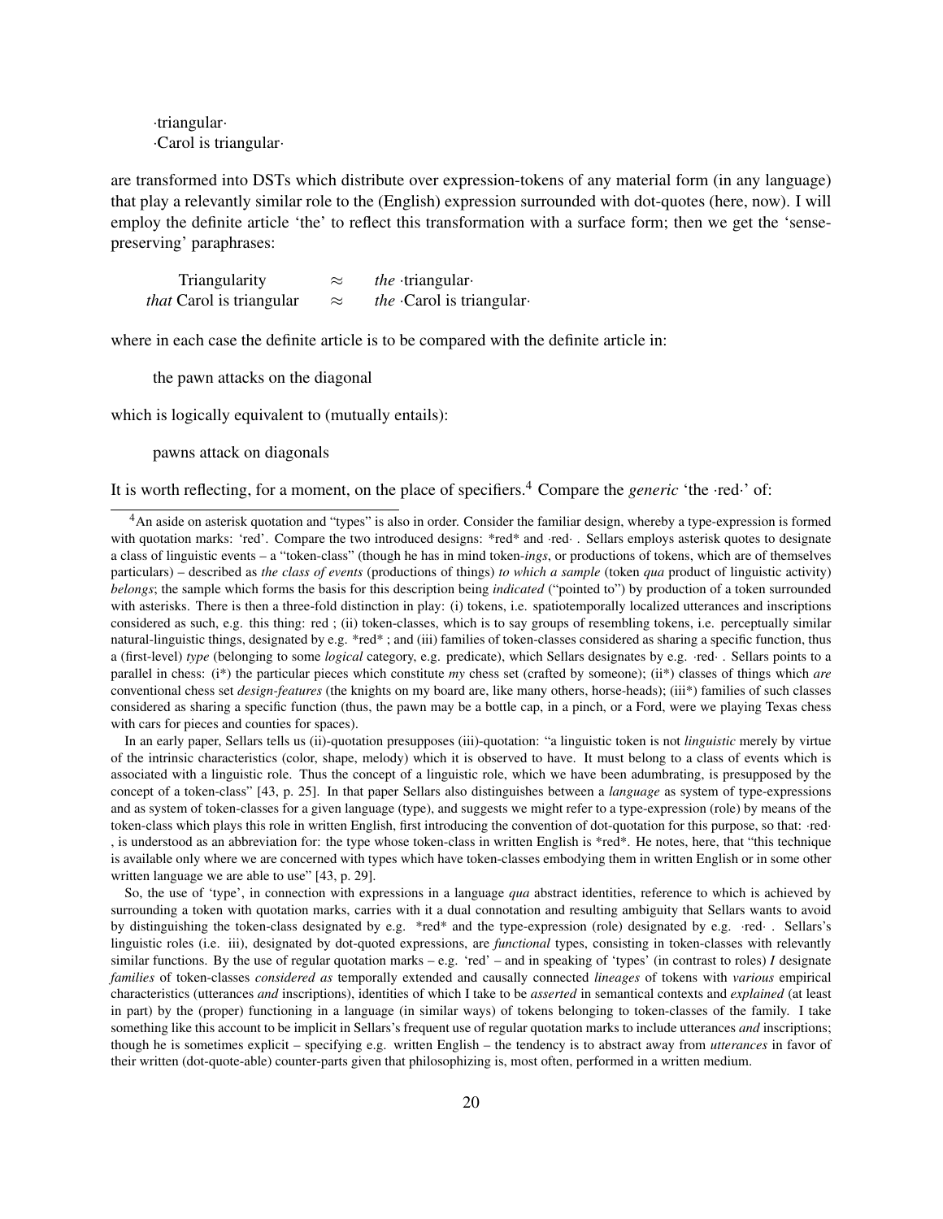·triangular·
·Carol is triangular·

are transformed into DSTs which distribute over expression-tokens of any material form (in any language) that play a relevantly similar role to the (English) expression surrounded with dot-quotes (here, now). I will employ the definite article 'the' to reflect this transformation with a surface form; then we get the 'sense-preserving' paraphrases:

| | | |
|---|---|---|
| Triangularity | ≈ | *the* ·triangular· |
| *that* Carol is triangular | ≈ | *the* ·Carol is triangular· |

where in each case the definite article is to be compared with the definite article in:

the pawn attacks on the diagonal

which is logically equivalent to (mutually entails):

pawns attack on diagonals

It is worth reflecting, for a moment, on the place of specifiers.[4] Compare the *generic* 'the ·red·' of:

---

[4] An aside on asterisk quotation and "types" is also in order. Consider the familiar design, whereby a type-expression is formed with quotation marks: 'red'. Compare the two introduced designs: *red* and ·red· . Sellars employs asterisk quotes to designate a class of linguistic events – a "token-class" (though he has in mind token-*ings*, or productions of tokens, which are of themselves particulars) – described as *the class of events* (productions of things) *to which a sample* (token *qua* product of linguistic activity) *belongs*; the sample which forms the basis for this description being *indicated* ("pointed to") by production of a token surrounded with asterisks. There is then a three-fold distinction in play: (i) tokens, i.e. spatiotemporally localized utterances and inscriptions considered as such, e.g. this thing: red ; (ii) token-classes, which is to say groups of resembling tokens, i.e. perceptually similar natural-linguistic things, designated by e.g. *red* ; and (iii) families of token-classes considered as sharing a specific function, thus a (first-level) *type* (belonging to some *logical* category, e.g. predicate), which Sellars designates by e.g. ·red· . Sellars points to a parallel in chess: (i*) the particular pieces which constitute *my* chess set (crafted by someone); (ii*) classes of things which *are* conventional chess set *design-features* (the knights on my board are, like many others, horse-heads); (iii*) families of such classes considered as sharing a specific function (thus, the pawn may be a bottle cap, in a pinch, or a Ford, were we playing Texas chess with cars for pieces and counties for spaces).

In an early paper, Sellars tells us (ii)-quotation presupposes (iii)-quotation: "a linguistic token is not *linguistic* merely by virtue of the intrinsic characteristics (color, shape, melody) which it is observed to have. It must belong to a class of events which is associated with a linguistic role. Thus the concept of a linguistic role, which we have been adumbrating, is presupposed by the concept of a token-class" [43, p. 25]. In that paper Sellars also distinguishes between a *language* as system of type-expressions and as system of token-classes for a given language (type), and suggests we might refer to a type-expression (role) by means of the token-class which plays this role in written English, first introducing the convention of dot-quotation for this purpose, so that: ·red· , is understood as an abbreviation for: the type whose token-class in written English is *red*. He notes, here, that "this technique is available only where we are concerned with types which have token-classes embodying them in written English or in some other written language we are able to use" [43, p. 29].

So, the use of 'type', in connection with expressions in a language *qua* abstract identities, reference to which is achieved by surrounding a token with quotation marks, carries with it a dual connotation and resulting ambiguity that Sellars wants to avoid by distinguishing the token-class designated by e.g. *red* and the type-expression (role) designated by e.g. ·red· . Sellars's linguistic roles (i.e. iii), designated by dot-quoted expressions, are *functional* types, consisting in token-classes with relevantly similar functions. By the use of regular quotation marks – e.g. 'red' – and in speaking of 'types' (in contrast to roles) *I* designate *families* of token-classes *considered as* temporally extended and causally connected *lineages* of tokens with *various* empirical characteristics (utterances *and* inscriptions), identities of which I take to be *asserted* in semantical contexts and *explained* (at least in part) by the (proper) functioning in a language (in similar ways) of tokens belonging to token-classes of the family. I take something like this account to be implicit in Sellars's frequent use of regular quotation marks to include utterances *and* inscriptions; though he is sometimes explicit – specifying e.g. written English – the tendency is to abstract away from *utterances* in favor of their written (dot-quote-able) counter-parts given that philosophizing is, most often, performed in a written medium.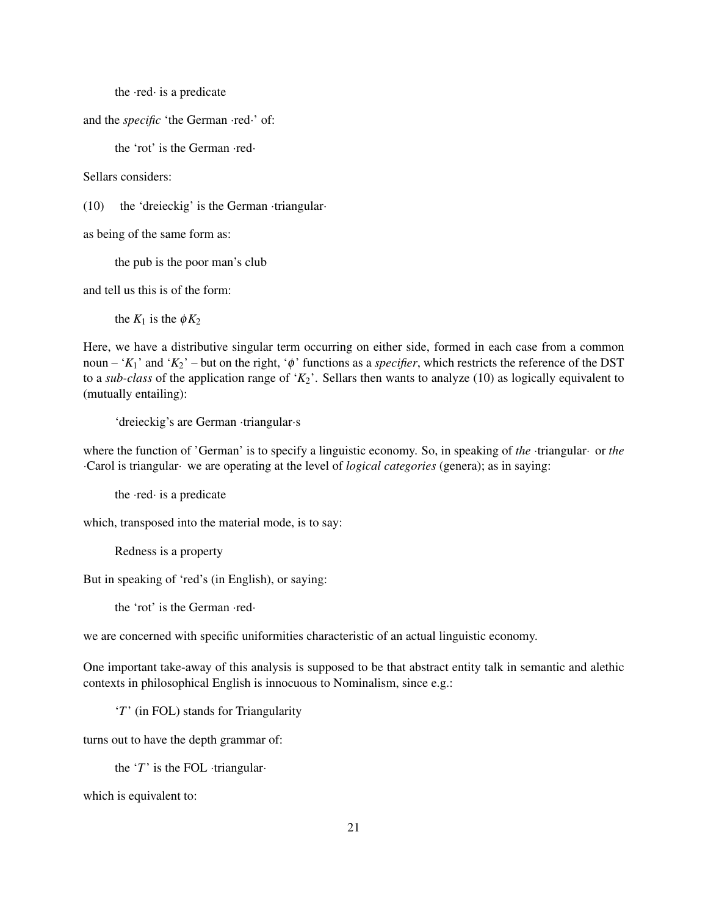the ·red· is a predicate

and the *specific* 'the German ·red·' of:

the 'rot' is the German ·red·

Sellars considers:

(10) the 'dreieckig' is the German ·triangular·

as being of the same form as:

the pub is the poor man's club

and tell us this is of the form:

the $K_1$ is the $\phi K_2$

Here, we have a distributive singular term occurring on either side, formed in each case from a common noun – '$K_1$' and '$K_2$' – but on the right, '$\phi$' functions as a *specifier*, which restricts the reference of the DST to a *sub-class* of the application range of '$K_2$'. Sellars then wants to analyze (10) as logically equivalent to (mutually entailing):

'dreieckig's are German ·triangular·s

where the function of 'German' is to specify a linguistic economy. So, in speaking of *the* ·triangular· or *the* ·Carol is triangular· we are operating at the level of *logical categories* (genera); as in saying:

the ·red· is a predicate

which, transposed into the material mode, is to say:

Redness is a property

But in speaking of 'red's (in English), or saying:

the 'rot' is the German ·red·

we are concerned with specific uniformities characteristic of an actual linguistic economy.

One important take-away of this analysis is supposed to be that abstract entity talk in semantic and alethic contexts in philosophical English is innocuous to Nominalism, since e.g.:

'$T$' (in FOL) stands for Triangularity

turns out to have the depth grammar of:

the '$T$' is the FOL ·triangular·

which is equivalent to: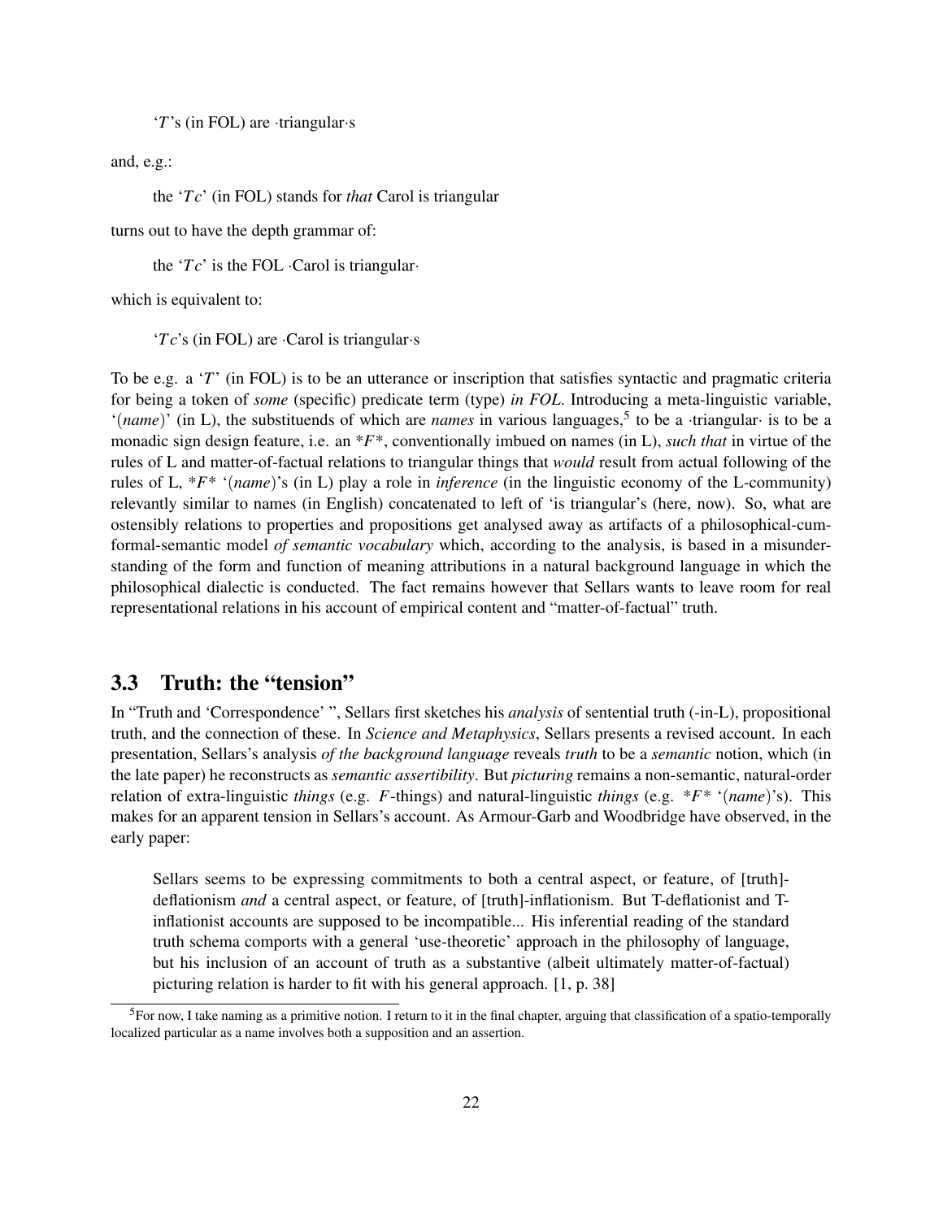'$T$'s (in FOL) are ·triangular·s

and, e.g.:

the '$Tc$' (in FOL) stands for *that* Carol is triangular

turns out to have the depth grammar of:

the '$Tc$' is the FOL ·Carol is triangular·

which is equivalent to:

'$Tc$'s (in FOL) are ·Carol is triangular·s

To be e.g. a '$T$' (in FOL) is to be an utterance or inscription that satisfies syntactic and pragmatic criteria for being a token of *some* (specific) predicate term (type) *in FOL*. Introducing a meta-linguistic variable, '(*name*)' (in L), the substituends of which are *names* in various languages,[5] to be a ·triangular· is to be a monadic sign design feature, i.e. an \*$F$\*, conventionally imbued on names (in L), *such that* in virtue of the rules of L and matter-of-factual relations to triangular things that *would* result from actual following of the rules of L, \*$F$\* '(*name*)'s (in L) play a role in *inference* (in the linguistic economy of the L-community) relevantly similar to names (in English) concatenated to left of 'is triangular's (here, now). So, what are ostensibly relations to properties and propositions get analysed away as artifacts of a philosophical-cum-formal-semantic model *of semantic vocabulary* which, according to the analysis, is based in a misunderstanding of the form and function of meaning attributions in a natural background language in which the philosophical dialectic is conducted. The fact remains however that Sellars wants to leave room for real representational relations in his account of empirical content and "matter-of-factual" truth.

## 3.3 Truth: the "tension"

In "Truth and 'Correspondence' ", Sellars first sketches his *analysis* of sentential truth (-in-L), propositional truth, and the connection of these. In *Science and Metaphysics*, Sellars presents a revised account. In each presentation, Sellars's analysis *of the background language* reveals *truth* to be a *semantic* notion, which (in the late paper) he reconstructs as *semantic assertibility*. But *picturing* remains a non-semantic, natural-order relation of extra-linguistic *things* (e.g. $F$-things) and natural-linguistic *things* (e.g. \*$F$\* '(*name*)'s). This makes for an apparent tension in Sellars's account. As Armour-Garb and Woodbridge have observed, in the early paper:

> Sellars seems to be expressing commitments to both a central aspect, or feature, of [truth]-deflationism *and* a central aspect, or feature, of [truth]-inflationism. But T-deflationist and T-inflationist accounts are supposed to be incompatible... His inferential reading of the standard truth schema comports with a general 'use-theoretic' approach in the philosophy of language, but his inclusion of an account of truth as a substantive (albeit ultimately matter-of-factual) picturing relation is harder to fit with his general approach. [1, p. 38]

[5] For now, I take naming as a primitive notion. I return to it in the final chapter, arguing that classification of a spatio-temporally localized particular as a name involves both a supposition and an assertion.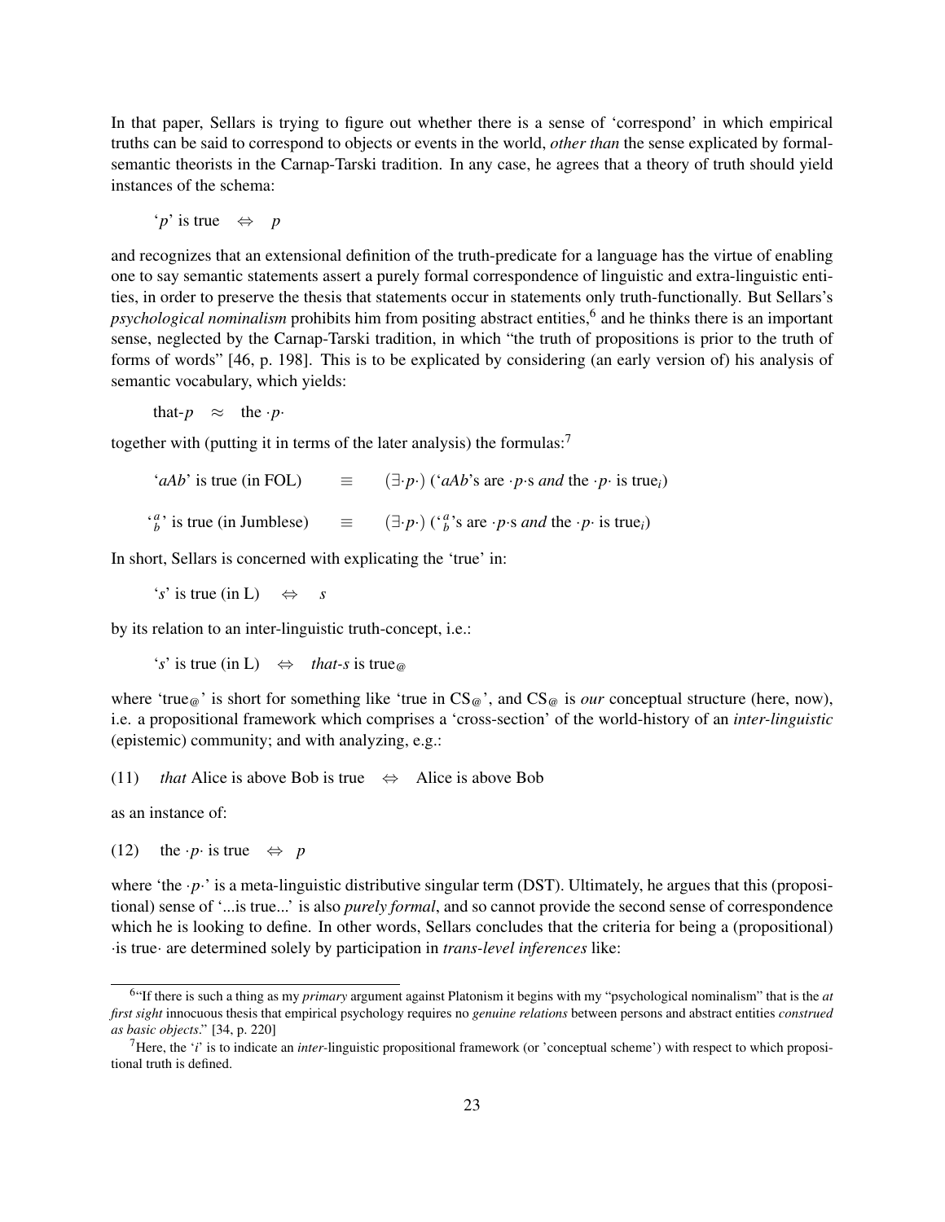In that paper, Sellars is trying to figure out whether there is a sense of 'correspond' in which empirical truths can be said to correspond to objects or events in the world, *other than* the sense explicated by formal-semantic theorists in the Carnap-Tarski tradition. In any case, he agrees that a theory of truth should yield instances of the schema:

$$\text{'}p\text{' is true} \quad \Leftrightarrow \quad p$$

and recognizes that an extensional definition of the truth-predicate for a language has the virtue of enabling one to say semantic statements assert a purely formal correspondence of linguistic and extra-linguistic entities, in order to preserve the thesis that statements occur in statements only truth-functionally. But Sellars's *psychological nominalism* prohibits him from positing abstract entities,[6] and he thinks there is an important sense, neglected by the Carnap-Tarski tradition, in which "the truth of propositions is prior to the truth of forms of words" [46, p. 198]. This is to be explicated by considering (an early version of) his analysis of semantic vocabulary, which yields:

$$\text{that-}p \quad \approx \quad \text{the } \cdot p \cdot$$

together with (putting it in terms of the later analysis) the formulas:[7]

$$\text{'}aAb\text{' is true (in FOL)} \qquad \equiv \qquad (\exists \cdot p \cdot)\ (\text{'}aAb\text{'s are } \cdot p \cdot \text{s } \textit{and} \text{ the } \cdot p \cdot \text{ is true}_i)$$

$$\text{'}{}^{a}_{b}\text{' is true (in Jumblese)} \qquad \equiv \qquad (\exists \cdot p \cdot)\ (\text{'}{}^{a}_{b}\text{'s are } \cdot p \cdot \text{s } \textit{and} \text{ the } \cdot p \cdot \text{ is true}_i)$$

In short, Sellars is concerned with explicating the 'true' in:

$$\text{'}s\text{' is true (in L)} \quad \Leftrightarrow \quad s$$

by its relation to an inter-linguistic truth-concept, i.e.:

$$\text{'}s\text{' is true (in L)} \quad \Leftrightarrow \quad \textit{that-s} \text{ is true}_{@}$$

where 'true$_{@}$' is short for something like 'true in CS$_{@}$', and CS$_{@}$ is *our* conceptual structure (here, now), i.e. a propositional framework which comprises a 'cross-section' of the world-history of an *inter-linguistic* (epistemic) community; and with analyzing, e.g.:

(11) *that* Alice is above Bob is true $\Leftrightarrow$ Alice is above Bob

as an instance of:

(12) the $\cdot p \cdot$ is true $\Leftrightarrow$ $p$

where 'the $\cdot p \cdot$' is a meta-linguistic distributive singular term (DST). Ultimately, he argues that this (propositional) sense of '...is true...' is also *purely formal*, and so cannot provide the second sense of correspondence which he is looking to define. In other words, Sellars concludes that the criteria for being a (propositional) $\cdot$is true$\cdot$ are determined solely by participation in *trans-level inferences* like:

---

[6] "If there is such a thing as my *primary* argument against Platonism it begins with my "psychological nominalism" that is the *at first sight* innocuous thesis that empirical psychology requires no *genuine relations* between persons and abstract entities *construed as basic objects*." [34, p. 220]

[7] Here, the '$i$' is to indicate an *inter*-linguistic propositional framework (or 'conceptual scheme') with respect to which propositional truth is defined.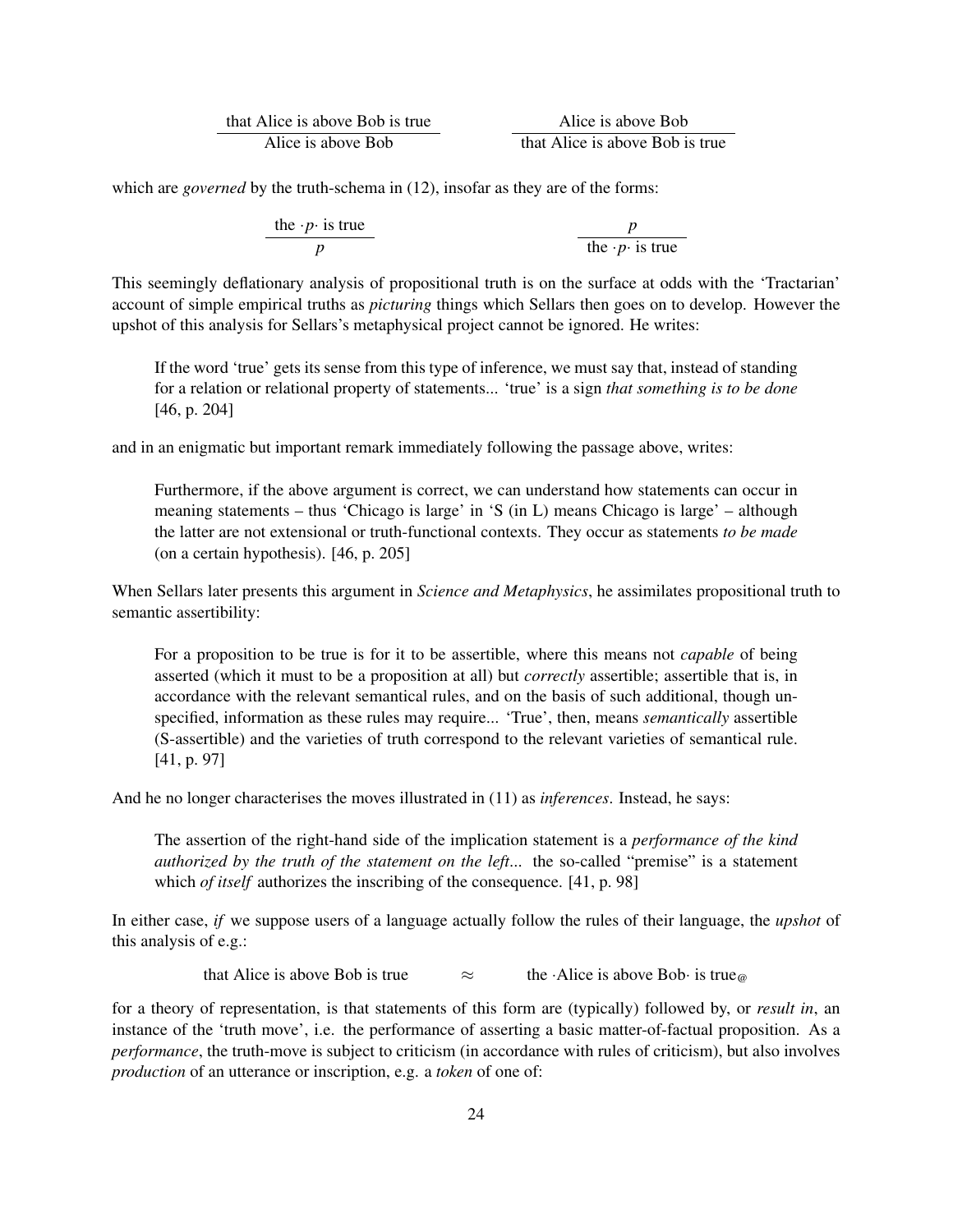$$\frac{\text{that Alice is above Bob is true}}{\text{Alice is above Bob}} \qquad \frac{\text{Alice is above Bob}}{\text{that Alice is above Bob is true}}$$

which are *governed* by the truth-schema in (12), insofar as they are of the forms:

$$\frac{\text{the } \cdot p \cdot \text{ is true}}{p} \qquad \frac{p}{\text{the } \cdot p \cdot \text{ is true}}$$

This seemingly deflationary analysis of propositional truth is on the surface at odds with the 'Tractarian' account of simple empirical truths as *picturing* things which Sellars then goes on to develop. However the upshot of this analysis for Sellars's metaphysical project cannot be ignored. He writes:

> If the word 'true' gets its sense from this type of inference, we must say that, instead of standing for a relation or relational property of statements... 'true' is a sign *that something is to be done* [46, p. 204]

and in an enigmatic but important remark immediately following the passage above, writes:

> Furthermore, if the above argument is correct, we can understand how statements can occur in meaning statements – thus 'Chicago is large' in 'S (in L) means Chicago is large' – although the latter are not extensional or truth-functional contexts. They occur as statements *to be made* (on a certain hypothesis). [46, p. 205]

When Sellars later presents this argument in *Science and Metaphysics*, he assimilates propositional truth to semantic assertibility:

> For a proposition to be true is for it to be assertible, where this means not *capable* of being asserted (which it must to be a proposition at all) but *correctly* assertible; assertible that is, in accordance with the relevant semantical rules, and on the basis of such additional, though unspecified, information as these rules may require... 'True', then, means *semantically* assertible (S-assertible) and the varieties of truth correspond to the relevant varieties of semantical rule. [41, p. 97]

And he no longer characterises the moves illustrated in (11) as *inferences*. Instead, he says:

> The assertion of the right-hand side of the implication statement is a *performance of the kind authorized by the truth of the statement on the left*... the so-called "premise" is a statement which *of itself* authorizes the inscribing of the consequence. [41, p. 98]

In either case, *if* we suppose users of a language actually follow the rules of their language, the *upshot* of this analysis of e.g.:

$$\text{that Alice is above Bob is true} \qquad \approx \qquad \text{the } \cdot\text{Alice is above Bob}\cdot \text{ is true}_{@}$$

for a theory of representation, is that statements of this form are (typically) followed by, or *result in*, an instance of the 'truth move', i.e. the performance of asserting a basic matter-of-factual proposition. As a *performance*, the truth-move is subject to criticism (in accordance with rules of criticism), but also involves *production* of an utterance or inscription, e.g. a *token* of one of: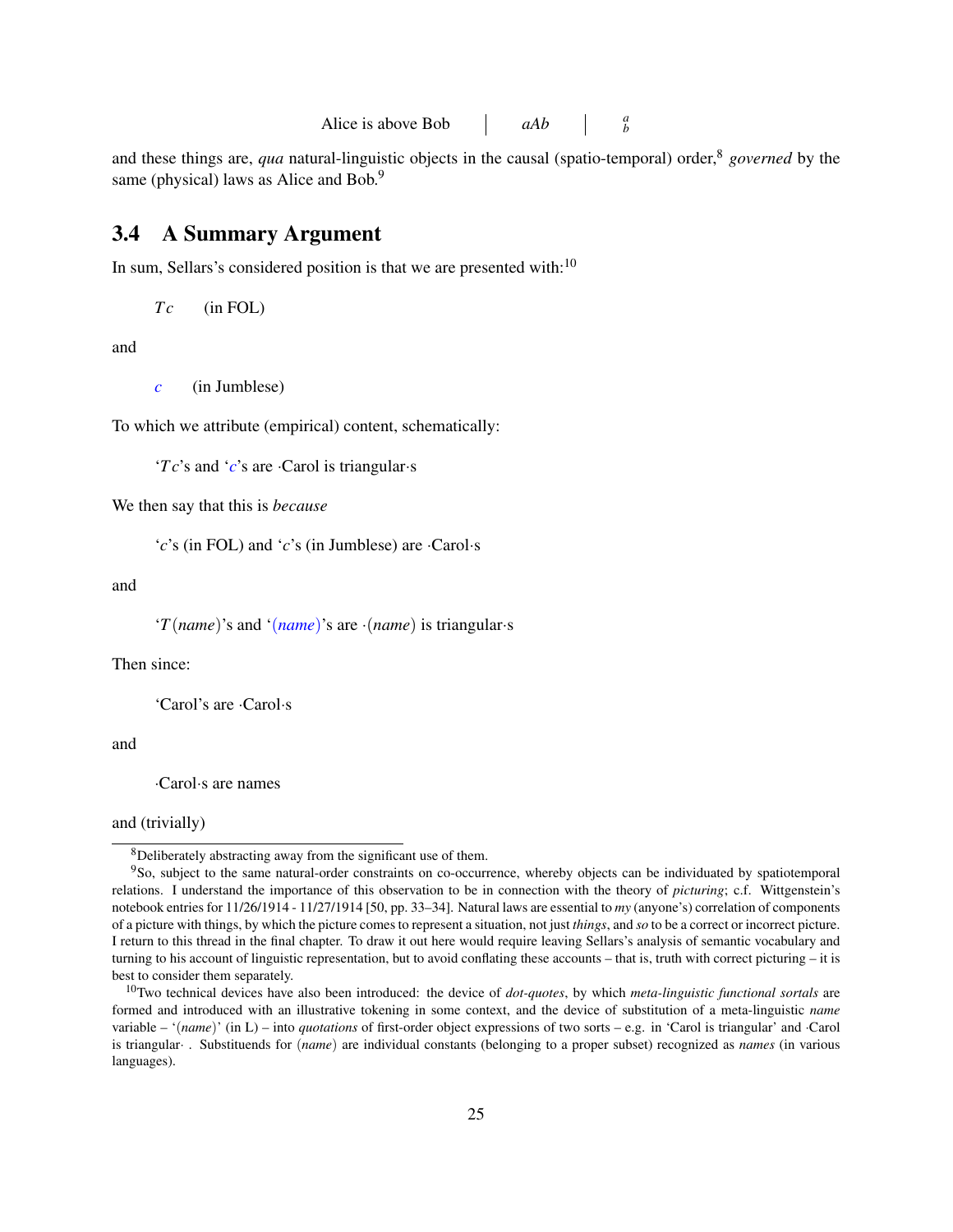Alice is above Bob | $aAb$ | $\substack{a \\ b}$

and these things are, *qua* natural-linguistic objects in the causal (spatio-temporal) order,[8] *governed* by the same (physical) laws as Alice and Bob.[9]

## 3.4 A Summary Argument

In sum, Sellars's considered position is that we are presented with:[10]

> $Tc$ (in FOL)

and

> $c$ (in Jumblese)

To which we attribute (empirical) content, schematically:

> '$Tc$'s and '$c$'s are ·Carol is triangular·s

We then say that this is *because*

> '$c$'s (in FOL) and '$c$'s (in Jumblese) are ·Carol·s

and

> '$T(name)$'s and '$(name)$'s are ·$(name)$ is triangular·s

Then since:

> 'Carol's are ·Carol·s

and

> ·Carol·s are names

and (trivially)

---

[8] Deliberately abstracting away from the significant use of them.

[9] So, subject to the same natural-order constraints on co-occurrence, whereby objects can be individuated by spatiotemporal relations. I understand the importance of this observation to be in connection with the theory of *picturing*; c.f. Wittgenstein's notebook entries for 11/26/1914 - 11/27/1914 [50, pp. 33–34]. Natural laws are essential to *my* (anyone's) correlation of components of a picture with things, by which the picture comes to represent a situation, not just *things*, and *so* to be a correct or incorrect picture. I return to this thread in the final chapter. To draw it out here would require leaving Sellars's analysis of semantic vocabulary and turning to his account of linguistic representation, but to avoid conflating these accounts – that is, truth with correct picturing – it is best to consider them separately.

[10] Two technical devices have also been introduced: the device of *dot-quotes*, by which *meta-linguistic functional sortals* are formed and introduced with an illustrative tokening in some context, and the device of substitution of a meta-linguistic *name* variable – '$(name)$' (in L) – into *quotations* of first-order object expressions of two sorts – e.g. in 'Carol is triangular' and ·Carol is triangular· . Substituends for $(name)$ are individual constants (belonging to a proper subset) recognized as *names* (in various languages).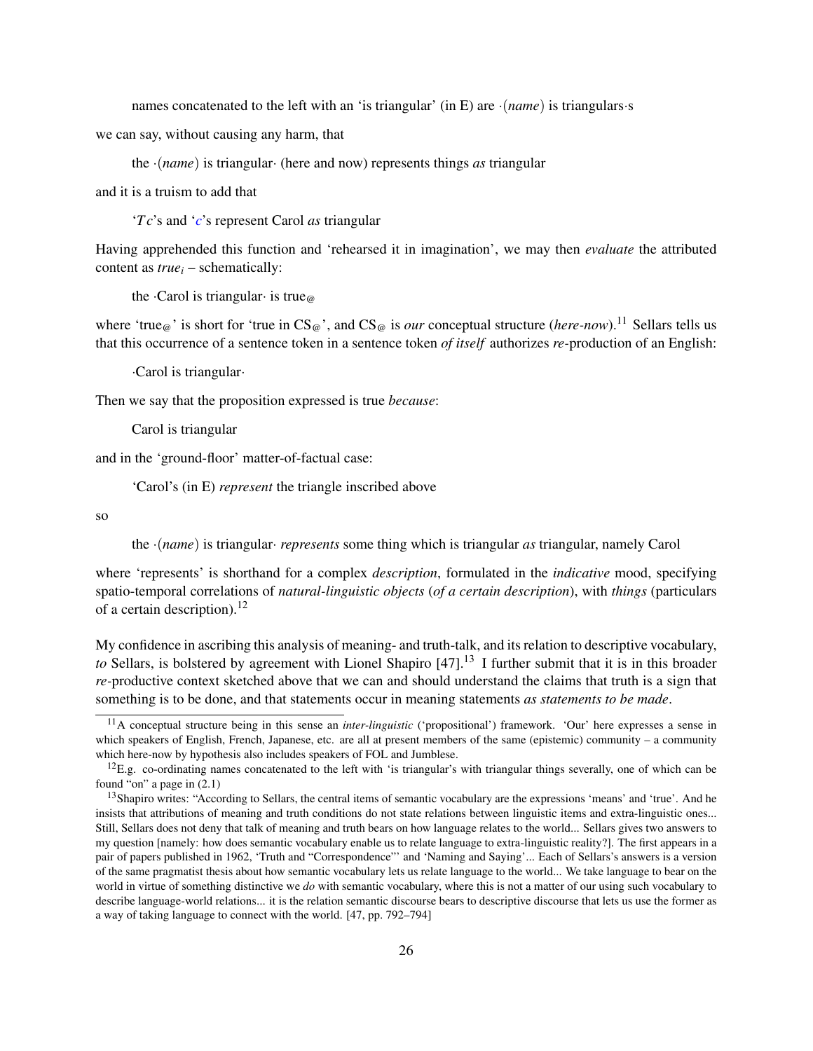names concatenated to the left with an 'is triangular' (in E) are ·(*name*) is triangulars·s

we can say, without causing any harm, that

the ·(*name*) is triangular· (here and now) represents things *as* triangular

and it is a truism to add that

'$Tc$'s and '$c$'s represent Carol *as* triangular

Having apprehended this function and 'rehearsed it in imagination', we may then *evaluate* the attributed content as $true_i$ – schematically:

the ·Carol is triangular· is $\text{true}_@$

where '$\text{true}_@$' is short for 'true in $CS_@$', and $CS_@$ is *our* conceptual structure (*here-now*).[11] Sellars tells us that this occurrence of a sentence token in a sentence token *of itself* authorizes *re*-production of an English:

·Carol is triangular·

Then we say that the proposition expressed is true *because*:

Carol is triangular

and in the 'ground-floor' matter-of-factual case:

'Carol's (in E) *represent* the triangle inscribed above

so

the ·(*name*) is triangular· *represents* some thing which is triangular *as* triangular, namely Carol

where 'represents' is shorthand for a complex *description*, formulated in the *indicative* mood, specifying spatio-temporal correlations of *natural-linguistic objects* (*of a certain description*), with *things* (particulars of a certain description).[12]

My confidence in ascribing this analysis of meaning- and truth-talk, and its relation to descriptive vocabulary, *to* Sellars, is bolstered by agreement with Lionel Shapiro [47].[13] I further submit that it is in this broader *re*-productive context sketched above that we can and should understand the claims that truth is a sign that something is to be done, and that statements occur in meaning statements *as statements to be made*.

---

[11] A conceptual structure being in this sense an *inter-linguistic* ('propositional') framework. 'Our' here expresses a sense in which speakers of English, French, Japanese, etc. are all at present members of the same (epistemic) community – a community which here-now by hypothesis also includes speakers of FOL and Jumblese.

[12] E.g. co-ordinating names concatenated to the left with 'is triangular's with triangular things severally, one of which can be found "on" a page in (2.1)

[13] Shapiro writes: "According to Sellars, the central items of semantic vocabulary are the expressions 'means' and 'true'. And he insists that attributions of meaning and truth conditions do not state relations between linguistic items and extra-linguistic ones... Still, Sellars does not deny that talk of meaning and truth bears on how language relates to the world... Sellars gives two answers to my question [namely: how does semantic vocabulary enable us to relate language to extra-linguistic reality?]. The first appears in a pair of papers published in 1962, 'Truth and "Correspondence"' and 'Naming and Saying'... Each of Sellars's answers is a version of the same pragmatist thesis about how semantic vocabulary lets us relate language to the world... We take language to bear on the world in virtue of something distinctive we *do* with semantic vocabulary, where this is not a matter of our using such vocabulary to describe language-world relations... it is the relation semantic discourse bears to descriptive discourse that lets us use the former as a way of taking language to connect with the world. [47, pp. 792–794]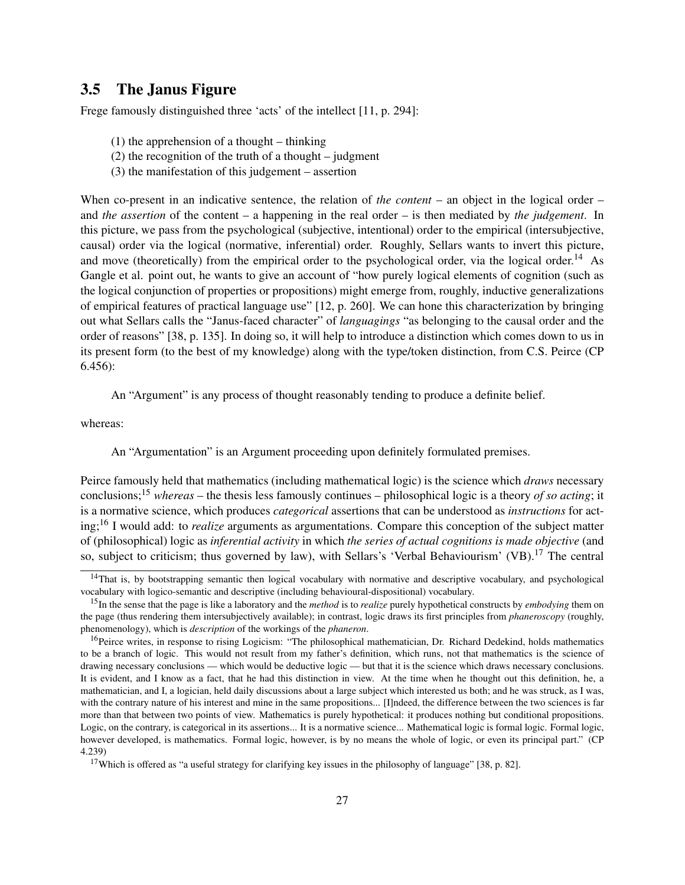### 3.5 The Janus Figure

Frege famously distinguished three 'acts' of the intellect [11, p. 294]:

(1) the apprehension of a thought – thinking
(2) the recognition of the truth of a thought – judgment
(3) the manifestation of this judgement – assertion

When co-present in an indicative sentence, the relation of *the content* – an object in the logical order – and *the assertion* of the content – a happening in the real order – is then mediated by *the judgement*. In this picture, we pass from the psychological (subjective, intentional) order to the empirical (intersubjective, causal) order via the logical (normative, inferential) order. Roughly, Sellars wants to invert this picture, and move (theoretically) from the empirical order to the psychological order, via the logical order.[14] As Gangle et al. point out, he wants to give an account of "how purely logical elements of cognition (such as the logical conjunction of properties or propositions) might emerge from, roughly, inductive generalizations of empirical features of practical language use" [12, p. 260]. We can hone this characterization by bringing out what Sellars calls the "Janus-faced character" of *languagings* "as belonging to the causal order and the order of reasons" [38, p. 135]. In doing so, it will help to introduce a distinction which comes down to us in its present form (to the best of my knowledge) along with the type/token distinction, from C.S. Peirce (CP 6.456):

> An "Argument" is any process of thought reasonably tending to produce a definite belief.

whereas:

> An "Argumentation" is an Argument proceeding upon definitely formulated premises.

Peirce famously held that mathematics (including mathematical logic) is the science which *draws* necessary conclusions;[15] *whereas* – the thesis less famously continues – philosophical logic is a theory *of so acting*; it is a normative science, which produces *categorical* assertions that can be understood as *instructions* for acting;[16] I would add: to *realize* arguments as argumentations. Compare this conception of the subject matter of (philosophical) logic as *inferential activity* in which *the series of actual cognitions is made objective* (and so, subject to criticism; thus governed by law), with Sellars's 'Verbal Behaviourism' (VB).[17] The central

---

[14] That is, by bootstrapping semantic then logical vocabulary with normative and descriptive vocabulary, and psychological vocabulary with logico-semantic and descriptive (including behavioural-dispositional) vocabulary.

[15] In the sense that the page is like a laboratory and the *method* is to *realize* purely hypothetical constructs by *embodying* them on the page (thus rendering them intersubjectively available); in contrast, logic draws its first principles from *phaneroscopy* (roughly, phenomenology), which is *description* of the workings of the *phaneron*.

[16] Peirce writes, in response to rising Logicism: "The philosophical mathematician, Dr. Richard Dedekind, holds mathematics to be a branch of logic. This would not result from my father's definition, which runs, not that mathematics is the science of drawing necessary conclusions — which would be deductive logic — but that it is the science which draws necessary conclusions. It is evident, and I know as a fact, that he had this distinction in view. At the time when he thought out this definition, he, a mathematician, and I, a logician, held daily discussions about a large subject which interested us both; and he was struck, as I was, with the contrary nature of his interest and mine in the same propositions... [I]ndeed, the difference between the two sciences is far more than that between two points of view. Mathematics is purely hypothetical: it produces nothing but conditional propositions. Logic, on the contrary, is categorical in its assertions... It is a normative science... Mathematical logic is formal logic. Formal logic, however developed, is mathematics. Formal logic, however, is by no means the whole of logic, or even its principal part." (CP 4.239)

[17] Which is offered as "a useful strategy for clarifying key issues in the philosophy of language" [38, p. 82].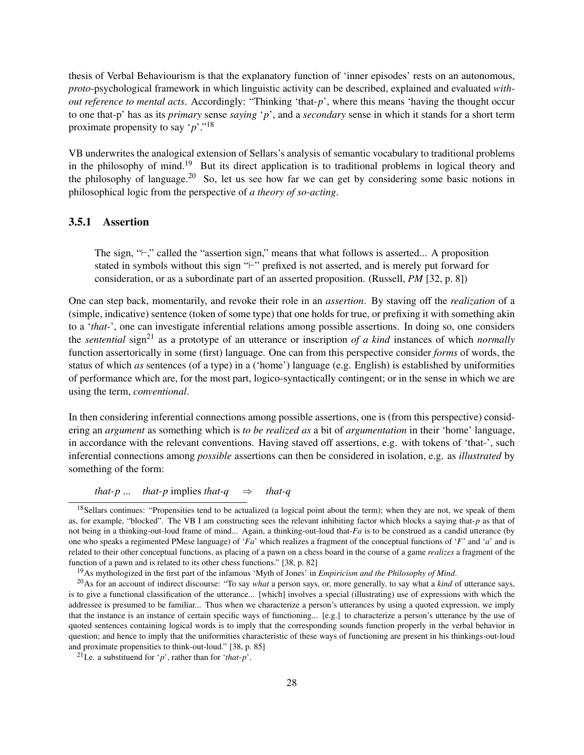thesis of Verbal Behaviourism is that the explanatory function of 'inner episodes' rests on an autonomous, *proto*-psychological framework in which linguistic activity can be described, explained and evaluated *without reference to mental acts*. Accordingly: "Thinking 'that-*p*', where this means 'having the thought occur to one that-p' has as its *primary* sense *saying* '*p*', and a *secondary* sense in which it stands for a short term proximate propensity to say '*p*'."[18]

VB underwrites the analogical extension of Sellars's analysis of semantic vocabulary to traditional problems in the philosophy of mind.[19] But its direct application is to traditional problems in logical theory and the philosophy of language.[20] So, let us see how far we can get by considering some basic notions in philosophical logic from the perspective of *a theory of so-acting*.

### 3.5.1 Assertion

> The sign, "⊢," called the "assertion sign," means that what follows is asserted... A proposition stated in symbols without this sign "⊢" prefixed is not asserted, and is merely put forward for consideration, or as a subordinate part of an asserted proposition. (Russell, *PM* [32, p. 8])

One can step back, momentarily, and revoke their role in an *assertion*. By staving off the *realization* of a (simple, indicative) sentence (token of some type) that one holds for true, or prefixing it with something akin to a '*that-*', one can investigate inferential relations among possible assertions. In doing so, one considers the *sentential* sign[21] as a prototype of an utterance or inscription *of a kind* instances of which *normally* function assertorically in some (first) language. One can from this perspective consider *forms* of words, the status of which *as* sentences (of a type) in a ('home') language (e.g. English) is established by uniformities of performance which are, for the most part, logico-syntactically contingent; or in the sense in which we are using the term, *conventional*.

In then considering inferential connections among possible assertions, one is (from this perspective) considering an *argument* as something which is *to be realized as* a bit of *argumentation* in their 'home' language, in accordance with the relevant conventions. Having staved off assertions, e.g. with tokens of 'that-', such inferential connections among *possible* assertions can then be considered in isolation, e.g. as *illustrated* by something of the form:

*that-p* ... *that-p* implies *that-q* $\Rightarrow$ *that-q*

---

[18] Sellars continues: "Propensities tend to be actualized (a logical point about the term); when they are not, we speak of them as, for example, "blocked". The VB I am constructing sees the relevant inhibiting factor which blocks a saying that-*p* as that of not being in a thinking-out-loud frame of mind... Again, a thinking-out-loud that-*Fa* is to be construed as a candid utterance (by one who speaks a regimented PMese language) of '*Fa*' which realizes a fragment of the conceptual functions of '*F*' and '*a*' and is related to their other conceptual functions, as placing of a pawn on a chess board in the course of a game *realizes* a fragment of the function of a pawn and is related to its other chess functions." [38, p. 82]

[19] As mythologized in the first part of the infamous 'Myth of Jones' in *Empiricism and the Philosophy of Mind*.

[20] As for an account of indirect discourse: "To say *what* a person says, or, more generally, to say what a *kind* of utterance says, is to give a functional classification of the utterance... [which] involves a special (illustrating) use of expressions with which the addressee is presumed to be familiar... Thus when we characterize a person's utterances by using a quoted expression, we imply that the instance is an instance of certain specific ways of functioning... [e.g.] to characterize a person's utterance by the use of quoted sentences containing logical words is to imply that the corresponding sounds function properly in the verbal behavior in question; and hence to imply that the uniformities characteristic of these ways of functioning are present in his thinkings-out-loud and proximate propensities to think-out-loud." [38, p. 85]

[21] I.e. a substituend for '*p*', rather than for '*that-p*'.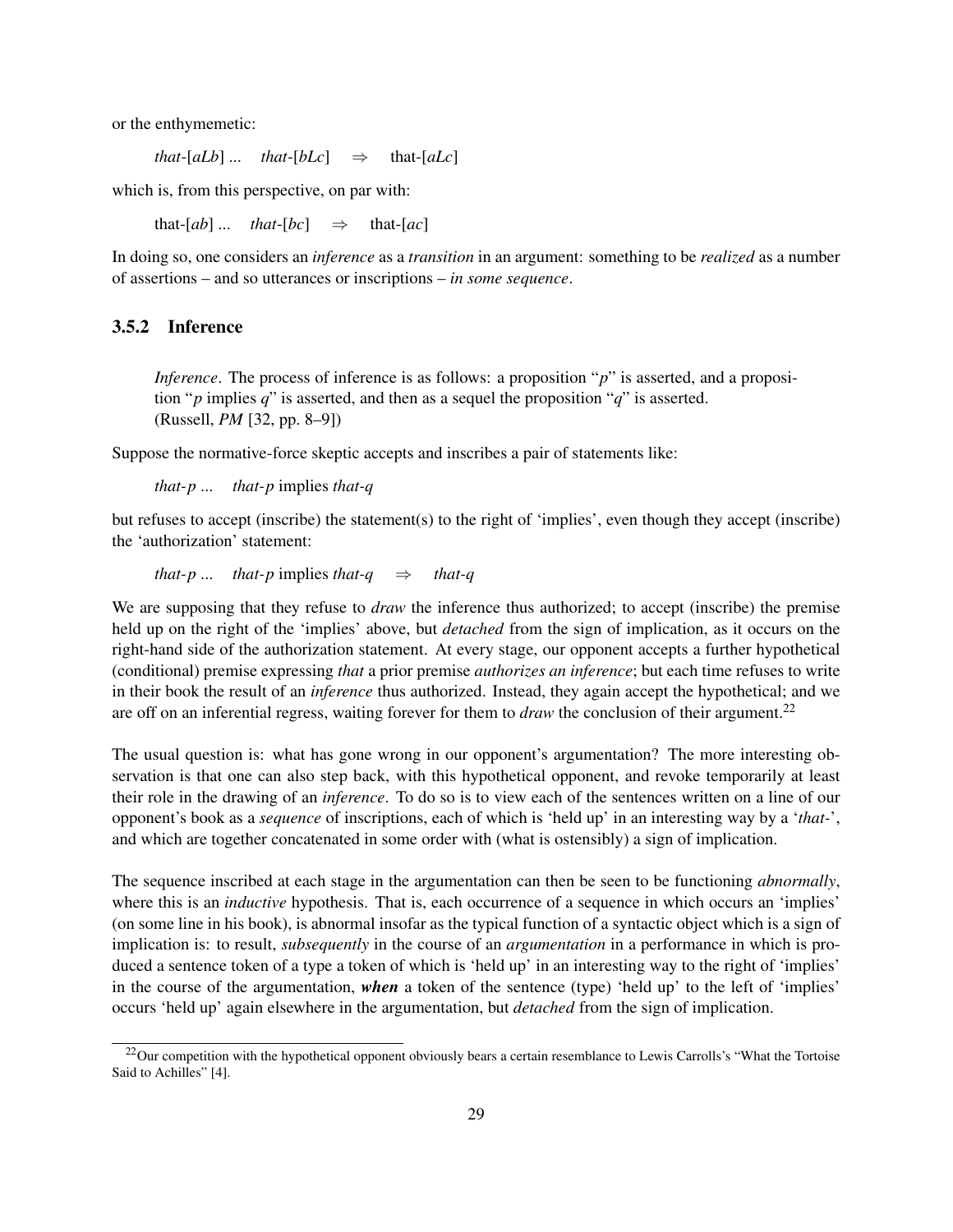or the enthymemetic:

> *that*-[*aLb*] ...  *that*-[*bLc*]  $\Rightarrow$  that-[*aLc*]

which is, from this perspective, on par with:

> that-[*ab*] ...  *that*-[*bc*]  $\Rightarrow$  that-[*ac*]

In doing so, one considers an *inference* as a *transition* in an argument: something to be *realized* as a number of assertions – and so utterances or inscriptions – *in some sequence*.

### 3.5.2 Inference

> *Inference*. The process of inference is as follows: a proposition "*p*" is asserted, and a proposition "*p* implies *q*" is asserted, and then as a sequel the proposition "*q*" is asserted. (Russell, *PM* [32, pp. 8–9])

Suppose the normative-force skeptic accepts and inscribes a pair of statements like:

> *that-p* ...  *that-p* implies *that-q*

but refuses to accept (inscribe) the statement(s) to the right of 'implies', even though they accept (inscribe) the 'authorization' statement:

> *that-p* ...  *that-p* implies *that-q*  $\Rightarrow$  *that-q*

We are supposing that they refuse to *draw* the inference thus authorized; to accept (inscribe) the premise held up on the right of the 'implies' above, but *detached* from the sign of implication, as it occurs on the right-hand side of the authorization statement. At every stage, our opponent accepts a further hypothetical (conditional) premise expressing *that* a prior premise *authorizes an inference*; but each time refuses to write in their book the result of an *inference* thus authorized. Instead, they again accept the hypothetical; and we are off on an inferential regress, waiting forever for them to *draw* the conclusion of their argument.[22]

The usual question is: what has gone wrong in our opponent's argumentation? The more interesting observation is that one can also step back, with this hypothetical opponent, and revoke temporarily at least their role in the drawing of an *inference*. To do so is to view each of the sentences written on a line of our opponent's book as a *sequence* of inscriptions, each of which is 'held up' in an interesting way by a '*that-*', and which are together concatenated in some order with (what is ostensibly) a sign of implication.

The sequence inscribed at each stage in the argumentation can then be seen to be functioning *abnormally*, where this is an *inductive* hypothesis. That is, each occurrence of a sequence in which occurs an 'implies' (on some line in his book), is abnormal insofar as the typical function of a syntactic object which is a sign of implication is: to result, *subsequently* in the course of an *argumentation* in a performance in which is produced a sentence token of a type a token of which is 'held up' in an interesting way to the right of 'implies' in the course of the argumentation, ***when*** a token of the sentence (type) 'held up' to the left of 'implies' occurs 'held up' again elsewhere in the argumentation, but *detached* from the sign of implication.

[22] Our competition with the hypothetical opponent obviously bears a certain resemblance to Lewis Carrolls's "What the Tortoise Said to Achilles" [4].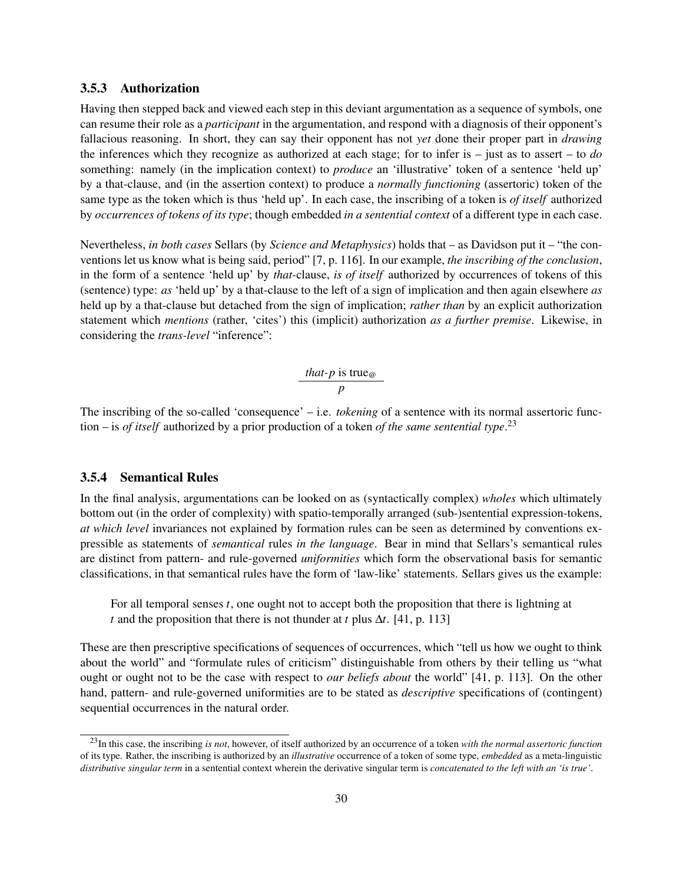#### 3.5.3 Authorization

Having then stepped back and viewed each step in this deviant argumentation as a sequence of symbols, one can resume their role as a *participant* in the argumentation, and respond with a diagnosis of their opponent's fallacious reasoning. In short, they can say their opponent has not *yet* done their proper part in *drawing* the inferences which they recognize as authorized at each stage; for to infer is – just as to assert – to *do* something: namely (in the implication context) to *produce* an 'illustrative' token of a sentence 'held up' by a that-clause, and (in the assertion context) to produce a *normally functioning* (assertoric) token of the same type as the token which is thus 'held up'. In each case, the inscribing of a token is *of itself* authorized by *occurrences of tokens of its type*; though embedded *in a sentential context* of a different type in each case.

Nevertheless, *in both cases* Sellars (by *Science and Metaphysics*) holds that – as Davidson put it – "the conventions let us know what is being said, period" [7, p. 116]. In our example, *the inscribing of the conclusion*, in the form of a sentence 'held up' by *that*-clause, *is of itself* authorized by occurrences of tokens of this (sentence) type: *as* 'held up' by a that-clause to the left of a sign of implication and then again elsewhere *as* held up by a that-clause but detached from the sign of implication; *rather than* by an explicit authorization statement which *mentions* (rather, 'cites') this (implicit) authorization *as a further premise*. Likewise, in considering the *trans-level* "inference":

$$\frac{\textit{that-}p \text{ is true}_{@}}{p}$$

The inscribing of the so-called 'consequence' – i.e. *tokening* of a sentence with its normal assertoric function – is *of itself* authorized by a prior production of a token *of the same sentential type*.[23]

#### 3.5.4 Semantical Rules

In the final analysis, argumentations can be looked on as (syntactically complex) *wholes* which ultimately bottom out (in the order of complexity) with spatio-temporally arranged (sub-)sentential expression-tokens, *at which level* invariances not explained by formation rules can be seen as determined by conventions expressible as statements of *semantical* rules *in the language*. Bear in mind that Sellars's semantical rules are distinct from pattern- and rule-governed *uniformities* which form the observational basis for semantic classifications, in that semantical rules have the form of 'law-like' statements. Sellars gives us the example:

> For all temporal senses $t$, one ought not to accept both the proposition that there is lightning at $t$ and the proposition that there is not thunder at $t$ plus $\Delta t$. [41, p. 113]

These are then prescriptive specifications of sequences of occurrences, which "tell us how we ought to think about the world" and "formulate rules of criticism" distinguishable from others by their telling us "what ought or ought not to be the case with respect to *our beliefs about* the world" [41, p. 113]. On the other hand, pattern- and rule-governed uniformities are to be stated as *descriptive* specifications of (contingent) sequential occurrences in the natural order.

[23] In this case, the inscribing *is not*, however, of itself authorized by an occurrence of a token *with the normal assertoric function* of its type. Rather, the inscribing is authorized by an *illustrative* occurrence of a token of some type, *embedded* as a meta-linguistic *distributive singular term* in a sentential context wherein the derivative singular term is *concatenated to the left with an 'is true'*.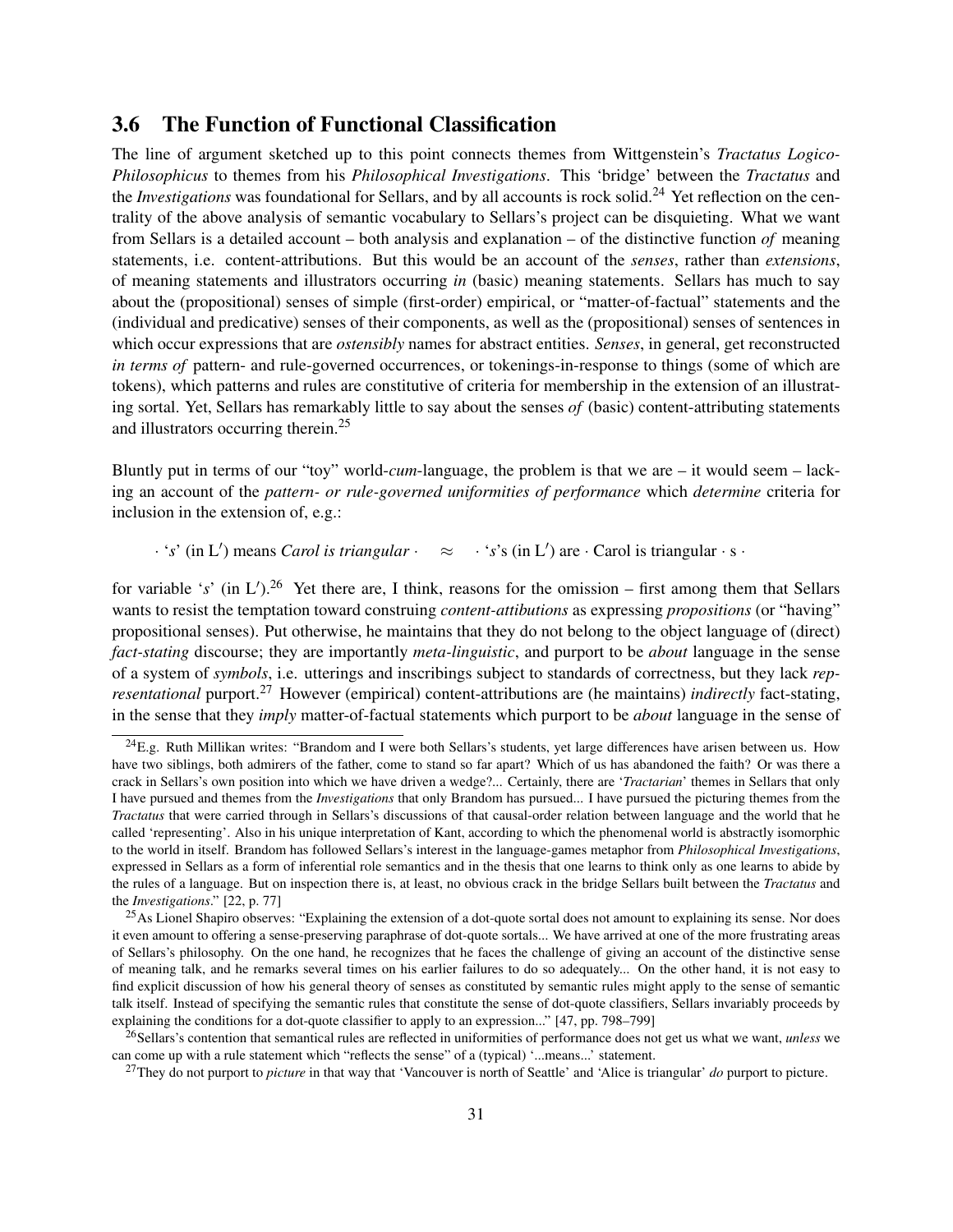### 3.6 The Function of Functional Classification

The line of argument sketched up to this point connects themes from Wittgenstein's *Tractatus Logico-Philosophicus* to themes from his *Philosophical Investigations*. This 'bridge' between the *Tractatus* and the *Investigations* was foundational for Sellars, and by all accounts is rock solid.[24] Yet reflection on the centrality of the above analysis of semantic vocabulary to Sellars's project can be disquieting. What we want from Sellars is a detailed account – both analysis and explanation – of the distinctive function *of* meaning statements, i.e. content-attributions. But this would be an account of the *senses*, rather than *extensions*, of meaning statements and illustrators occurring *in* (basic) meaning statements. Sellars has much to say about the (propositional) senses of simple (first-order) empirical, or "matter-of-factual" statements and the (individual and predicative) senses of their components, as well as the (propositional) senses of sentences in which occur expressions that are *ostensibly* names for abstract entities. *Senses*, in general, get reconstructed *in terms of* pattern- and rule-governed occurrences, or tokenings-in-response to things (some of which are tokens), which patterns and rules are constitutive of criteria for membership in the extension of an illustrating sortal. Yet, Sellars has remarkably little to say about the senses *of* (basic) content-attributing statements and illustrators occurring therein.[25]

Bluntly put in terms of our "toy" world-*cum*-language, the problem is that we are – it would seem – lacking an account of the *pattern- or rule-governed uniformities of performance* which *determine* criteria for inclusion in the extension of, e.g.:

· '*s*' (in L′) means *Carol is triangular* · $\approx$ · '*s*'s (in L′) are · Carol is triangular · s ·

for variable '*s*' (in L′).[26] Yet there are, I think, reasons for the omission – first among them that Sellars wants to resist the temptation toward construing *content-attibutions* as expressing *propositions* (or "having" propositional senses). Put otherwise, he maintains that they do not belong to the object language of (direct) *fact-stating* discourse; they are importantly *meta-linguistic*, and purport to be *about* language in the sense of a system of *symbols*, i.e. utterings and inscribings subject to standards of correctness, but they lack *representational* purport.[27] However (empirical) content-attributions are (he maintains) *indirectly* fact-stating, in the sense that they *imply* matter-of-factual statements which purport to be *about* language in the sense of

---

[24] E.g. Ruth Millikan writes: "Brandom and I were both Sellars's students, yet large differences have arisen between us. How have two siblings, both admirers of the father, come to stand so far apart? Which of us has abandoned the faith? Or was there a crack in Sellars's own position into which we have driven a wedge?... Certainly, there are '*Tractarian*' themes in Sellars that only I have pursued and themes from the *Investigations* that only Brandom has pursued... I have pursued the picturing themes from the *Tractatus* that were carried through in Sellars's discussions of that causal-order relation between language and the world that he called 'representing'. Also in his unique interpretation of Kant, according to which the phenomenal world is abstractly isomorphic to the world in itself. Brandom has followed Sellars's interest in the language-games metaphor from *Philosophical Investigations*, expressed in Sellars as a form of inferential role semantics and in the thesis that one learns to think only as one learns to abide by the rules of a language. But on inspection there is, at least, no obvious crack in the bridge Sellars built between the *Tractatus* and the *Investigations*." [22, p. 77]

[25] As Lionel Shapiro observes: "Explaining the extension of a dot-quote sortal does not amount to explaining its sense. Nor does it even amount to offering a sense-preserving paraphrase of dot-quote sortals... We have arrived at one of the more frustrating areas of Sellars's philosophy. On the one hand, he recognizes that he faces the challenge of giving an account of the distinctive sense of meaning talk, and he remarks several times on his earlier failures to do so adequately... On the other hand, it is not easy to find explicit discussion of how his general theory of senses as constituted by semantic rules might apply to the sense of semantic talk itself. Instead of specifying the semantic rules that constitute the sense of dot-quote classifiers, Sellars invariably proceeds by explaining the conditions for a dot-quote classifier to apply to an expression..." [47, pp. 798–799]

[26] Sellars's contention that semantical rules are reflected in uniformities of performance does not get us what we want, *unless* we can come up with a rule statement which "reflects the sense" of a (typical) '...means...' statement.

[27] They do not purport to *picture* in that way that 'Vancouver is north of Seattle' and 'Alice is triangular' *do* purport to picture.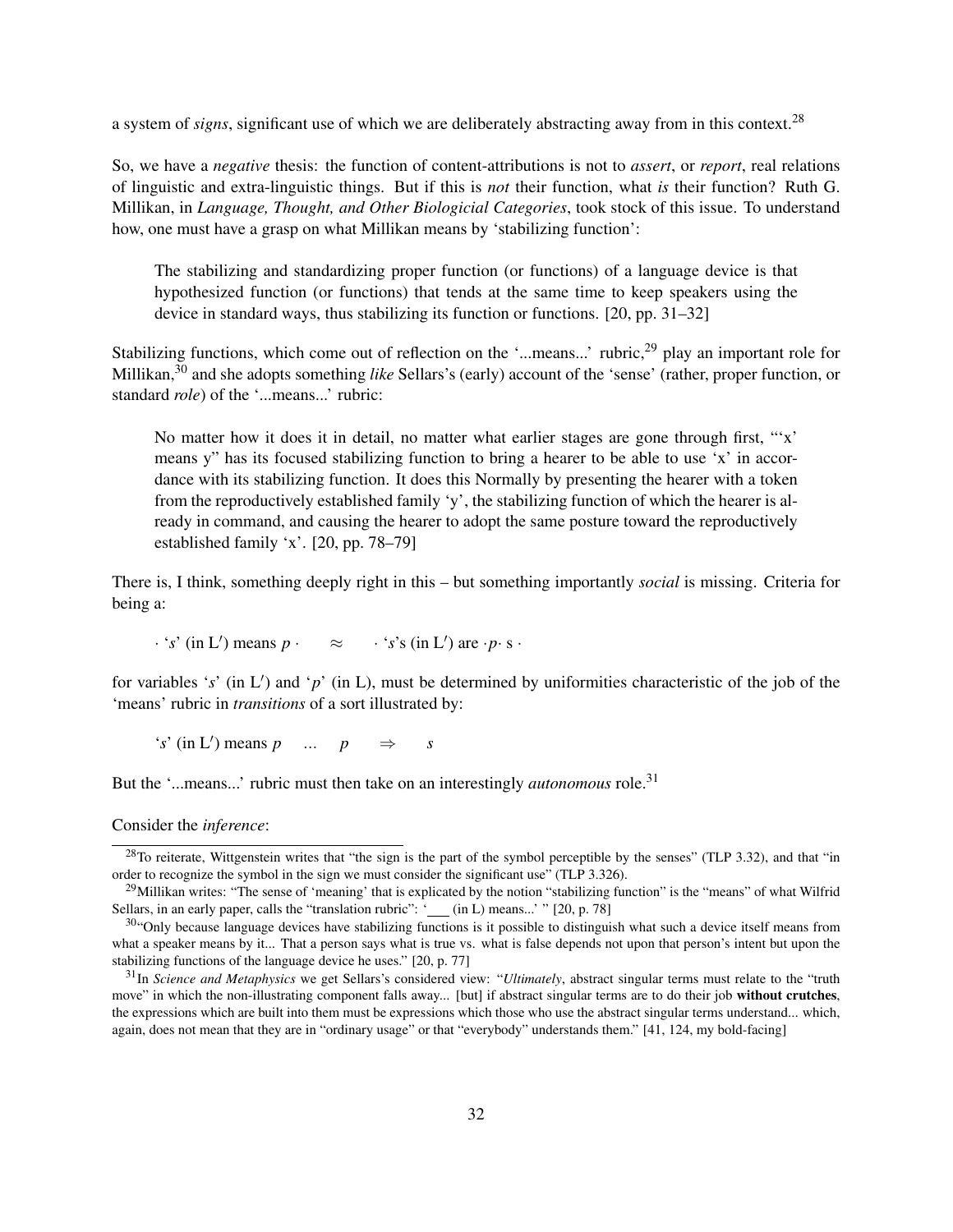a system of *signs*, significant use of which we are deliberately abstracting away from in this context.[28]

So, we have a *negative* thesis: the function of content-attributions is not to *assert*, or *report*, real relations of linguistic and extra-linguistic things. But if this is *not* their function, what *is* their function? Ruth G. Millikan, in *Language, Thought, and Other Biologicial Categories*, took stock of this issue. To understand how, one must have a grasp on what Millikan means by 'stabilizing function':

> The stabilizing and standardizing proper function (or functions) of a language device is that hypothesized function (or functions) that tends at the same time to keep speakers using the device in standard ways, thus stabilizing its function or functions. [20, pp. 31–32]

Stabilizing functions, which come out of reflection on the '...means...' rubric,[29] play an important role for Millikan,[30] and she adopts something *like* Sellars's (early) account of the 'sense' (rather, proper function, or standard *role*) of the '...means...' rubric:

> No matter how it does it in detail, no matter what earlier stages are gone through first, "'x' means y" has its focused stabilizing function to bring a hearer to be able to use 'x' in accordance with its stabilizing function. It does this Normally by presenting the hearer with a token from the reproductively established family 'y', the stabilizing function of which the hearer is already in command, and causing the hearer to adopt the same posture toward the reproductively established family 'x'. [20, pp. 78–79]

There is, I think, something deeply right in this – but something importantly *social* is missing. Criteria for being a:

$\cdot$ '$s$' (in L$'$) means $p$ $\cdot$ $\quad\approx\quad$ $\cdot$ '$s$'s (in L$'$) are $\cdot p\cdot$ s $\cdot$

for variables '$s$' (in L$'$) and '$p$' (in L), must be determined by uniformities characteristic of the job of the 'means' rubric in *transitions* of a sort illustrated by:

'$s$' (in L$'$) means $p$ $\quad\ldots\quad p \quad\Rightarrow\quad s$

But the '...means...' rubric must then take on an interestingly *autonomous* role.[31]

Consider the *inference*:

---

[28] To reiterate, Wittgenstein writes that "the sign is the part of the symbol perceptible by the senses" (TLP 3.32), and that "in order to recognize the symbol in the sign we must consider the significant use" (TLP 3.326).

[29] Millikan writes: "The sense of 'meaning' that is explicated by the notion "stabilizing function" is the "means" of what Wilfrid Sellars, in an early paper, calls the "translation rubric": '___ (in L) means...' " [20, p. 78]

[30] "Only because language devices have stabilizing functions is it possible to distinguish what such a device itself means from what a speaker means by it... That a person says what is true vs. what is false depends not upon that person's intent but upon the stabilizing functions of the language device he uses." [20, p. 77]

[31] In *Science and Metaphysics* we get Sellars's considered view: "*Ultimately*, abstract singular terms must relate to the "truth move" in which the non-illustrating component falls away... [but] if abstract singular terms are to do their job **without crutches**, the expressions which are built into them must be expressions which those who use the abstract singular terms understand... which, again, does not mean that they are in "ordinary usage" or that "everybody" understands them." [41, 124, my bold-facing]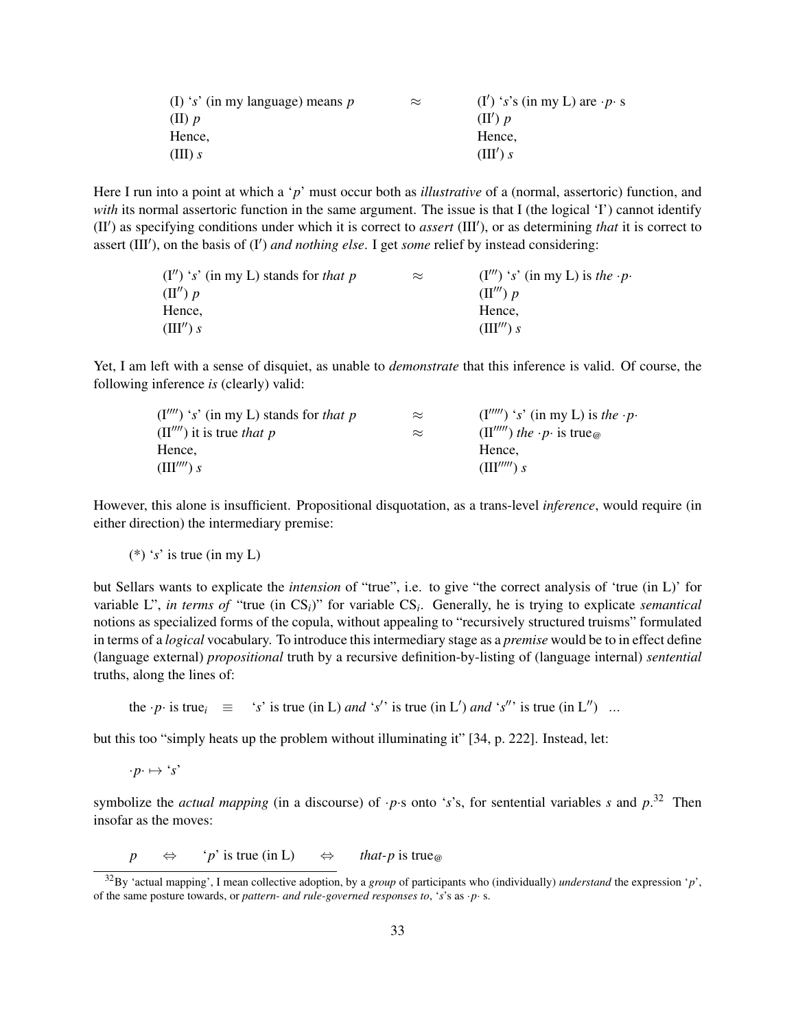| (I) '$s$' (in my language) means $p$ | $\approx$ | (I′) '$s$'s (in my L) are $\cdot p\cdot$ s |
|---|---|---|
| (II) $p$ | | (II′) $p$ |
| Hence, | | Hence, |
| (III) $s$ | | (III′) $s$ |

Here I run into a point at which a '$p$' must occur both as *illustrative* of a (normal, assertoric) function, and *with* its normal assertoric function in the same argument. The issue is that I (the logical 'I') cannot identify (II′) as specifying conditions under which it is correct to *assert* (III′), or as determining *that* it is correct to assert (III′), on the basis of (I′) *and nothing else*. I get *some* relief by instead considering:

| (I″) '$s$' (in my L) stands for *that p* | $\approx$ | (I‴) '$s$' (in my L) is *the* $\cdot p\cdot$ |
|---|---|---|
| (II″) $p$ | | (II‴) $p$ |
| Hence, | | Hence, |
| (III″) $s$ | | (III‴) $s$ |

Yet, I am left with a sense of disquiet, as unable to *demonstrate* that this inference is valid. Of course, the following inference *is* (clearly) valid:

| (I⁗) '$s$' (in my L) stands for *that p* | $\approx$ | (I⁗′) '$s$' (in my L) is *the* $\cdot p\cdot$ |
|---|---|---|
| (II⁗) it is true *that p* | $\approx$ | (II⁗′) *the* $\cdot p\cdot$ is true$_@$ |
| Hence, | | Hence, |
| (III⁗) $s$ | | (III⁗′) $s$ |

However, this alone is insufficient. Propositional disquotation, as a trans-level *inference*, would require (in either direction) the intermediary premise:

(*) '$s$' is true (in my L)

but Sellars wants to explicate the *intension* of "true", i.e. to give "the correct analysis of 'true (in L)' for variable L", *in terms of* "true (in $CS_i$)" for variable $CS_i$. Generally, he is trying to explicate *semantical* notions as specialized forms of the copula, without appealing to "recursively structured truisms" formulated in terms of a *logical* vocabulary. To introduce this intermediary stage as a *premise* would be to in effect define (language external) *propositional* truth by a recursive definition-by-listing of (language internal) *sentential* truths, along the lines of:

the $\cdot p\cdot$ is true$_i$ $\equiv$ '$s$' is true (in L) *and* '$s'$' is true (in L′) *and* '$s''$' is true (in L″) ...

but this too "simply heats up the problem without illuminating it" [34, p. 222]. Instead, let:

$\cdot p\cdot \mapsto$ '$s$'

symbolize the *actual mapping* (in a discourse) of $\cdot p\cdot$s onto '$s$'s, for sentential variables $s$ and $p$.[32] Then insofar as the moves:

$p \quad \Leftrightarrow \quad$ '$p$' is true (in L) $\quad \Leftrightarrow \quad$ *that-p* is true$_@$

[32] By 'actual mapping', I mean collective adoption, by a *group* of participants who (individually) *understand* the expression '$p$', of the same posture towards, or *pattern- and rule-governed responses to*, '$s$'s as $\cdot p\cdot$ s.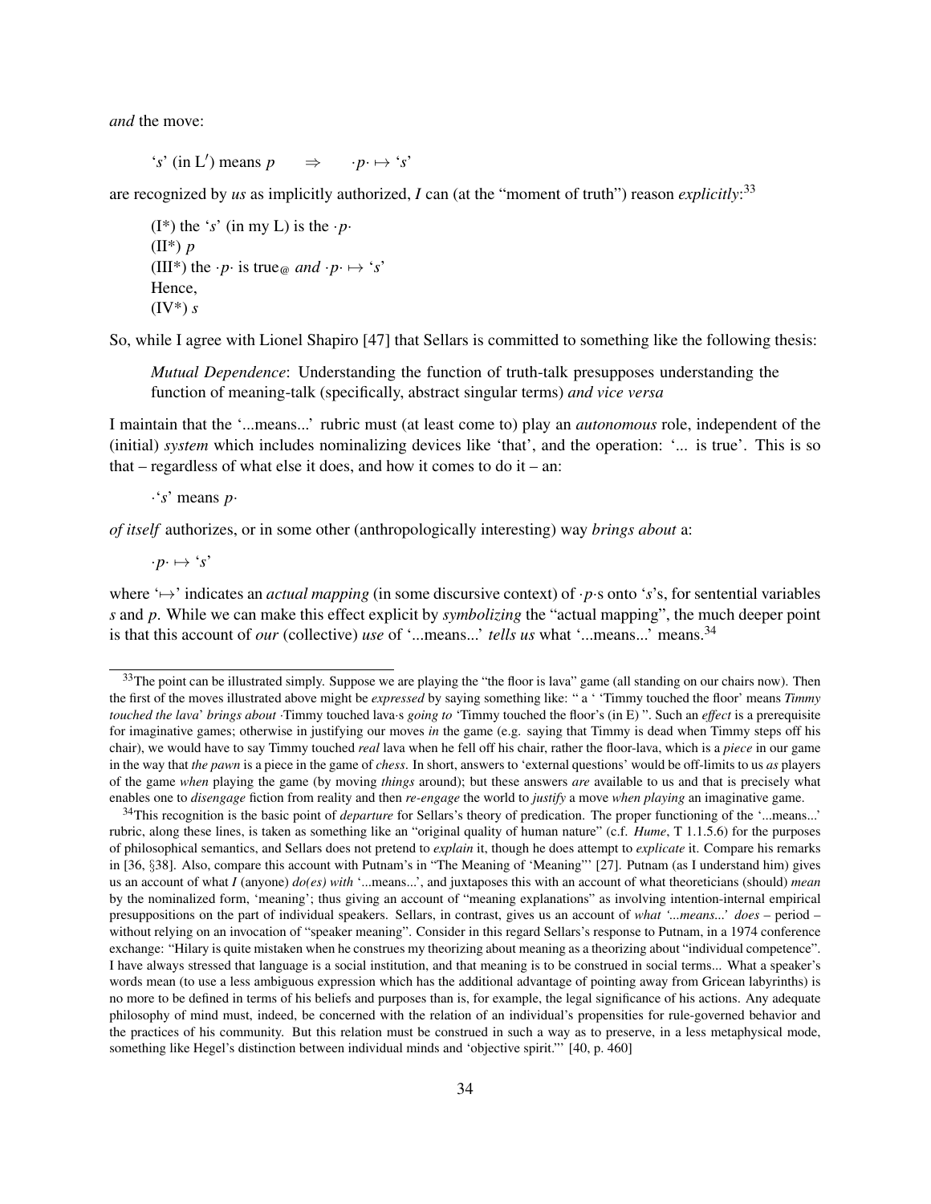*and* the move:

> '*s*' (in L′) means *p* $\quad\Rightarrow\quad$ ·*p*· ↦ '*s*'

are recognized by *us* as implicitly authorized, *I* can (at the "moment of truth") reason *explicitly*:[33]

> (I*) the '*s*' (in my L) is the ·*p*·
> (II*) *p*
> (III*) the ·*p*· is true$_{@}$ *and* ·*p*· ↦ '*s*'
> Hence,
> (IV*) *s*

So, while I agree with Lionel Shapiro [47] that Sellars is committed to something like the following thesis:

> *Mutual Dependence*: Understanding the function of truth-talk presupposes understanding the function of meaning-talk (specifically, abstract singular terms) *and vice versa*

I maintain that the '...means...' rubric must (at least come to) play an *autonomous* role, independent of the (initial) *system* which includes nominalizing devices like 'that', and the operation: '... is true'. This is so that – regardless of what else it does, and how it comes to do it – an:

> ·'*s*' means *p*·

*of itself* authorizes, or in some other (anthropologically interesting) way *brings about* a:

> ·*p*· ↦ '*s*'

where '↦' indicates an *actual mapping* (in some discursive context) of ·*p*·s onto '*s*'s, for sentential variables *s* and *p*. While we can make this effect explicit by *symbolizing* the "actual mapping", the much deeper point is that this account of *our* (collective) *use* of '...means...' *tells us* what '...means...' means.[34]

---

[33] The point can be illustrated simply. Suppose we are playing the "the floor is lava" game (all standing on our chairs now). Then the first of the moves illustrated above might be *expressed* by saying something like: " a ' 'Timmy touched the floor' means *Timmy touched the lava*' *brings about* ·Timmy touched lava·s *going to* 'Timmy touched the floor's (in E) ". Such an *effect* is a prerequisite for imaginative games; otherwise in justifying our moves *in* the game (e.g. saying that Timmy is dead when Timmy steps off his chair), we would have to say Timmy touched *real* lava when he fell off his chair, rather the floor-lava, which is a *piece* in our game in the way that *the pawn* is a piece in the game of *chess*. In short, answers to 'external questions' would be off-limits to us *as* players of the game *when* playing the game (by moving *things* around); but these answers *are* available to us and that is precisely what enables one to *disengage* fiction from reality and then *re-engage* the world to *justify* a move *when playing* an imaginative game.

[34] This recognition is the basic point of *departure* for Sellars's theory of predication. The proper functioning of the '...means...' rubric, along these lines, is taken as something like an "original quality of human nature" (c.f. *Hume*, T 1.1.5.6) for the purposes of philosophical semantics, and Sellars does not pretend to *explain* it, though he does attempt to *explicate* it. Compare his remarks in [36, §38]. Also, compare this account with Putnam's in "The Meaning of 'Meaning"' [27]. Putnam (as I understand him) gives us an account of what *I* (anyone) *do(es) with* '...means...', and juxtaposes this with an account of what theoreticians (should) *mean* by the nominalized form, 'meaning'; thus giving an account of "meaning explanations" as involving intention-internal empirical presuppositions on the part of individual speakers. Sellars, in contrast, gives us an account of *what '...means...' does* – period – without relying on an invocation of "speaker meaning". Consider in this regard Sellars's response to Putnam, in a 1974 conference exchange: "Hilary is quite mistaken when he construes my theorizing about meaning as a theorizing about "individual competence". I have always stressed that language is a social institution, and that meaning is to be construed in social terms... What a speaker's words mean (to use a less ambiguous expression which has the additional advantage of pointing away from Gricean labyrinths) is no more to be defined in terms of his beliefs and purposes than is, for example, the legal significance of his actions. Any adequate philosophy of mind must, indeed, be concerned with the relation of an individual's propensities for rule-governed behavior and the practices of his community. But this relation must be construed in such a way as to preserve, in a less metaphysical mode, something like Hegel's distinction between individual minds and 'objective spirit."' [40, p. 460]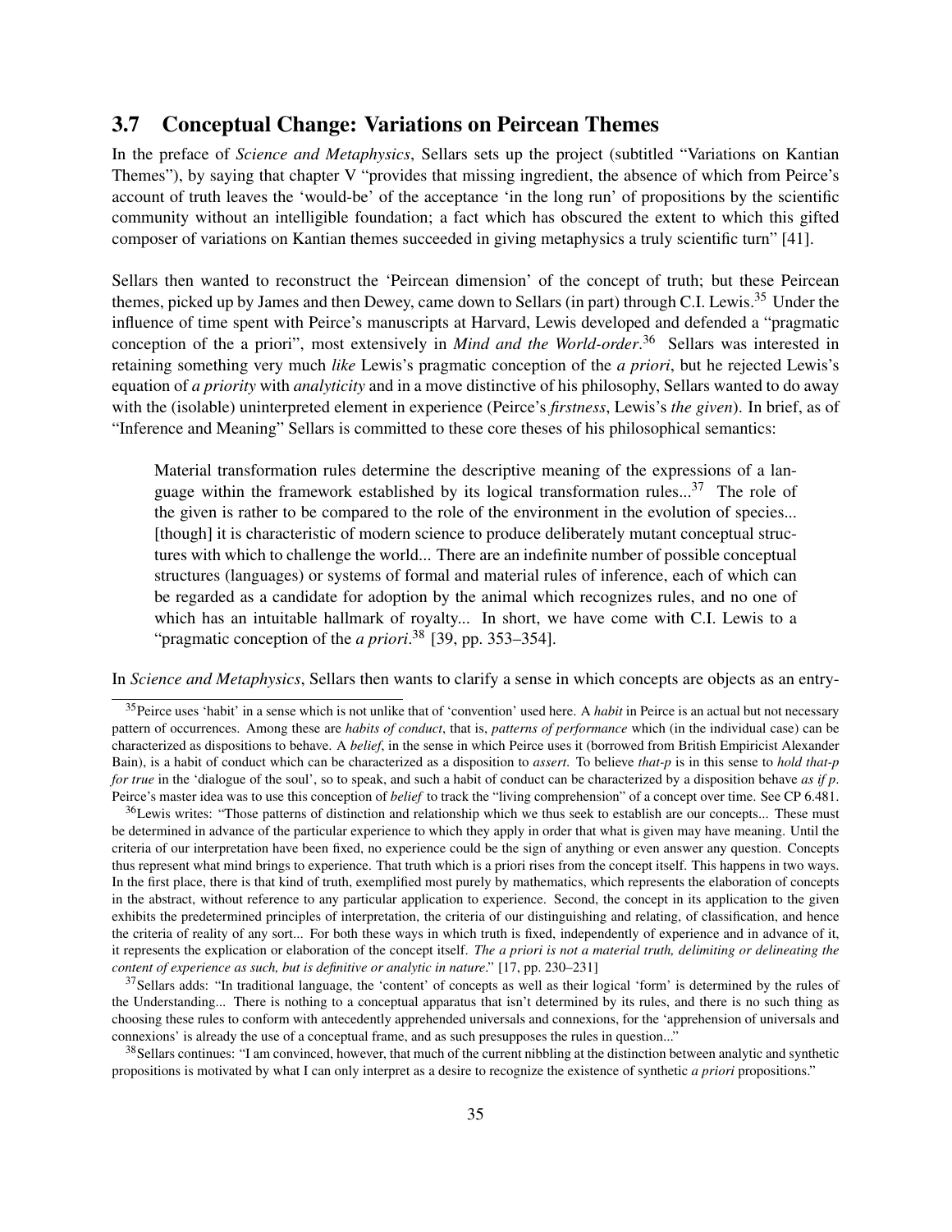### 3.7 Conceptual Change: Variations on Peircean Themes

In the preface of *Science and Metaphysics*, Sellars sets up the project (subtitled "Variations on Kantian Themes"), by saying that chapter V "provides that missing ingredient, the absence of which from Peirce's account of truth leaves the 'would-be' of the acceptance 'in the long run' of propositions by the scientific community without an intelligible foundation; a fact which has obscured the extent to which this gifted composer of variations on Kantian themes succeeded in giving metaphysics a truly scientific turn" [41].

Sellars then wanted to reconstruct the 'Peircean dimension' of the concept of truth; but these Peircean themes, picked up by James and then Dewey, came down to Sellars (in part) through C.I. Lewis.[35] Under the influence of time spent with Peirce's manuscripts at Harvard, Lewis developed and defended a "pragmatic conception of the a priori", most extensively in *Mind and the World-order*.[36] Sellars was interested in retaining something very much *like* Lewis's pragmatic conception of the *a priori*, but he rejected Lewis's equation of *a priority* with *analyticity* and in a move distinctive of his philosophy, Sellars wanted to do away with the (isolable) uninterpreted element in experience (Peirce's *firstness*, Lewis's *the given*). In brief, as of "Inference and Meaning" Sellars is committed to these core theses of his philosophical semantics:

> Material transformation rules determine the descriptive meaning of the expressions of a language within the framework established by its logical transformation rules...[37] The role of the given is rather to be compared to the role of the environment in the evolution of species... [though] it is characteristic of modern science to produce deliberately mutant conceptual structures with which to challenge the world... There are an indefinite number of possible conceptual structures (languages) or systems of formal and material rules of inference, each of which can be regarded as a candidate for adoption by the animal which recognizes rules, and no one of which has an intuitable hallmark of royalty... In short, we have come with C.I. Lewis to a "pragmatic conception of the *a priori*.[38] [39, pp. 353–354].

In *Science and Metaphysics*, Sellars then wants to clarify a sense in which concepts are objects as an entry-

---

[35] Peirce uses 'habit' in a sense which is not unlike that of 'convention' used here. A *habit* in Peirce is an actual but not necessary pattern of occurrences. Among these are *habits of conduct*, that is, *patterns of performance* which (in the individual case) can be characterized as dispositions to behave. A *belief*, in the sense in which Peirce uses it (borrowed from British Empiricist Alexander Bain), is a habit of conduct which can be characterized as a disposition to *assert*. To believe *that-p* is in this sense to *hold that-p for true* in the 'dialogue of the soul', so to speak, and such a habit of conduct can be characterized by a disposition behave *as if p*. Peirce's master idea was to use this conception of *belief* to track the "living comprehension" of a concept over time. See CP 6.481.

[36] Lewis writes: "Those patterns of distinction and relationship which we thus seek to establish are our concepts... These must be determined in advance of the particular experience to which they apply in order that what is given may have meaning. Until the criteria of our interpretation have been fixed, no experience could be the sign of anything or even answer any question. Concepts thus represent what mind brings to experience. That truth which is a priori rises from the concept itself. This happens in two ways. In the first place, there is that kind of truth, exemplified most purely by mathematics, which represents the elaboration of concepts in the abstract, without reference to any particular application to experience. Second, the concept in its application to the given exhibits the predetermined principles of interpretation, the criteria of our distinguishing and relating, of classification, and hence the criteria of reality of any sort... For both these ways in which truth is fixed, independently of experience and in advance of it, it represents the explication or elaboration of the concept itself. *The a priori is not a material truth, delimiting or delineating the content of experience as such, but is definitive or analytic in nature*." [17, pp. 230–231]

[37] Sellars adds: "In traditional language, the 'content' of concepts as well as their logical 'form' is determined by the rules of the Understanding... There is nothing to a conceptual apparatus that isn't determined by its rules, and there is no such thing as choosing these rules to conform with antecedently apprehended universals and connexions, for the 'apprehension of universals and connexions' is already the use of a conceptual frame, and as such presupposes the rules in question..."

[38] Sellars continues: "I am convinced, however, that much of the current nibbling at the distinction between analytic and synthetic propositions is motivated by what I can only interpret as a desire to recognize the existence of synthetic *a priori* propositions."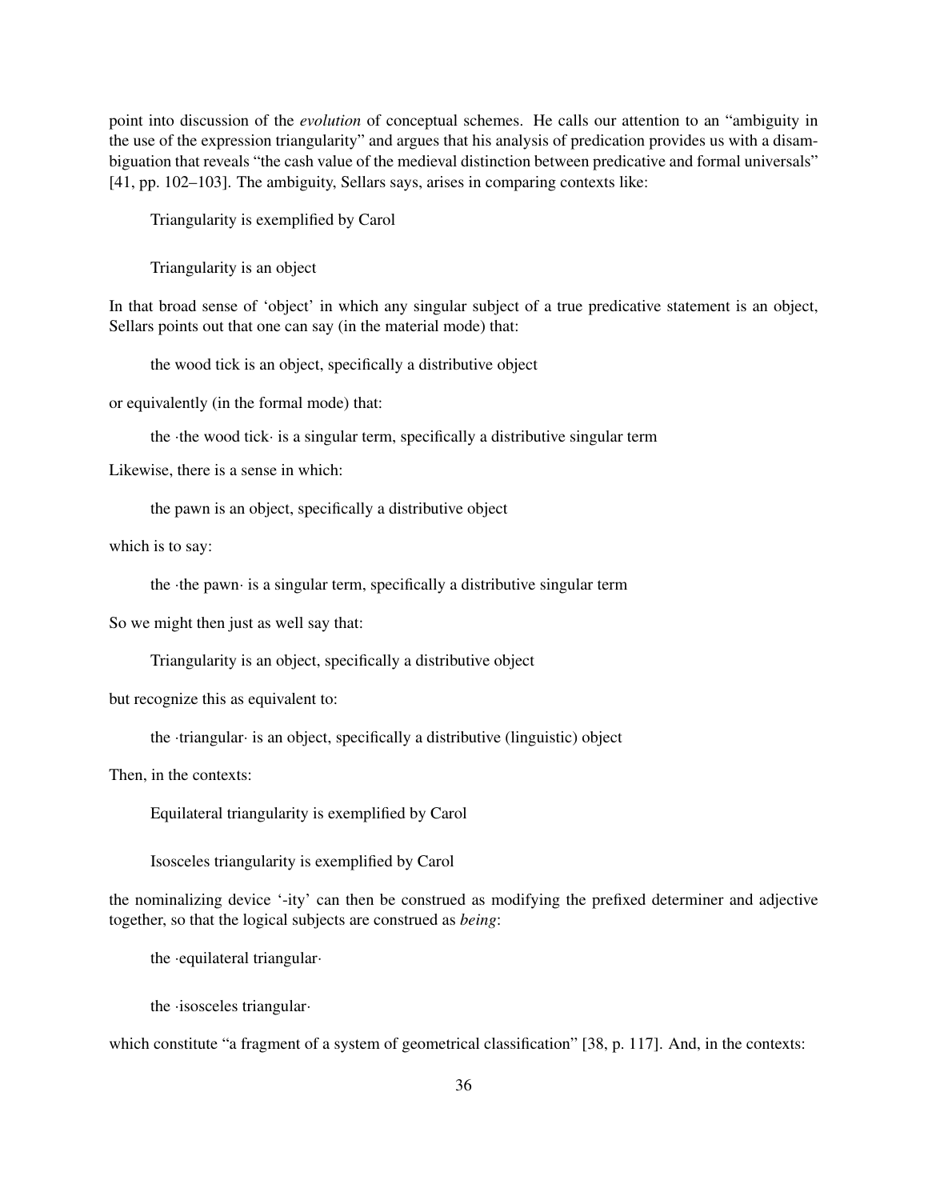point into discussion of the *evolution* of conceptual schemes. He calls our attention to an "ambiguity in the use of the expression triangularity" and argues that his analysis of predication provides us with a disambiguation that reveals "the cash value of the medieval distinction between predicative and formal universals" [41, pp. 102–103]. The ambiguity, Sellars says, arises in comparing contexts like:

> Triangularity is exemplified by Carol

> Triangularity is an object

In that broad sense of 'object' in which any singular subject of a true predicative statement is an object, Sellars points out that one can say (in the material mode) that:

> the wood tick is an object, specifically a distributive object

or equivalently (in the formal mode) that:

> the ·the wood tick· is a singular term, specifically a distributive singular term

Likewise, there is a sense in which:

> the pawn is an object, specifically a distributive object

which is to say:

> the ·the pawn· is a singular term, specifically a distributive singular term

So we might then just as well say that:

> Triangularity is an object, specifically a distributive object

but recognize this as equivalent to:

> the ·triangular· is an object, specifically a distributive (linguistic) object

Then, in the contexts:

> Equilateral triangularity is exemplified by Carol

> Isosceles triangularity is exemplified by Carol

the nominalizing device '-ity' can then be construed as modifying the prefixed determiner and adjective together, so that the logical subjects are construed as *being*:

> the ·equilateral triangular·

> the ·isosceles triangular·

which constitute "a fragment of a system of geometrical classification" [38, p. 117]. And, in the contexts: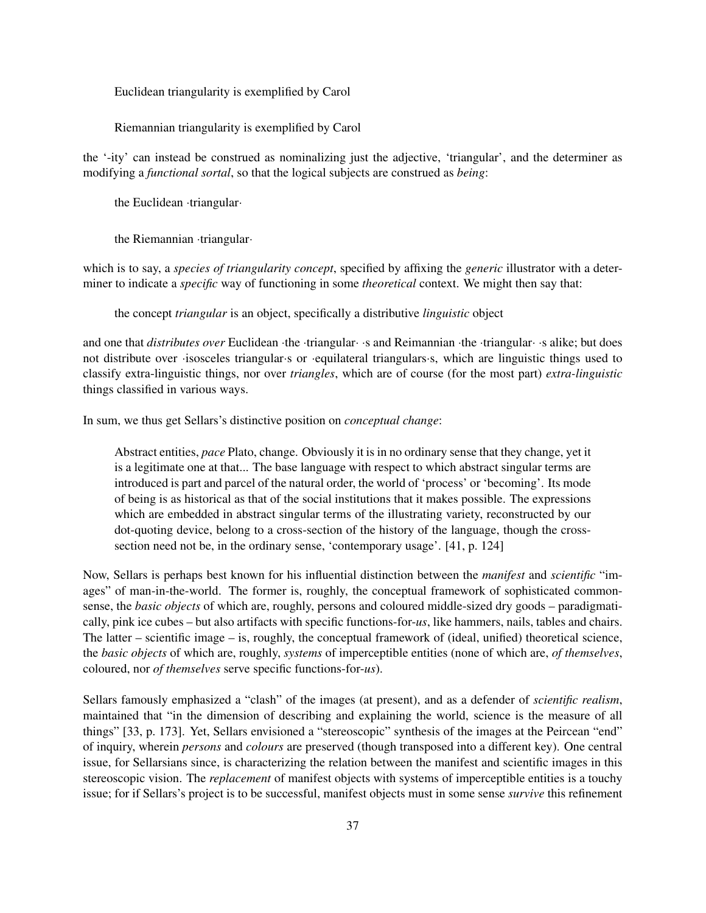Euclidean triangularity is exemplified by Carol

Riemannian triangularity is exemplified by Carol

the '-ity' can instead be construed as nominalizing just the adjective, 'triangular', and the determiner as modifying a *functional sortal*, so that the logical subjects are construed as *being*:

the Euclidean ·triangular·

the Riemannian ·triangular·

which is to say, a *species of triangularity concept*, specified by affixing the *generic* illustrator with a determiner to indicate a *specific* way of functioning in some *theoretical* context. We might then say that:

the concept *triangular* is an object, specifically a distributive *linguistic* object

and one that *distributes over* Euclidean ·the ·triangular· ·s and Reimannian ·the ·triangular· ·s alike; but does not distribute over ·isosceles triangular·s or ·equilateral triangulars·s, which are linguistic things used to classify extra-linguistic things, nor over *triangles*, which are of course (for the most part) *extra-linguistic* things classified in various ways.

In sum, we thus get Sellars's distinctive position on *conceptual change*:

> Abstract entities, *pace* Plato, change. Obviously it is in no ordinary sense that they change, yet it is a legitimate one at that... The base language with respect to which abstract singular terms are introduced is part and parcel of the natural order, the world of 'process' or 'becoming'. Its mode of being is as historical as that of the social institutions that it makes possible. The expressions which are embedded in abstract singular terms of the illustrating variety, reconstructed by our dot-quoting device, belong to a cross-section of the history of the language, though the cross-section need not be, in the ordinary sense, 'contemporary usage'. [41, p. 124]

Now, Sellars is perhaps best known for his influential distinction between the *manifest* and *scientific* "images" of man-in-the-world. The former is, roughly, the conceptual framework of sophisticated commonsense, the *basic objects* of which are, roughly, persons and coloured middle-sized dry goods – paradigmatically, pink ice cubes – but also artifacts with specific functions-for-*us*, like hammers, nails, tables and chairs. The latter – scientific image – is, roughly, the conceptual framework of (ideal, unified) theoretical science, the *basic objects* of which are, roughly, *systems* of imperceptible entities (none of which are, *of themselves*, coloured, nor *of themselves* serve specific functions-for-*us*).

Sellars famously emphasized a "clash" of the images (at present), and as a defender of *scientific realism*, maintained that "in the dimension of describing and explaining the world, science is the measure of all things" [33, p. 173]. Yet, Sellars envisioned a "stereoscopic" synthesis of the images at the Peircean "end" of inquiry, wherein *persons* and *colours* are preserved (though transposed into a different key). One central issue, for Sellarsians since, is characterizing the relation between the manifest and scientific images in this stereoscopic vision. The *replacement* of manifest objects with systems of imperceptible entities is a touchy issue; for if Sellars's project is to be successful, manifest objects must in some sense *survive* this refinement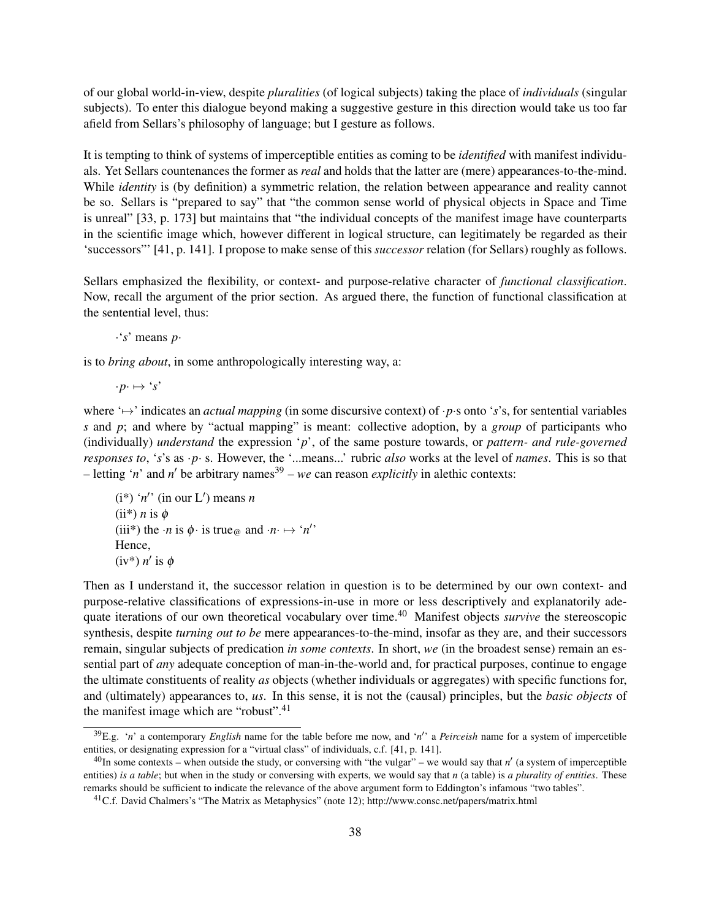of our global world-in-view, despite *pluralities* (of logical subjects) taking the place of *individuals* (singular subjects). To enter this dialogue beyond making a suggestive gesture in this direction would take us too far afield from Sellars's philosophy of language; but I gesture as follows.

It is tempting to think of systems of imperceptible entities as coming to be *identified* with manifest individuals. Yet Sellars countenances the former as *real* and holds that the latter are (mere) appearances-to-the-mind. While *identity* is (by definition) a symmetric relation, the relation between appearance and reality cannot be so. Sellars is "prepared to say" that "the common sense world of physical objects in Space and Time is unreal" [33, p. 173] but maintains that "the individual concepts of the manifest image have counterparts in the scientific image which, however different in logical structure, can legitimately be regarded as their 'successors"' [41, p. 141]. I propose to make sense of this *successor* relation (for Sellars) roughly as follows.

Sellars emphasized the flexibility, or context- and purpose-relative character of *functional classification*. Now, recall the argument of the prior section. As argued there, the function of functional classification at the sentential level, thus:

$\cdot$'$s$' means $p\cdot$

is to *bring about*, in some anthropologically interesting way, a:

$\cdot p \cdot \mapsto$ '$s$'

where '$\mapsto$' indicates an *actual mapping* (in some discursive context) of $\cdot p \cdot$s onto '$s$'s, for sentential variables $s$ and $p$; and where by "actual mapping" is meant: collective adoption, by a *group* of participants who (individually) *understand* the expression '$p$', of the same posture towards, or *pattern- and rule-governed responses to*, '$s$'s as $\cdot p \cdot$ s. However, the '...means...' rubric *also* works at the level of *names*. This is so that – letting '$n$' and $n'$ be arbitrary names[39] – *we* can reason *explicitly* in alethic contexts:

(i*) '$n'$' (in our L$'$) means $n$
(ii*) $n$ is $\phi$
(iii*) the $\cdot n$ is $\phi\cdot$ is true$_@$ and $\cdot n \cdot \mapsto$ '$n'$'
Hence,
(iv*) $n'$ is $\phi$

Then as I understand it, the successor relation in question is to be determined by our own context- and purpose-relative classifications of expressions-in-use in more or less descriptively and explanatorily adequate iterations of our own theoretical vocabulary over time.[40] Manifest objects *survive* the stereoscopic synthesis, despite *turning out to be* mere appearances-to-the-mind, insofar as they are, and their successors remain, singular subjects of predication *in some contexts*. In short, *we* (in the broadest sense) remain an essential part of *any* adequate conception of man-in-the-world and, for practical purposes, continue to engage the ultimate constituents of reality *as* objects (whether individuals or aggregates) with specific functions for, and (ultimately) appearances to, *us*. In this sense, it is not the (causal) principles, but the *basic objects* of the manifest image which are "robust".[41]

---

[39] E.g. '$n$' a contemporary *English* name for the table before me now, and '$n'$' a *Peirceish* name for a system of impercetible entities, or designating expression for a "virtual class" of individuals, c.f. [41, p. 141].

[40] In some contexts – when outside the study, or conversing with "the vulgar" – we would say that $n'$ (a system of imperceptible entities) *is a table*; but when in the study or conversing with experts, we would say that $n$ (a table) is *a plurality of entities*. These remarks should be sufficient to indicate the relevance of the above argument form to Eddington's infamous "two tables".

[41] C.f. David Chalmers's "The Matrix as Metaphysics" (note 12); http://www.consc.net/papers/matrix.html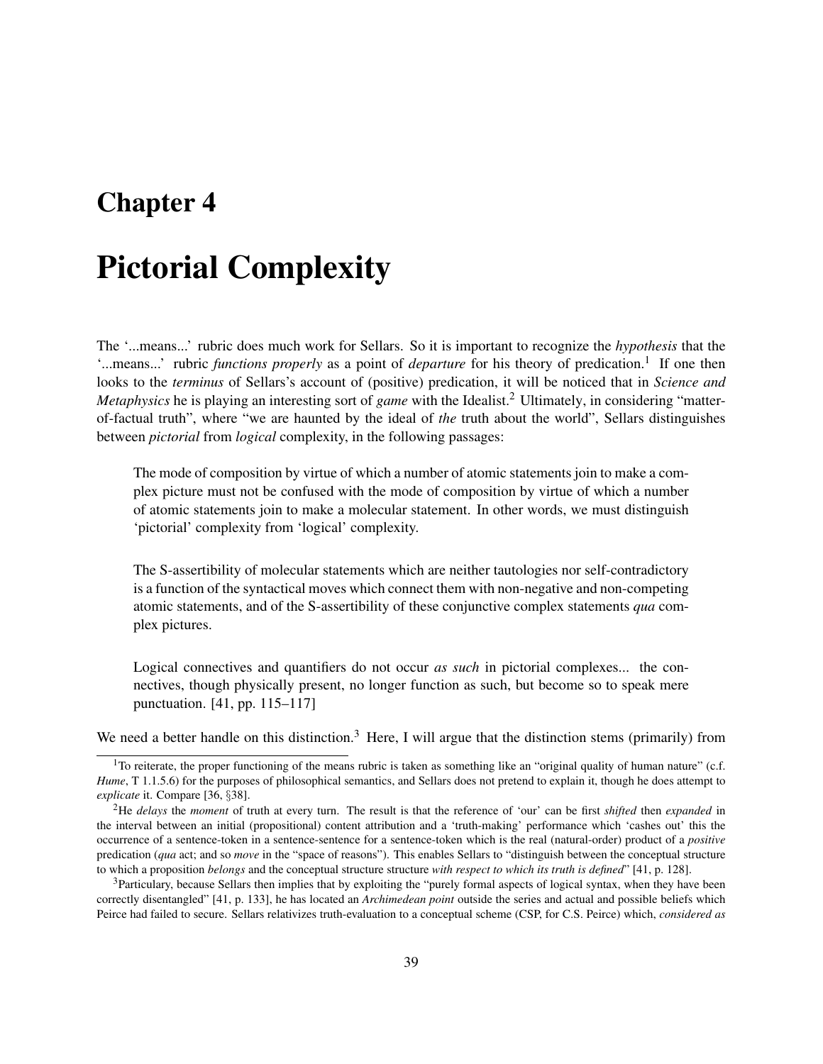# Chapter 4

# Pictorial Complexity

The '...means...' rubric does much work for Sellars. So it is important to recognize the *hypothesis* that the '...means...' rubric *functions properly* as a point of *departure* for his theory of predication.[1] If one then looks to the *terminus* of Sellars's account of (positive) predication, it will be noticed that in *Science and Metaphysics* he is playing an interesting sort of *game* with the Idealist.[2] Ultimately, in considering "matter-of-factual truth", where "we are haunted by the ideal of *the* truth about the world", Sellars distinguishes between *pictorial* from *logical* complexity, in the following passages:

> The mode of composition by virtue of which a number of atomic statements join to make a complex picture must not be confused with the mode of composition by virtue of which a number of atomic statements join to make a molecular statement. In other words, we must distinguish 'pictorial' complexity from 'logical' complexity.
>
> The S-assertibility of molecular statements which are neither tautologies nor self-contradictory is a function of the syntactical moves which connect them with non-negative and non-competing atomic statements, and of the S-assertibility of these conjunctive complex statements *qua* complex pictures.
>
> Logical connectives and quantifiers do not occur *as such* in pictorial complexes... the connectives, though physically present, no longer function as such, but become so to speak mere punctuation. [41, pp. 115–117]

We need a better handle on this distinction.[3] Here, I will argue that the distinction stems (primarily) from

---

[1] To reiterate, the proper functioning of the means rubric is taken as something like an "original quality of human nature" (c.f. *Hume*, T 1.1.5.6) for the purposes of philosophical semantics, and Sellars does not pretend to explain it, though he does attempt to *explicate* it. Compare [36, §38].

[2] He *delays* the *moment* of truth at every turn. The result is that the reference of 'our' can be first *shifted* then *expanded* in the interval between an initial (propositional) content attribution and a 'truth-making' performance which 'cashes out' this the occurrence of a sentence-token in a sentence-sentence for a sentence-token which is the real (natural-order) product of a *positive* predication (*qua* act; and so *move* in the "space of reasons"). This enables Sellars to "distinguish between the conceptual structure to which a proposition *belongs* and the conceptual structure structure *with respect to which its truth is defined*" [41, p. 128].

[3] Particulary, because Sellars then implies that by exploiting the "purely formal aspects of logical syntax, when they have been correctly disentangled" [41, p. 133], he has located an *Archimedean point* outside the series and actual and possible beliefs which Peirce had failed to secure. Sellars relativizes truth-evaluation to a conceptual scheme (CSP, for C.S. Peirce) which, *considered as*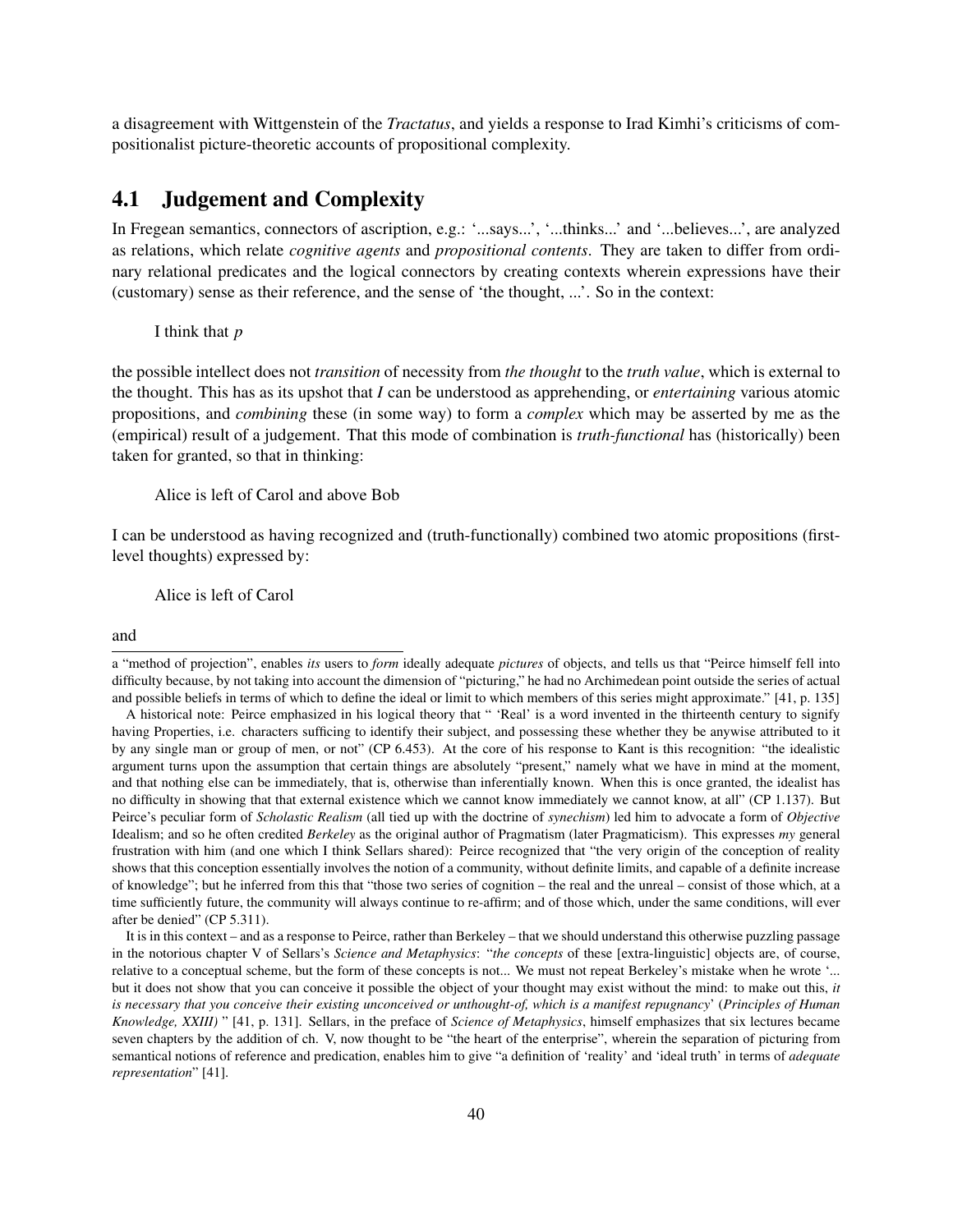a disagreement with Wittgenstein of the *Tractatus*, and yields a response to Irad Kimhi's criticisms of compositionalist picture-theoretic accounts of propositional complexity.

## 4.1 Judgement and Complexity

In Fregean semantics, connectors of ascription, e.g.: '...says...', '...thinks...' and '...believes...', are analyzed as relations, which relate *cognitive agents* and *propositional contents*. They are taken to differ from ordinary relational predicates and the logical connectors by creating contexts wherein expressions have their (customary) sense as their reference, and the sense of 'the thought, ...'. So in the context:

> I think that *p*

the possible intellect does not *transition* of necessity from *the thought* to the *truth value*, which is external to the thought. This has as its upshot that *I* can be understood as apprehending, or *entertaining* various atomic propositions, and *combining* these (in some way) to form a *complex* which may be asserted by me as the (empirical) result of a judgement. That this mode of combination is *truth-functional* has (historically) been taken for granted, so that in thinking:

> Alice is left of Carol and above Bob

I can be understood as having recognized and (truth-functionally) combined two atomic propositions (first-level thoughts) expressed by:

> Alice is left of Carol

and

---

a "method of projection", enables *its* users to *form* ideally adequate *pictures* of objects, and tells us that "Peirce himself fell into difficulty because, by not taking into account the dimension of "picturing," he had no Archimedean point outside the series of actual and possible beliefs in terms of which to define the ideal or limit to which members of this series might approximate." [41, p. 135]

A historical note: Peirce emphasized in his logical theory that " 'Real' is a word invented in the thirteenth century to signify having Properties, i.e. characters sufficing to identify their subject, and possessing these whether they be anywise attributed to it by any single man or group of men, or not" (CP 6.453). At the core of his response to Kant is this recognition: "the idealistic argument turns upon the assumption that certain things are absolutely "present," namely what we have in mind at the moment, and that nothing else can be immediately, that is, otherwise than inferentially known. When this is once granted, the idealist has no difficulty in showing that that external existence which we cannot know immediately we cannot know, at all" (CP 1.137). But Peirce's peculiar form of *Scholastic Realism* (all tied up with the doctrine of *synechism*) led him to advocate a form of *Objective* Idealism; and so he often credited *Berkeley* as the original author of Pragmatism (later Pragmaticism). This expresses *my* general frustration with him (and one which I think Sellars shared): Peirce recognized that "the very origin of the conception of reality shows that this conception essentially involves the notion of a community, without definite limits, and capable of a definite increase of knowledge"; but he inferred from this that "those two series of cognition – the real and the unreal – consist of those which, at a time sufficiently future, the community will always continue to re-affirm; and of those which, under the same conditions, will ever after be denied" (CP 5.311).

It is in this context – and as a response to Peirce, rather than Berkeley – that we should understand this otherwise puzzling passage in the notorious chapter V of Sellars's *Science and Metaphysics*: "*the concepts* of these [extra-linguistic] objects are, of course, relative to a conceptual scheme, but the form of these concepts is not... We must not repeat Berkeley's mistake when he wrote '... but it does not show that you can conceive it possible the object of your thought may exist without the mind: to make out this, *it is necessary that you conceive their existing unconceived or unthought-of, which is a manifest repugnancy*' (*Principles of Human Knowledge, XXIII)* " [41, p. 131]. Sellars, in the preface of *Science of Metaphysics*, himself emphasizes that six lectures became seven chapters by the addition of ch. V, now thought to be "the heart of the enterprise", wherein the separation of picturing from semantical notions of reference and predication, enables him to give "a definition of 'reality' and 'ideal truth' in terms of *adequate representation*" [41].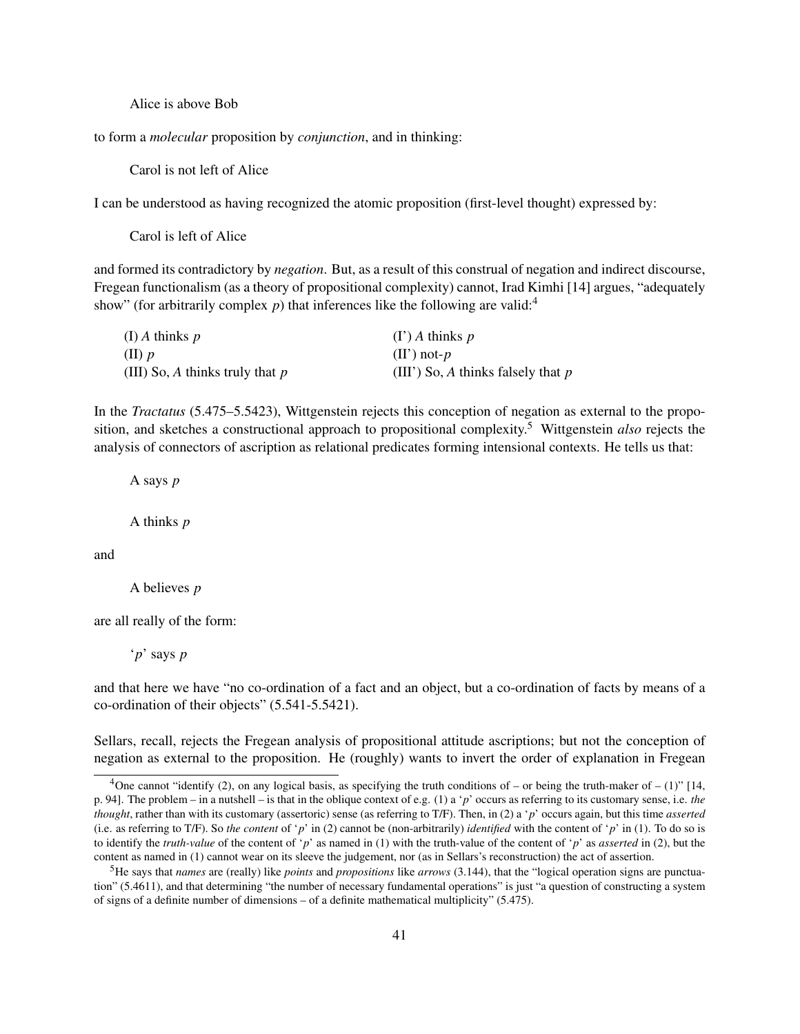Alice is above Bob

to form a *molecular* proposition by *conjunction*, and in thinking:

Carol is not left of Alice

I can be understood as having recognized the atomic proposition (first-level thought) expressed by:

Carol is left of Alice

and formed its contradictory by *negation*. But, as a result of this construal of negation and indirect discourse, Fregean functionalism (as a theory of propositional complexity) cannot, Irad Kimhi [14] argues, "adequately show" (for arbitrarily complex *p*) that inferences like the following are valid:[4]

| | |
|---|---|
| (I) *A* thinks *p* | (I') *A* thinks *p* |
| (II) *p* | (II') not-*p* |
| (III) So, *A* thinks truly that *p* | (III') So, *A* thinks falsely that *p* |

In the *Tractatus* (5.475–5.5423), Wittgenstein rejects this conception of negation as external to the proposition, and sketches a constructional approach to propositional complexity.[5] Wittgenstein *also* rejects the analysis of connectors of ascription as relational predicates forming intensional contexts. He tells us that:

A says *p*

A thinks *p*

and

A believes *p*

are all really of the form:

'*p*' says *p*

and that here we have "no co-ordination of a fact and an object, but a co-ordination of facts by means of a co-ordination of their objects" (5.541-5.5421).

Sellars, recall, rejects the Fregean analysis of propositional attitude ascriptions; but not the conception of negation as external to the proposition. He (roughly) wants to invert the order of explanation in Fregean

---

[4] One cannot "identify (2), on any logical basis, as specifying the truth conditions of – or being the truth-maker of – (1)" [14, p. 94]. The problem – in a nutshell – is that in the oblique context of e.g. (1) a '*p*' occurs as referring to its customary sense, i.e. *the thought*, rather than with its customary (assertoric) sense (as referring to T/F). Then, in (2) a '*p*' occurs again, but this time *asserted* (i.e. as referring to T/F). So *the content* of '*p*' in (2) cannot be (non-arbitrarily) *identified* with the content of '*p*' in (1). To do so is to identify the *truth-value* of the content of '*p*' as named in (1) with the truth-value of the content of '*p*' as *asserted* in (2), but the content as named in (1) cannot wear on its sleeve the judgement, nor (as in Sellars's reconstruction) the act of assertion.

[5] He says that *names* are (really) like *points* and *propositions* like *arrows* (3.144), that the "logical operation signs are punctuation" (5.4611), and that determining "the number of necessary fundamental operations" is just "a question of constructing a system of signs of a definite number of dimensions – of a definite mathematical multiplicity" (5.475).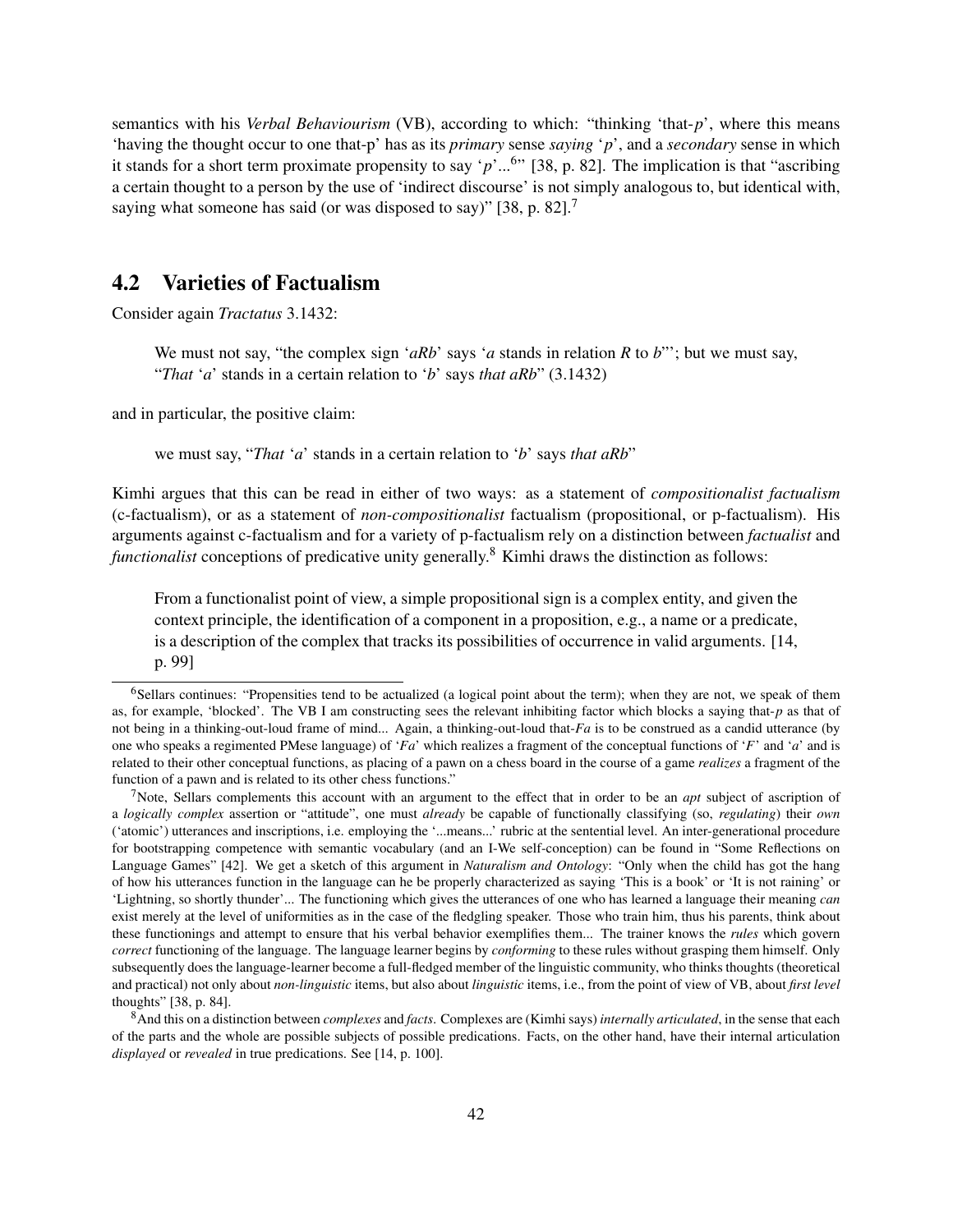semantics with his *Verbal Behaviourism* (VB), according to which: "thinking 'that-*p*', where this means 'having the thought occur to one that-p' has as its *primary* sense *saying* '*p*', and a *secondary* sense in which it stands for a short term proximate propensity to say '*p*'...[6]" [38, p. 82]. The implication is that "ascribing a certain thought to a person by the use of 'indirect discourse' is not simply analogous to, but identical with, saying what someone has said (or was disposed to say)" [38, p. 82].[7]

## 4.2 Varieties of Factualism

Consider again *Tractatus* 3.1432:

> We must not say, "the complex sign '*aRb*' says '*a* stands in relation *R* to *b*"'; but we must say, "*That* '*a*' stands in a certain relation to '*b*' says *that aRb*" (3.1432)

and in particular, the positive claim:

> we must say, "*That* '*a*' stands in a certain relation to '*b*' says *that aRb*"

Kimhi argues that this can be read in either of two ways: as a statement of *compositionalist factualism* (c-factualism), or as a statement of *non-compositionalist* factualism (propositional, or p-factualism). His arguments against c-factualism and for a variety of p-factualism rely on a distinction between *factualist* and *functionalist* conceptions of predicative unity generally.[8] Kimhi draws the distinction as follows:

> From a functionalist point of view, a simple propositional sign is a complex entity, and given the context principle, the identification of a component in a proposition, e.g., a name or a predicate, is a description of the complex that tracks its possibilities of occurrence in valid arguments. [14, p. 99]

---

[6] Sellars continues: "Propensities tend to be actualized (a logical point about the term); when they are not, we speak of them as, for example, 'blocked'. The VB I am constructing sees the relevant inhibiting factor which blocks a saying that-*p* as that of not being in a thinking-out-loud frame of mind... Again, a thinking-out-loud that-*Fa* is to be construed as a candid utterance (by one who speaks a regimented PMese language) of '*Fa*' which realizes a fragment of the conceptual functions of '*F*' and '*a*' and is related to their other conceptual functions, as placing of a pawn on a chess board in the course of a game *realizes* a fragment of the function of a pawn and is related to its other chess functions."

[7] Note, Sellars complements this account with an argument to the effect that in order to be an *apt* subject of ascription of a *logically complex* assertion or "attitude", one must *already* be capable of functionally classifying (so, *regulating*) their *own* ('atomic') utterances and inscriptions, i.e. employing the '...means...' rubric at the sentential level. An inter-generational procedure for bootstrapping competence with semantic vocabulary (and an I-We self-conception) can be found in "Some Reflections on Language Games" [42]. We get a sketch of this argument in *Naturalism and Ontology*: "Only when the child has got the hang of how his utterances function in the language can he be properly characterized as saying 'This is a book' or 'It is not raining' or 'Lightning, so shortly thunder'... The functioning which gives the utterances of one who has learned a language their meaning *can* exist merely at the level of uniformities as in the case of the fledgling speaker. Those who train him, thus his parents, think about these functionings and attempt to ensure that his verbal behavior exemplifies them... The trainer knows the *rules* which govern *correct* functioning of the language. The language learner begins by *conforming* to these rules without grasping them himself. Only subsequently does the language-learner become a full-fledged member of the linguistic community, who thinks thoughts (theoretical and practical) not only about *non-linguistic* items, but also about *linguistic* items, i.e., from the point of view of VB, about *first level* thoughts" [38, p. 84].

[8] And this on a distinction between *complexes* and *facts*. Complexes are (Kimhi says) *internally articulated*, in the sense that each of the parts and the whole are possible subjects of possible predications. Facts, on the other hand, have their internal articulation *displayed* or *revealed* in true predications. See [14, p. 100].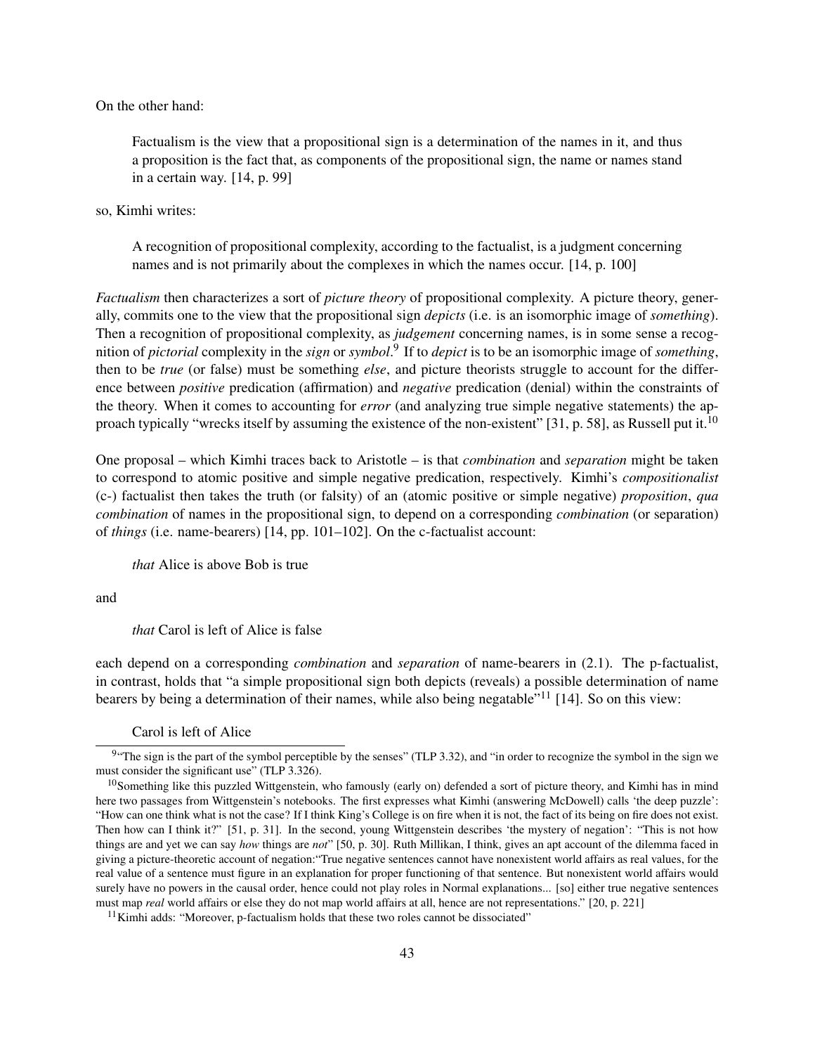On the other hand:

> Factualism is the view that a propositional sign is a determination of the names in it, and thus a proposition is the fact that, as components of the propositional sign, the name or names stand in a certain way. [14, p. 99]

so, Kimhi writes:

> A recognition of propositional complexity, according to the factualist, is a judgment concerning names and is not primarily about the complexes in which the names occur. [14, p. 100]

*Factualism* then characterizes a sort of *picture theory* of propositional complexity. A picture theory, generally, commits one to the view that the propositional sign *depicts* (i.e. is an isomorphic image of *something*). Then a recognition of propositional complexity, as *judgement* concerning names, is in some sense a recognition of *pictorial* complexity in the *sign* or *symbol*.[9] If to *depict* is to be an isomorphic image of *something*, then to be *true* (or false) must be something *else*, and picture theorists struggle to account for the difference between *positive* predication (affirmation) and *negative* predication (denial) within the constraints of the theory. When it comes to accounting for *error* (and analyzing true simple negative statements) the approach typically "wrecks itself by assuming the existence of the non-existent" [31, p. 58], as Russell put it.[10]

One proposal – which Kimhi traces back to Aristotle – is that *combination* and *separation* might be taken to correspond to atomic positive and simple negative predication, respectively. Kimhi's *compositionalist* (c-) factualist then takes the truth (or falsity) of an (atomic positive or simple negative) *proposition*, *qua combination* of names in the propositional sign, to depend on a corresponding *combination* (or separation) of *things* (i.e. name-bearers) [14, pp. 101–102]. On the c-factualist account:

> *that* Alice is above Bob is true

and

> *that* Carol is left of Alice is false

each depend on a corresponding *combination* and *separation* of name-bearers in (2.1). The p-factualist, in contrast, holds that "a simple propositional sign both depicts (reveals) a possible determination of name bearers by being a determination of their names, while also being negatable"[11] [14]. So on this view:

> Carol is left of Alice

---

[9] "The sign is the part of the symbol perceptible by the senses" (TLP 3.32), and "in order to recognize the symbol in the sign we must consider the significant use" (TLP 3.326).

[10] Something like this puzzled Wittgenstein, who famously (early on) defended a sort of picture theory, and Kimhi has in mind here two passages from Wittgenstein's notebooks. The first expresses what Kimhi (answering McDowell) calls 'the deep puzzle': "How can one think what is not the case? If I think King's College is on fire when it is not, the fact of its being on fire does not exist. Then how can I think it?" [51, p. 31]. In the second, young Wittgenstein describes 'the mystery of negation': "This is not how things are and yet we can say *how* things are *not*" [50, p. 30]. Ruth Millikan, I think, gives an apt account of the dilemma faced in giving a picture-theoretic account of negation:"True negative sentences cannot have nonexistent world affairs as real values, for the real value of a sentence must figure in an explanation for proper functioning of that sentence. But nonexistent world affairs would surely have no powers in the causal order, hence could not play roles in Normal explanations... [so] either true negative sentences must map *real* world affairs or else they do not map world affairs at all, hence are not representations." [20, p. 221]

[11] Kimhi adds: "Moreover, p-factualism holds that these two roles cannot be dissociated"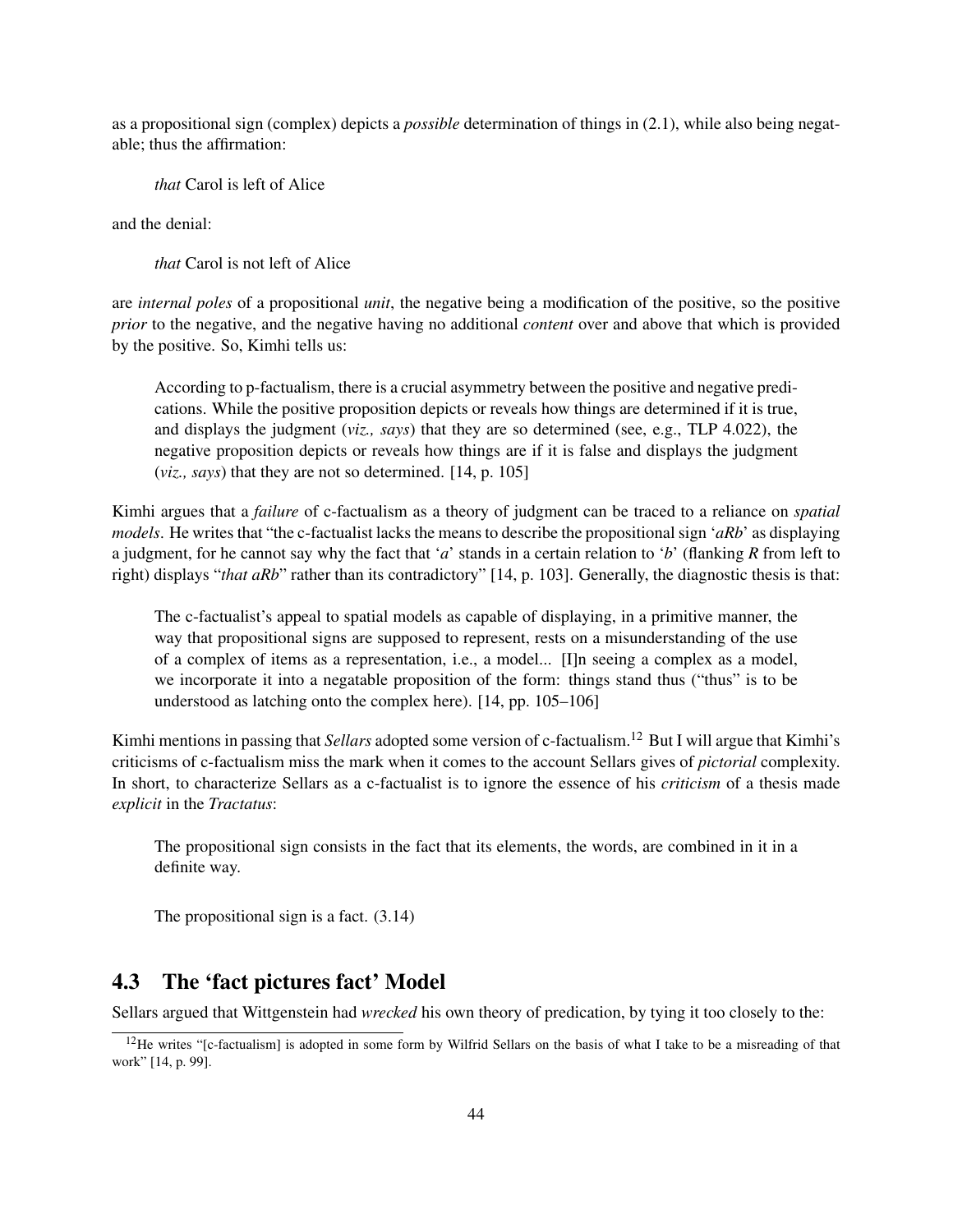as a propositional sign (complex) depicts a *possible* determination of things in (2.1), while also being negatable; thus the affirmation:

> *that* Carol is left of Alice

and the denial:

> *that* Carol is not left of Alice

are *internal poles* of a propositional *unit*, the negative being a modification of the positive, so the positive *prior* to the negative, and the negative having no additional *content* over and above that which is provided by the positive. So, Kimhi tells us:

> According to p-factualism, there is a crucial asymmetry between the positive and negative predications. While the positive proposition depicts or reveals how things are determined if it is true, and displays the judgment (*viz., says*) that they are so determined (see, e.g., TLP 4.022), the negative proposition depicts or reveals how things are if it is false and displays the judgment (*viz., says*) that they are not so determined. [14, p. 105]

Kimhi argues that a *failure* of c-factualism as a theory of judgment can be traced to a reliance on *spatial models*. He writes that "the c-factualist lacks the means to describe the propositional sign '*aRb*' as displaying a judgment, for he cannot say why the fact that '*a*' stands in a certain relation to '*b*' (flanking *R* from left to right) displays "*that aRb*" rather than its contradictory" [14, p. 103]. Generally, the diagnostic thesis is that:

> The c-factualist's appeal to spatial models as capable of displaying, in a primitive manner, the way that propositional signs are supposed to represent, rests on a misunderstanding of the use of a complex of items as a representation, i.e., a model... [I]n seeing a complex as a model, we incorporate it into a negatable proposition of the form: things stand thus ("thus" is to be understood as latching onto the complex here). [14, pp. 105–106]

Kimhi mentions in passing that *Sellars* adopted some version of c-factualism.[12] But I will argue that Kimhi's criticisms of c-factualism miss the mark when it comes to the account Sellars gives of *pictorial* complexity. In short, to characterize Sellars as a c-factualist is to ignore the essence of his *criticism* of a thesis made *explicit* in the *Tractatus*:

> The propositional sign consists in the fact that its elements, the words, are combined in it in a definite way.
>
> The propositional sign is a fact. (3.14)

## 4.3 The 'fact pictures fact' Model

Sellars argued that Wittgenstein had *wrecked* his own theory of predication, by tying it too closely to the:

[12] He writes "[c-factualism] is adopted in some form by Wilfrid Sellars on the basis of what I take to be a misreading of that work" [14, p. 99].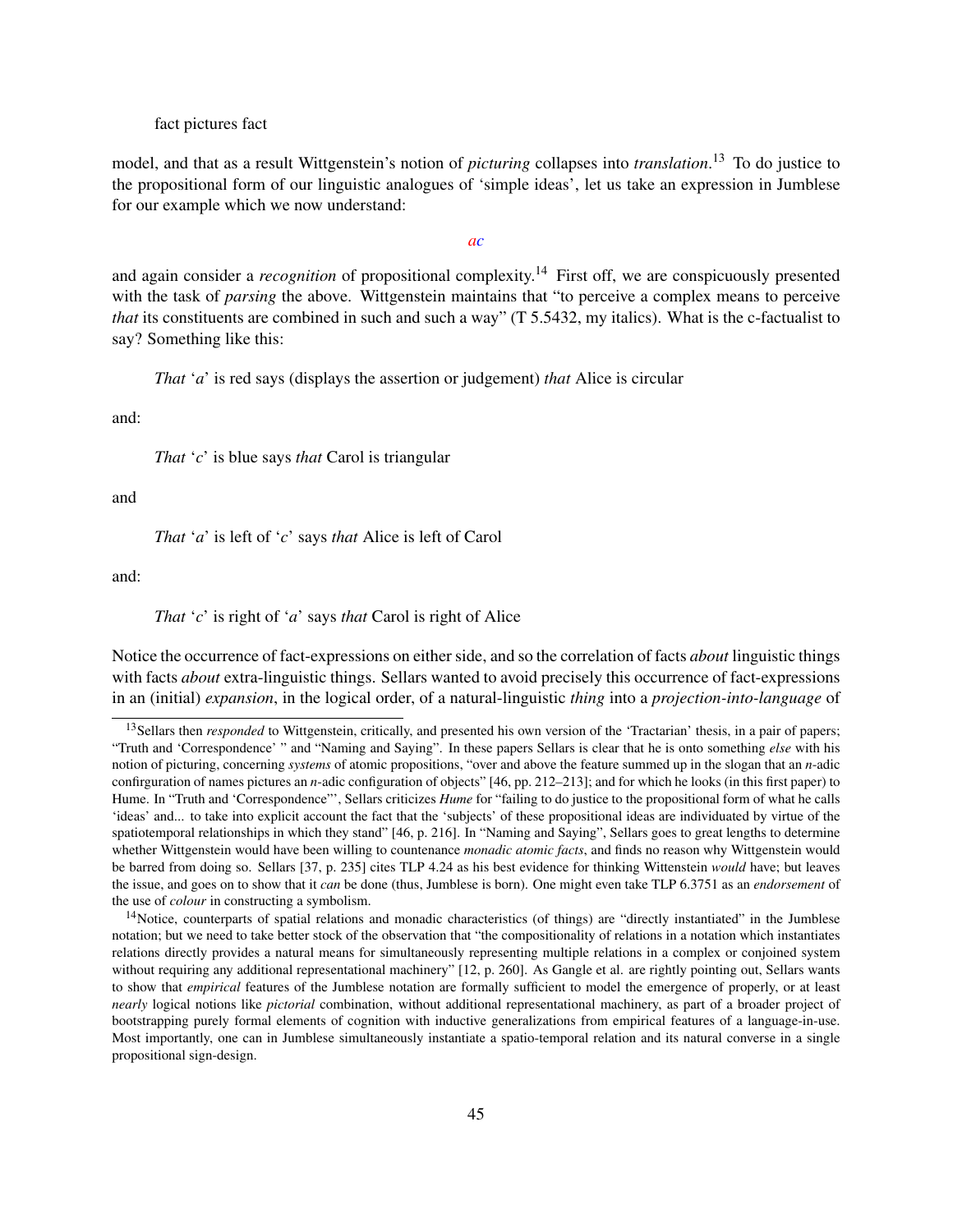fact pictures fact

model, and that as a result Wittgenstein's notion of *picturing* collapses into *translation*.[13] To do justice to the propositional form of our linguistic analogues of 'simple ideas', let us take an expression in Jumblese for our example which we now understand:

*ac*

and again consider a *recognition* of propositional complexity.[14] First off, we are conspicuously presented with the task of *parsing* the above. Wittgenstein maintains that "to perceive a complex means to perceive *that* its constituents are combined in such and such a way" (T 5.5432, my italics). What is the c-factualist to say? Something like this:

> *That* '*a*' is red says (displays the assertion or judgement) *that* Alice is circular

and:

> *That* '*c*' is blue says *that* Carol is triangular

and

> *That* '*a*' is left of '*c*' says *that* Alice is left of Carol

and:

> *That* '*c*' is right of '*a*' says *that* Carol is right of Alice

Notice the occurrence of fact-expressions on either side, and so the correlation of facts *about* linguistic things with facts *about* extra-linguistic things. Sellars wanted to avoid precisely this occurrence of fact-expressions in an (initial) *expansion*, in the logical order, of a natural-linguistic *thing* into a *projection-into-language* of

---

[13] Sellars then *responded* to Wittgenstein, critically, and presented his own version of the 'Tractarian' thesis, in a pair of papers; "Truth and 'Correspondence' " and "Naming and Saying". In these papers Sellars is clear that he is onto something *else* with his notion of picturing, concerning *systems* of atomic propositions, "over and above the feature summed up in the slogan that an *n*-adic confirguration of names pictures an *n*-adic configuration of objects" [46, pp. 212–213]; and for which he looks (in this first paper) to Hume. In "Truth and 'Correspondence"', Sellars criticizes *Hume* for "failing to do justice to the propositional form of what he calls 'ideas' and... to take into explicit account the fact that the 'subjects' of these propositional ideas are individuated by virtue of the spatiotemporal relationships in which they stand" [46, p. 216]. In "Naming and Saying", Sellars goes to great lengths to determine whether Wittgenstein would have been willing to countenance *monadic atomic facts*, and finds no reason why Wittgenstein would be barred from doing so. Sellars [37, p. 235] cites TLP 4.24 as his best evidence for thinking Wittenstein *would* have; but leaves the issue, and goes on to show that it *can* be done (thus, Jumblese is born). One might even take TLP 6.3751 as an *endorsement* of the use of *colour* in constructing a symbolism.

[14] Notice, counterparts of spatial relations and monadic characteristics (of things) are "directly instantiated" in the Jumblese notation; but we need to take better stock of the observation that "the compositionality of relations in a notation which instantiates relations directly provides a natural means for simultaneously representing multiple relations in a complex or conjoined system without requiring any additional representational machinery" [12, p. 260]. As Gangle et al. are rightly pointing out, Sellars wants to show that *empirical* features of the Jumblese notation are formally sufficient to model the emergence of properly, or at least *nearly* logical notions like *pictorial* combination, without additional representational machinery, as part of a broader project of bootstrapping purely formal elements of cognition with inductive generalizations from empirical features of a language-in-use. Most importantly, one can in Jumblese simultaneously instantiate a spatio-temporal relation and its natural converse in a single propositional sign-design.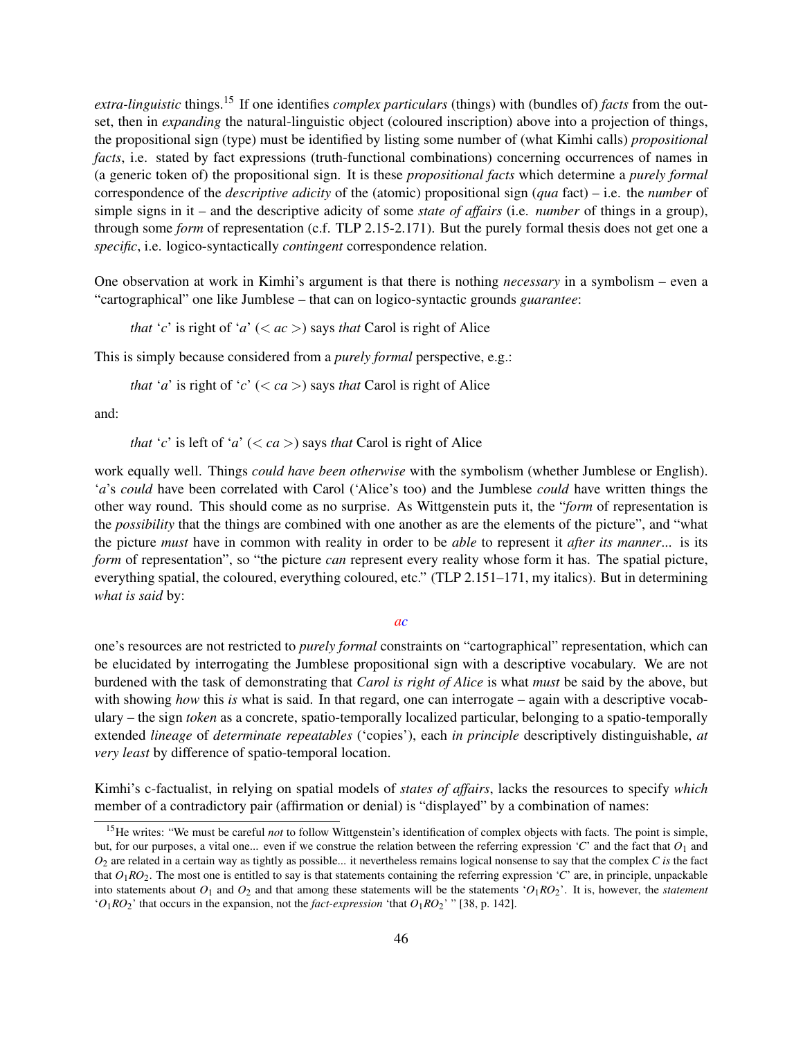*extra-linguistic* things.[15] If one identifies *complex particulars* (things) with (bundles of) *facts* from the outset, then in *expanding* the natural-linguistic object (coloured inscription) above into a projection of things, the propositional sign (type) must be identified by listing some number of (what Kimhi calls) *propositional facts*, i.e. stated by fact expressions (truth-functional combinations) concerning occurrences of names in (a generic token of) the propositional sign. It is these *propositional facts* which determine a *purely formal* correspondence of the *descriptive adicity* of the (atomic) propositional sign (*qua* fact) – i.e. the *number* of simple signs in it – and the descriptive adicity of some *state of affairs* (i.e. *number* of things in a group), through some *form* of representation (c.f. TLP 2.15-2.171). But the purely formal thesis does not get one a *specific*, i.e. logico-syntactically *contingent* correspondence relation.

One observation at work in Kimhi's argument is that there is nothing *necessary* in a symbolism – even a "cartographical" one like Jumblese – that can on logico-syntactic grounds *guarantee*:

> *that* '$c$' is right of '$a$' ($< ac >$) says *that* Carol is right of Alice

This is simply because considered from a *purely formal* perspective, e.g.:

> *that* '$a$' is right of '$c$' ($< ca >$) says *that* Carol is right of Alice

and:

> *that* '$c$' is left of '$a$' ($< ca >$) says *that* Carol is right of Alice

work equally well. Things *could have been otherwise* with the symbolism (whether Jumblese or English). '$a$'s *could* have been correlated with Carol ('Alice's too) and the Jumblese *could* have written things the other way round. This should come as no surprise. As Wittgenstein puts it, the "*form* of representation is the *possibility* that the things are combined with one another as are the elements of the picture", and "what the picture *must* have in common with reality in order to be *able* to represent it *after its manner*... is its *form* of representation", so "the picture *can* represent every reality whose form it has. The spatial picture, everything spatial, the coloured, everything coloured, etc." (TLP 2.151–171, my italics). But in determining *what is said* by:

$$ac$$

one's resources are not restricted to *purely formal* constraints on "cartographical" representation, which can be elucidated by interrogating the Jumblese propositional sign with a descriptive vocabulary. We are not burdened with the task of demonstrating that *Carol is right of Alice* is what *must* be said by the above, but with showing *how* this *is* what is said. In that regard, one can interrogate – again with a descriptive vocabulary – the sign *token* as a concrete, spatio-temporally localized particular, belonging to a spatio-temporally extended *lineage* of *determinate repeatables* ('copies'), each *in principle* descriptively distinguishable, *at very least* by difference of spatio-temporal location.

Kimhi's c-factualist, in relying on spatial models of *states of affairs*, lacks the resources to specify *which* member of a contradictory pair (affirmation or denial) is "displayed" by a combination of names:

---

[15] He writes: "We must be careful *not* to follow Wittgenstein's identification of complex objects with facts. The point is simple, but, for our purposes, a vital one... even if we construe the relation between the referring expression '$C$' and the fact that $O_1$ and $O_2$ are related in a certain way as tightly as possible... it nevertheless remains logical nonsense to say that the complex $C$ *is* the fact that $O_1RO_2$. The most one is entitled to say is that statements containing the referring expression '$C$' are, in principle, unpackable into statements about $O_1$ and $O_2$ and that among these statements will be the statements '$O_1RO_2$'. It is, however, the *statement* '$O_1RO_2$' that occurs in the expansion, not the *fact-expression* 'that $O_1RO_2$' " [38, p. 142].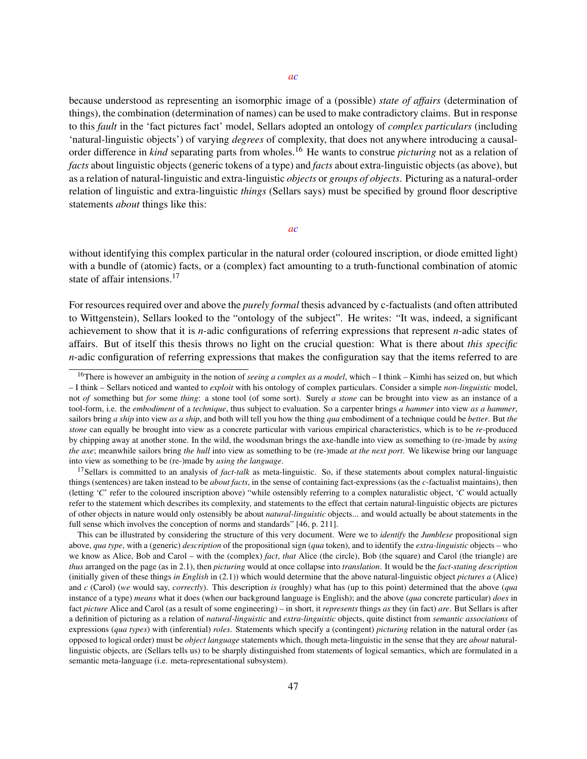*ac*

because understood as representing an isomorphic image of a (possible) *state of affairs* (determination of things), the combination (determination of names) can be used to make contradictory claims. But in response to this *fault* in the 'fact pictures fact' model, Sellars adopted an ontology of *complex particulars* (including 'natural-linguistic objects') of varying *degrees* of complexity, that does not anywhere introducing a causal-order difference in *kind* separating parts from wholes.[16] He wants to construe *picturing* not as a relation of *facts* about linguistic objects (generic tokens of a type) and *facts* about extra-linguistic objects (as above), but as a relation of natural-linguistic and extra-linguistic *objects* or *groups of objects*. Picturing as a natural-order relation of linguistic and extra-linguistic *things* (Sellars says) must be specified by ground floor descriptive statements *about* things like this:

*ac*

without identifying this complex particular in the natural order (coloured inscription, or diode emitted light) with a bundle of (atomic) facts, or a (complex) fact amounting to a truth-functional combination of atomic state of affair intensions.[17]

For resources required over and above the *purely formal* thesis advanced by c-factualists (and often attributed to Wittgenstein), Sellars looked to the "ontology of the subject". He writes: "It was, indeed, a significant achievement to show that it is *n*-adic configurations of referring expressions that represent *n*-adic states of affairs. But of itself this thesis throws no light on the crucial question: What is there about *this specific* *n*-adic configuration of referring expressions that makes the configuration say that the items referred to are

---

[16] There is however an ambiguity in the notion of *seeing a complex as a model*, which – I think – Kimhi has seized on, but which – I think – Sellars noticed and wanted to *exploit* with his ontology of complex particulars. Consider a simple *non-linguistic* model, not *of* something but *for* some *thing*: a stone tool (of some sort). Surely *a stone* can be brought into view as an instance of a tool-form, i.e. the *embodiment* of a *technique*, thus subject to evaluation. So a carpenter brings *a hammer* into view *as a hammer*, sailors bring *a ship* into view *as a ship*, and both will tell you how the thing *qua* embodiment of a technique could be *better*. But *the stone* can equally be brought into view as a concrete particular with various empirical characteristics, which is to be *re*-produced by chipping away at another stone. In the wild, the woodsman brings the axe-handle into view as something to (re-)made by *using the axe*; meanwhile sailors bring *the hull* into view as something to be (re-)made *at the next port*. We likewise bring our language into view as something to be (re-)made by *using the language*.

[17] Sellars is committed to an analysis of *fact-talk* as meta-linguistic. So, if these statements about complex natural-linguistic things (sentences) are taken instead to be *about facts*, in the sense of containing fact-expressions (as the *c*-factualist maintains), then (letting '*C*' refer to the coloured inscription above) "while ostensibly referring to a complex naturalistic object, '*C* would actually refer to the statement which describes its complexity, and statements to the effect that certain natural-linguistic objects are pictures of other objects in nature would only ostensibly be about *natural-linguistic* objects... and would actually be about statements in the full sense which involves the conception of norms and standards" [46, p. 211].

This can be illustrated by considering the structure of this very document. Were we to *identify* the *Jumblese* propositional sign above, *qua type*, with a (generic) *description* of the propositional sign (*qua* token), and to identify the *extra-linguistic* objects – who we know as Alice, Bob and Carol – with the (complex) *fact*, *that* Alice (the circle), Bob (the square) and Carol (the triangle) are *thus* arranged on the page (as in 2.1), then *picturing* would at once collapse into *translation*. It would be the *fact-stating description* (initially given of these things *in English* in (2.1)) which would determine that the above natural-linguistic object *pictures a* (Alice) and *c* (Carol) (*we* would say, *correctly*). This description *is* (roughly) what has (up to this point) determined that the above (*qua* instance of a type) *means* what it does (when our background language is English); and the above (*qua* concrete particular) *does* in fact *picture* Alice and Carol (as a result of some engineering) – in short, it *represents* things *as* they (in fact) *are*. But Sellars is after a definition of picturing as a relation of *natural-linguistic* and *extra-linguistic* objects, quite distinct from *semantic associations* of expressions (*qua types*) with (inferential) *roles*. Statements which specify a (contingent) *picturing* relation in the natural order (as opposed to logical order) must be *object language* statements which, though meta-linguistic in the sense that they are *about* natural-linguistic objects, are (Sellars tells us) to be sharply distinguished from statements of logical semantics, which are formulated in a semantic meta-language (i.e. meta-representational subsystem).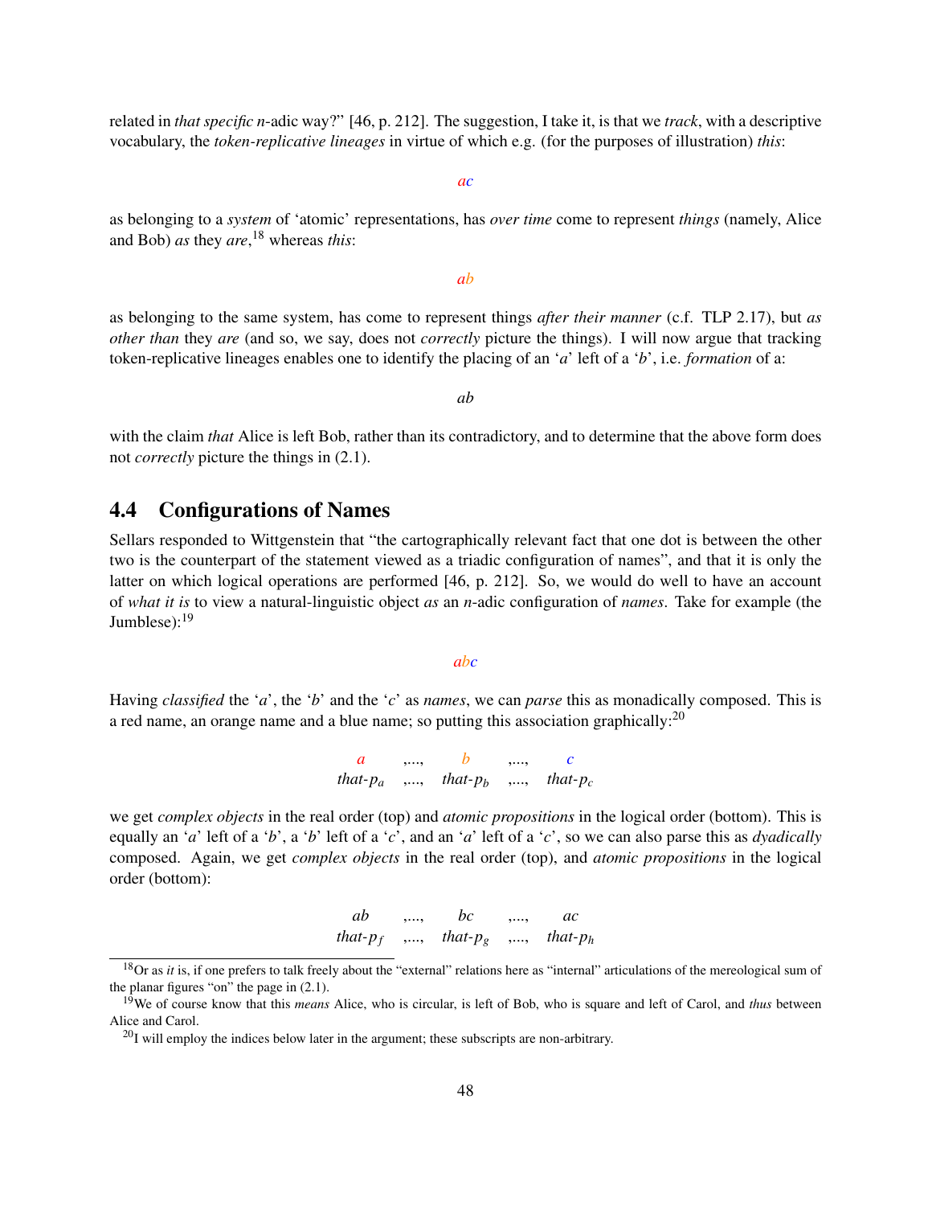related in *that specific n*-adic way?" [46, p. 212]. The suggestion, I take it, is that we *track*, with a descriptive vocabulary, the *token-replicative lineages* in virtue of which e.g. (for the purposes of illustration) *this*:

$$ac$$

as belonging to a *system* of 'atomic' representations, has *over time* come to represent *things* (namely, Alice and Bob) *as* they *are*,[18] whereas *this*:

$$ab$$

as belonging to the same system, has come to represent things *after their manner* (c.f. TLP 2.17), but *as other than* they *are* (and so, we say, does not *correctly* picture the things). I will now argue that tracking token-replicative lineages enables one to identify the placing of an '*a*' left of a '*b*', i.e. *formation* of a:

$$ab$$

with the claim *that* Alice is left Bob, rather than its contradictory, and to determine that the above form does not *correctly* picture the things in (2.1).

## 4.4 Configurations of Names

Sellars responded to Wittgenstein that "the cartographically relevant fact that one dot is between the other two is the counterpart of the statement viewed as a triadic configuration of names", and that it is only the latter on which logical operations are performed [46, p. 212]. So, we would do well to have an account of *what it is* to view a natural-linguistic object *as* an *n*-adic configuration of *names*. Take for example (the Jumblese):[19]

$$abc$$

Having *classified* the '*a*', the '*b*' and the '*c*' as *names*, we can *parse* this as monadically composed. This is a red name, an orange name and a blue name; so putting this association graphically:[20]

$$\begin{array}{ccccc} a & ,..., & b & ,..., & c \\ \textit{that-}p_a & ,..., & \textit{that-}p_b & ,..., & \textit{that-}p_c \end{array}$$

we get *complex objects* in the real order (top) and *atomic propositions* in the logical order (bottom). This is equally an '*a*' left of a '*b*', a '*b*' left of a '*c*', and an '*a*' left of a '*c*', so we can also parse this as *dyadically* composed. Again, we get *complex objects* in the real order (top), and *atomic propositions* in the logical order (bottom):

$$\begin{array}{ccccc} ab & ,..., & bc & ,..., & ac \\ \textit{that-}p_f & ,..., & \textit{that-}p_g & ,..., & \textit{that-}p_h \end{array}$$

---

[18] Or as *it* is, if one prefers to talk freely about the "external" relations here as "internal" articulations of the mereological sum of the planar figures "on" the page in (2.1).

[19] We of course know that this *means* Alice, who is circular, is left of Bob, who is square and left of Carol, and *thus* between Alice and Carol.

[20] I will employ the indices below later in the argument; these subscripts are non-arbitrary.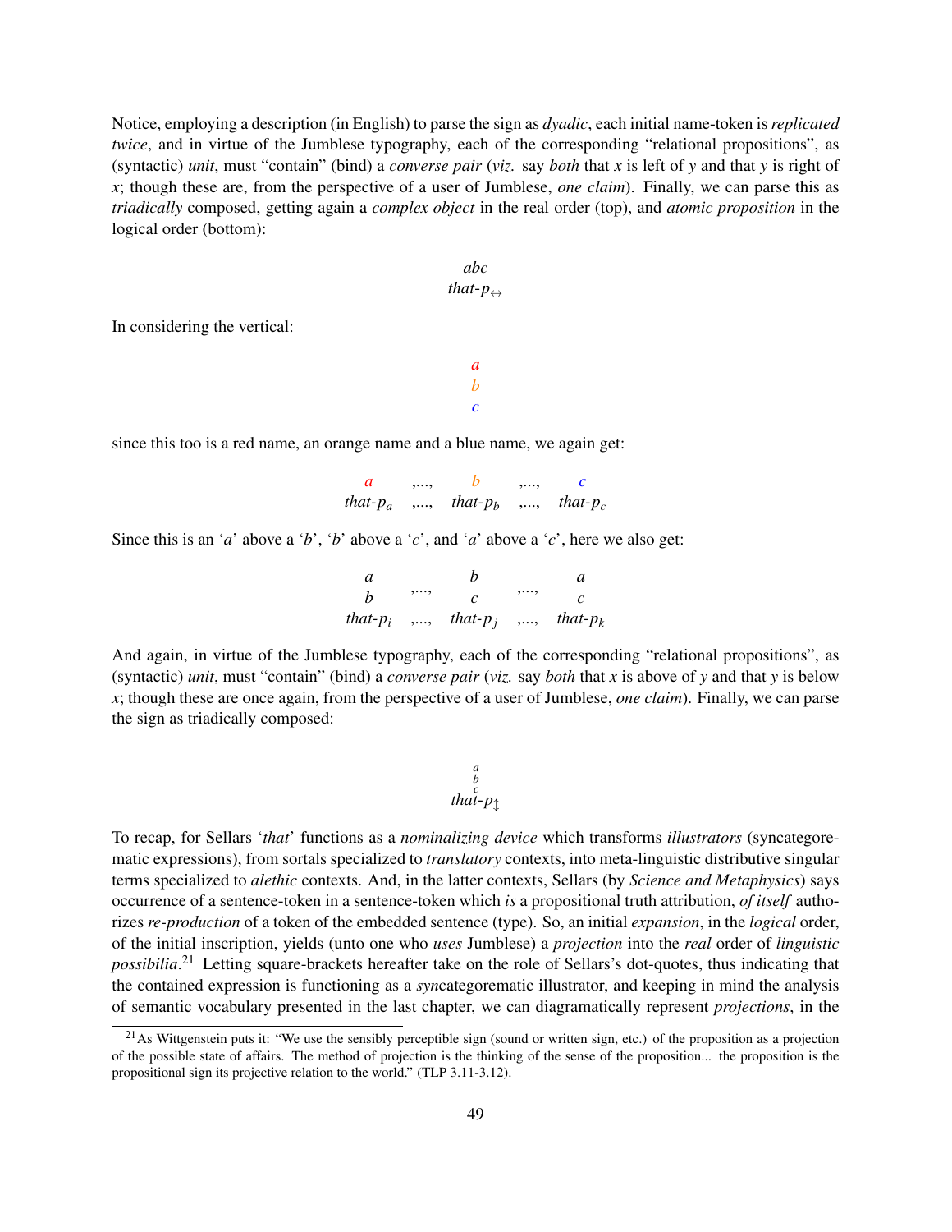Notice, employing a description (in English) to parse the sign as *dyadic*, each initial name-token is *replicated twice*, and in virtue of the Jumblese typography, each of the corresponding "relational propositions", as (syntactic) *unit*, must "contain" (bind) a *converse pair* (*viz.* say *both* that $x$ is left of $y$ and that $y$ is right of $x$; though these are, from the perspective of a user of Jumblese, *one claim*). Finally, we can parse this as *triadically* composed, getting again a *complex object* in the real order (top), and *atomic proposition* in the logical order (bottom):

$$\begin{array}{c} abc \\ \textit{that-}p_{\leftrightarrow} \end{array}$$

In considering the vertical:

$$\begin{array}{c} \color{red}{a} \\ \color{orange}{b} \\ \color{blue}{c} \end{array}$$

since this too is a red name, an orange name and a blue name, we again get:

$$\begin{array}{ccccc} \color{red}{a} & ,..., & \color{orange}{b} & ,..., & \color{blue}{c} \\ \textit{that-}p_a & ,..., & \textit{that-}p_b & ,..., & \textit{that-}p_c \end{array}$$

Since this is an '$a$' above a '$b$', '$b$' above a '$c$', and '$a$' above a '$c$', here we also get:

$$\begin{array}{ccccc} a & & b & & a \\ b & ,..., & c & ,..., & c \\ \textit{that-}p_i & ,..., & \textit{that-}p_j & ,..., & \textit{that-}p_k \end{array}$$

And again, in virtue of the Jumblese typography, each of the corresponding "relational propositions", as (syntactic) *unit*, must "contain" (bind) a *converse pair* (*viz.* say *both* that $x$ is above of $y$ and that $y$ is below $x$; though these are once again, from the perspective of a user of Jumblese, *one claim*). Finally, we can parse the sign as triadically composed:

$$\begin{array}{c} {\scriptstyle a} \\ {\scriptstyle b} \\ {\scriptstyle c} \\ \textit{that-}p_{\updownarrow} \end{array}$$

To recap, for Sellars '*that*' functions as a *nominalizing device* which transforms *illustrators* (syncategorematic expressions), from sortals specialized to *translatory* contexts, into meta-linguistic distributive singular terms specialized to *alethic* contexts. And, in the latter contexts, Sellars (by *Science and Metaphysics*) says occurrence of a sentence-token in a sentence-token which *is* a propositional truth attribution, *of itself* authorizes *re-production* of a token of the embedded sentence (type). So, an initial *expansion*, in the *logical* order, of the initial inscription, yields (unto one who *uses* Jumblese) a *projection* into the *real* order of *linguistic possibilia*.[21] Letting square-brackets hereafter take on the role of Sellars's dot-quotes, thus indicating that the contained expression is functioning as a *syn*categorematic illustrator, and keeping in mind the analysis of semantic vocabulary presented in the last chapter, we can diagramatically represent *projections*, in the

---

[21] As Wittgenstein puts it: "We use the sensibly perceptible sign (sound or written sign, etc.) of the proposition as a projection of the possible state of affairs. The method of projection is the thinking of the sense of the proposition... the proposition is the propositional sign its projective relation to the world." (TLP 3.11-3.12).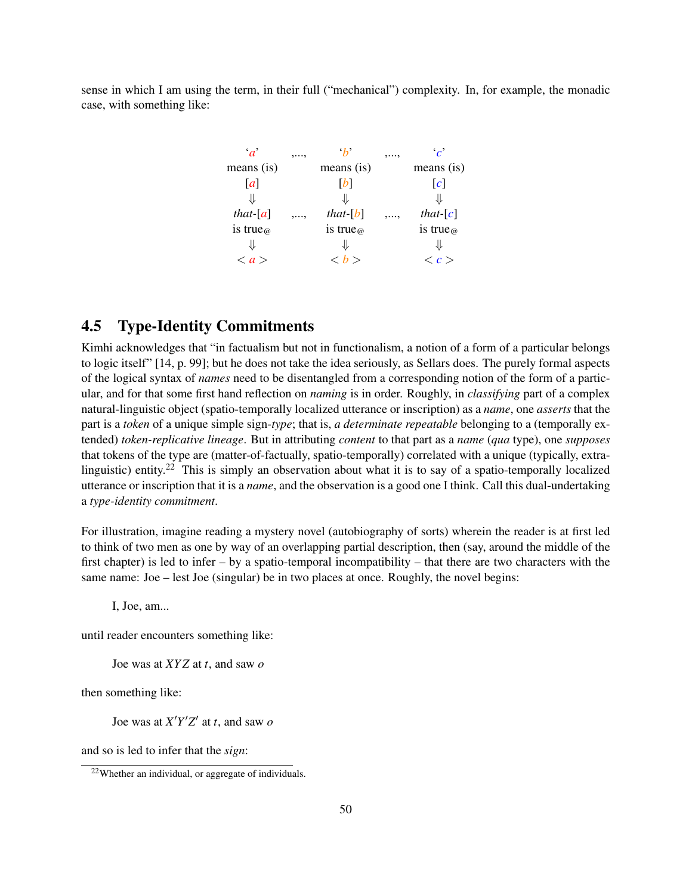sense in which I am using the term, in their full ("mechanical") complexity. In, for example, the monadic case, with something like:

$$
\begin{array}{ccccc}
\text{`}a\text{'} & ,..., & \text{`}b\text{'} & ,..., & \text{`}c\text{'} \\
\text{means (is)} & & \text{means (is)} & & \text{means (is)} \\
[a] & & [b] & & [c] \\
\Downarrow & & \Downarrow & & \Downarrow \\
\textit{that}\text{-}[a] & ,..., & \textit{that}\text{-}[b] & ,..., & \textit{that}\text{-}[c] \\
\text{is true}_{@} & & \text{is true}_{@} & & \text{is true}_{@} \\
\Downarrow & & \Downarrow & & \Downarrow \\
< a > & & < b > & & < c >
\end{array}
$$

## 4.5 Type-Identity Commitments

Kimhi acknowledges that "in factualism but not in functionalism, a notion of a form of a particular belongs to logic itself" [14, p. 99]; but he does not take the idea seriously, as Sellars does. The purely formal aspects of the logical syntax of *names* need to be disentangled from a corresponding notion of the form of a particular, and for that some first hand reflection on *naming* is in order. Roughly, in *classifying* part of a complex natural-linguistic object (spatio-temporally localized utterance or inscription) as a *name*, one *asserts* that the part is a *token* of a unique simple sign-*type*; that is, *a determinate repeatable* belonging to a (temporally extended) *token-replicative lineage*. But in attributing *content* to that part as a *name* (*qua* type), one *supposes* that tokens of the type are (matter-of-factually, spatio-temporally) correlated with a unique (typically, extra-linguistic) entity.[22] This is simply an observation about what it is to say of a spatio-temporally localized utterance or inscription that it is a *name*, and the observation is a good one I think. Call this dual-undertaking a *type-identity commitment*.

For illustration, imagine reading a mystery novel (autobiography of sorts) wherein the reader is at first led to think of two men as one by way of an overlapping partial description, then (say, around the middle of the first chapter) is led to infer – by a spatio-temporal incompatibility – that there are two characters with the same name: Joe – lest Joe (singular) be in two places at once. Roughly, the novel begins:

> I, Joe, am...

until reader encounters something like:

> Joe was at $XYZ$ at $t$, and saw $o$

then something like:

> Joe was at $X'Y'Z'$ at $t$, and saw $o$

and so is led to infer that the *sign*:

[22] Whether an individual, or aggregate of individuals.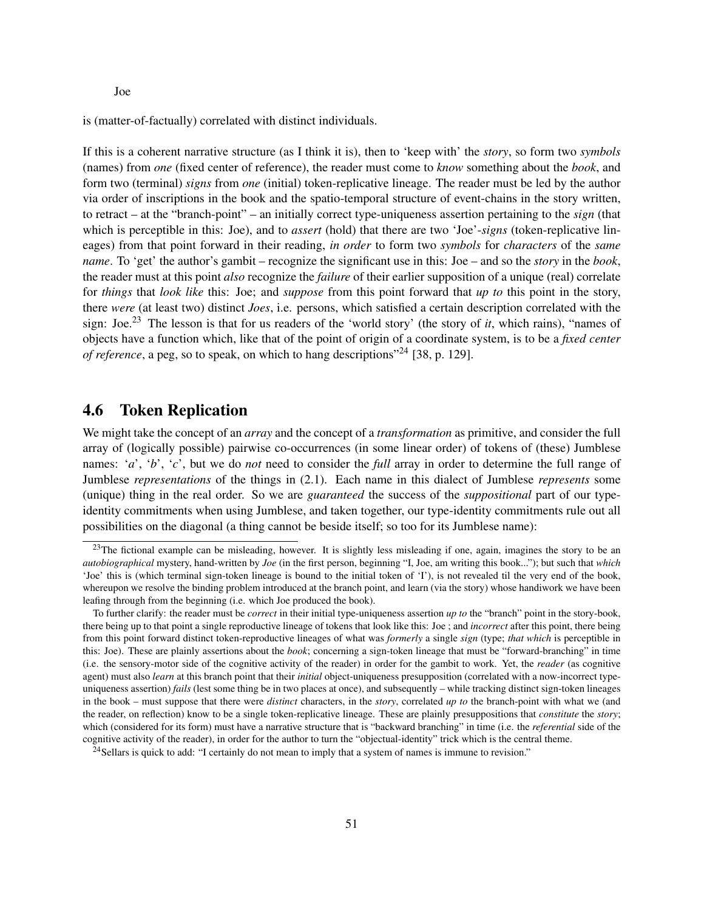Joe

is (matter-of-factually) correlated with distinct individuals.

If this is a coherent narrative structure (as I think it is), then to 'keep with' the *story*, so form two *symbols* (names) from *one* (fixed center of reference), the reader must come to *know* something about the *book*, and form two (terminal) *signs* from *one* (initial) token-replicative lineage. The reader must be led by the author via order of inscriptions in the book and the spatio-temporal structure of event-chains in the story written, to retract – at the "branch-point" – an initially correct type-uniqueness assertion pertaining to the *sign* (that which is perceptible in this: Joe), and to *assert* (hold) that there are two 'Joe'-*signs* (token-replicative lineages) from that point forward in their reading, *in order* to form two *symbols* for *characters* of the *same name*. To 'get' the author's gambit – recognize the significant use in this: Joe – and so the *story* in the *book*, the reader must at this point *also* recognize the *failure* of their earlier supposition of a unique (real) correlate for *things* that *look like* this: Joe; and *suppose* from this point forward that *up to* this point in the story, there *were* (at least two) distinct *Joes*, i.e. persons, which satisfied a certain description correlated with the sign: Joe.[23] The lesson is that for us readers of the 'world story' (the story of *it*, which rains), "names of objects have a function which, like that of the point of origin of a coordinate system, is to be a *fixed center of reference*, a peg, so to speak, on which to hang descriptions"[24] [38, p. 129].

## 4.6 Token Replication

We might take the concept of an *array* and the concept of a *transformation* as primitive, and consider the full array of (logically possible) pairwise co-occurrences (in some linear order) of tokens of (these) Jumblese names: '*a*', '*b*', '*c*', but we do *not* need to consider the *full* array in order to determine the full range of Jumblese *representations* of the things in (2.1). Each name in this dialect of Jumblese *represents* some (unique) thing in the real order. So we are *guaranteed* the success of the *suppositional* part of our type-identity commitments when using Jumblese, and taken together, our type-identity commitments rule out all possibilities on the diagonal (a thing cannot be beside itself; so too for its Jumblese name):

---

[23] The fictional example can be misleading, however. It is slightly less misleading if one, again, imagines the story to be an *autobiographical* mystery, hand-written by *Joe* (in the first person, beginning "I, Joe, am writing this book..."); but such that *which* 'Joe' this is (which terminal sign-token lineage is bound to the initial token of 'I'), is not revealed til the very end of the book, whereupon we resolve the binding problem introduced at the branch point, and learn (via the story) whose handiwork we have been leafing through from the beginning (i.e. which Joe produced the book).

To further clarify: the reader must be *correct* in their initial type-uniqueness assertion *up to* the "branch" point in the story-book, there being up to that point a single reproductive lineage of tokens that look like this: Joe ; and *incorrect* after this point, there being from this point forward distinct token-reproductive lineages of what was *formerly* a single *sign* (type; *that which* is perceptible in this: Joe). These are plainly assertions about the *book*; concerning a sign-token lineage that must be "forward-branching" in time (i.e. the sensory-motor side of the cognitive activity of the reader) in order for the gambit to work. Yet, the *reader* (as cognitive agent) must also *learn* at this branch point that their *initial* object-uniqueness presupposition (correlated with a now-incorrect type-uniqueness assertion) *fails* (lest some thing be in two places at once), and subsequently – while tracking distinct sign-token lineages in the book – must suppose that there were *distinct* characters, in the *story*, correlated *up to* the branch-point with what we (and the reader, on reflection) know to be a single token-replicative lineage. These are plainly presuppositions that *constitute* the *story*; which (considered for its form) must have a narrative structure that is "backward branching" in time (i.e. the *referential* side of the cognitive activity of the reader), in order for the author to turn the "objectual-identity" trick which is the central theme.

[24] Sellars is quick to add: "I certainly do not mean to imply that a system of names is immune to revision."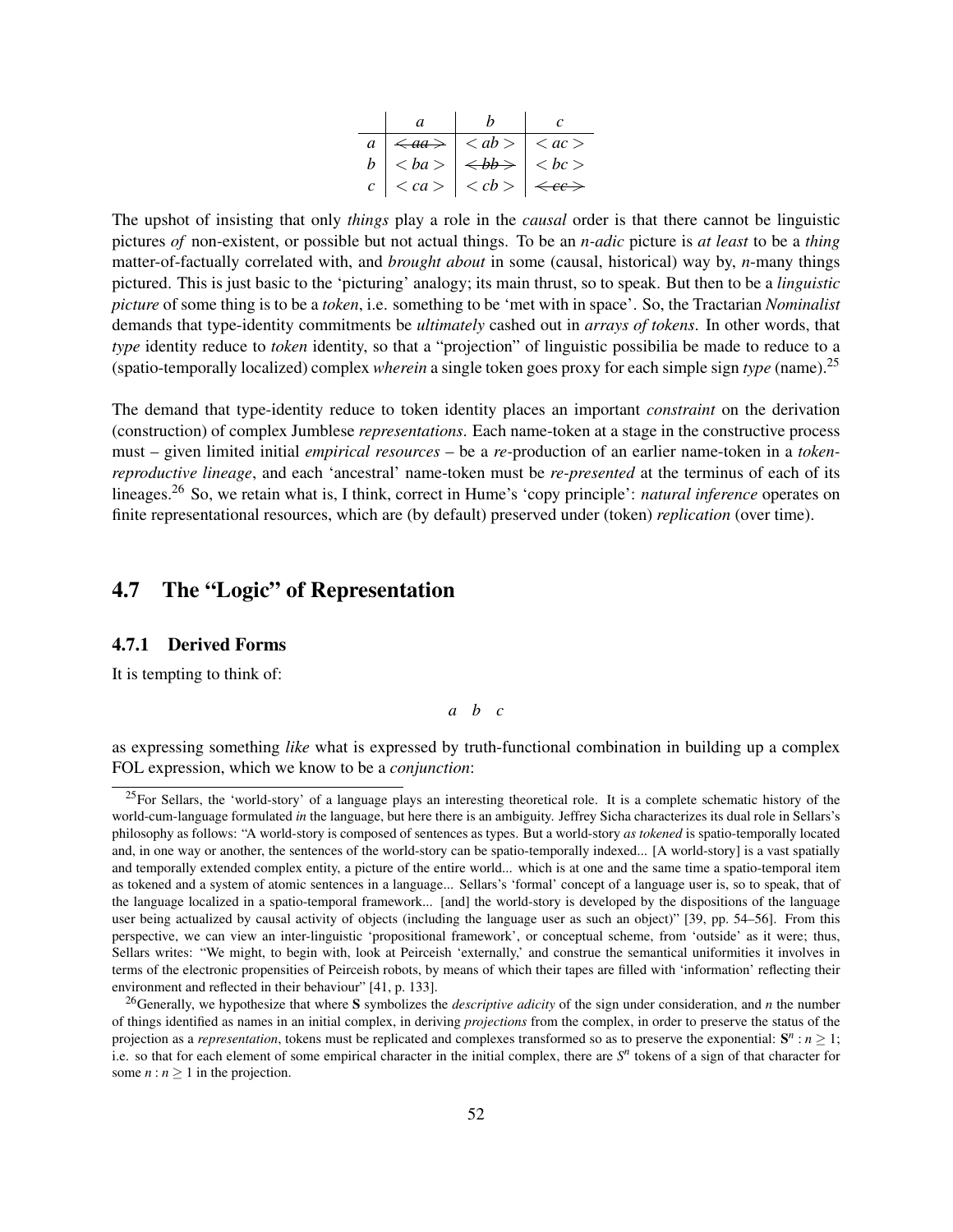|  | $a$ | $b$ | $c$ |
|---|---|---|---|
| $a$ | ~~$<aa>$~~ | $<ab>$ | $<ac>$ |
| $b$ | $<ba>$ | ~~$<bb>$~~ | $<bc>$ |
| $c$ | $<ca>$ | $<cb>$ | ~~$<cc>$~~ |

The upshot of insisting that only *things* play a role in the *causal* order is that there cannot be linguistic pictures *of* non-existent, or possible but not actual things. To be an *n-adic* picture is *at least* to be a *thing* matter-of-factually correlated with, and *brought about* in some (causal, historical) way by, *n*-many things pictured. This is just basic to the 'picturing' analogy; its main thrust, so to speak. But then to be a *linguistic picture* of some thing is to be a *token*, i.e. something to be 'met with in space'. So, the Tractarian *Nominalist* demands that type-identity commitments be *ultimately* cashed out in *arrays of tokens*. In other words, that *type* identity reduce to *token* identity, so that a "projection" of linguistic possibilia be made to reduce to a (spatio-temporally localized) complex *wherein* a single token goes proxy for each simple sign *type* (name).[25]

The demand that type-identity reduce to token identity places an important *constraint* on the derivation (construction) of complex Jumblese *representations*. Each name-token at a stage in the constructive process must – given limited initial *empirical resources* – be a *re*-production of an earlier name-token in a *token-reproductive lineage*, and each 'ancestral' name-token must be *re-presented* at the terminus of each of its lineages.[26] So, we retain what is, I think, correct in Hume's 'copy principle': *natural inference* operates on finite representational resources, which are (by default) preserved under (token) *replication* (over time).

## 4.7 The "Logic" of Representation

### 4.7.1 Derived Forms

It is tempting to think of:

$$a \quad b \quad c$$

as expressing something *like* what is expressed by truth-functional combination in building up a complex FOL expression, which we know to be a *conjunction*:

[25] For Sellars, the 'world-story' of a language plays an interesting theoretical role. It is a complete schematic history of the world-cum-language formulated *in* the language, but here there is an ambiguity. Jeffrey Sicha characterizes its dual role in Sellars's philosophy as follows: "A world-story is composed of sentences as types. But a world-story *as tokened* is spatio-temporally located and, in one way or another, the sentences of the world-story can be spatio-temporally indexed... [A world-story] is a vast spatially and temporally extended complex entity, a picture of the entire world... which is at one and the same time a spatio-temporal item as tokened and a system of atomic sentences in a language... Sellars's 'formal' concept of a language user is, so to speak, that of the language localized in a spatio-temporal framework... [and] the world-story is developed by the dispositions of the language user being actualized by causal activity of objects (including the language user as such an object)" [39, pp. 54–56]. From this perspective, we can view an inter-linguistic 'propositional framework', or conceptual scheme, from 'outside' as it were; thus, Sellars writes: "We might, to begin with, look at Peirceish 'externally,' and construe the semantical uniformities it involves in terms of the electronic propensities of Peirceish robots, by means of which their tapes are filled with 'information' reflecting their environment and reflected in their behaviour" [41, p. 133].

[26] Generally, we hypothesize that where **S** symbolizes the *descriptive adicity* of the sign under consideration, and *n* the number of things identified as names in an initial complex, in deriving *projections* from the complex, in order to preserve the status of the projection as a *representation*, tokens must be replicated and complexes transformed so as to preserve the exponential: $\mathbf{S}^n : n \geq 1$; i.e. so that for each element of some empirical character in the initial complex, there are $S^n$ tokens of a sign of that character for some $n : n \geq 1$ in the projection.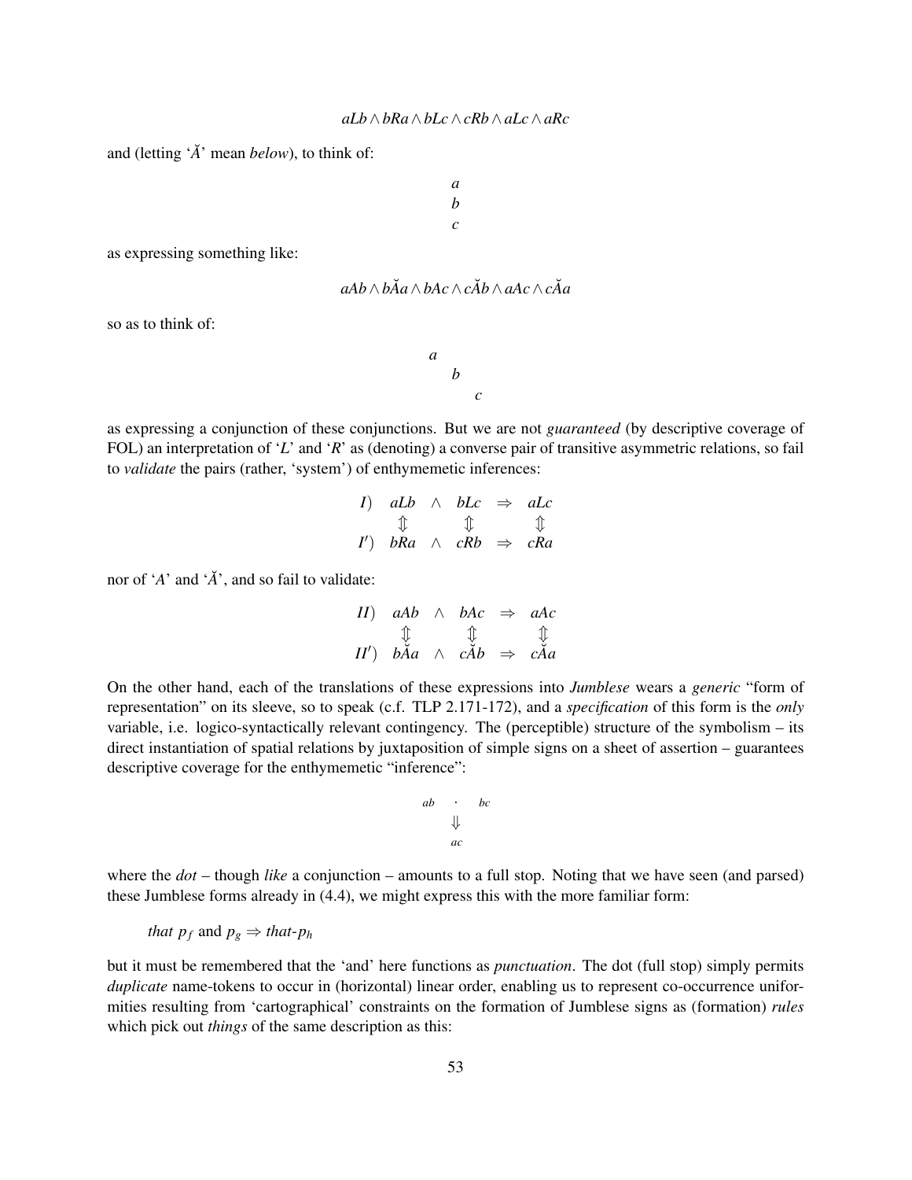$$aLb \wedge bRa \wedge bLc \wedge cRb \wedge aLc \wedge aRc$$

and (letting '$\breve{A}$' mean *below*), to think of:

$$\begin{array}{c} a \\ b \\ c \end{array}$$

as expressing something like:

$$aAb \wedge b\breve{A}a \wedge bAc \wedge c\breve{A}b \wedge aAc \wedge c\breve{A}a$$

so as to think of:

$$\begin{array}{ccc} a & & \\ & b & \\ & & c \end{array}$$

as expressing a conjunction of these conjunctions. But we are not *guaranteed* (by descriptive coverage of FOL) an interpretation of '$L$' and '$R$' as (denoting) a converse pair of transitive asymmetric relations, so fail to *validate* the pairs (rather, 'system') of enthymemetic inferences:

$$\begin{array}{llllll} I) & aLb & \wedge & bLc & \Rightarrow & aLc \\ & \Updownarrow & & \Updownarrow & & \Updownarrow \\ I') & bRa & \wedge & cRb & \Rightarrow & cRa \end{array}$$

nor of '$A$' and '$\breve{A}$', and so fail to validate:

$$\begin{array}{llllll} II) & aAb & \wedge & bAc & \Rightarrow & aAc \\ & \Updownarrow & & \Updownarrow & & \Updownarrow \\ II') & b\breve{A}a & \wedge & c\breve{A}b & \Rightarrow & c\breve{A}a \end{array}$$

On the other hand, each of the translations of these expressions into *Jumblese* wears a *generic* "form of representation" on its sleeve, so to speak (c.f. TLP 2.171-172), and a *specification* of this form is the *only* variable, i.e. logico-syntactically relevant contingency. The (perceptible) structure of the symbolism – its direct instantiation of spatial relations by juxtaposition of simple signs on a sheet of assertion – guarantees descriptive coverage for the enthymemetic "inference":

$$\begin{array}{ccc} ab & \cdot & bc \\ & \Downarrow & \\ & ac & \end{array}$$

where the *dot* – though *like* a conjunction – amounts to a full stop. Noting that we have seen (and parsed) these Jumblese forms already in (4.4), we might express this with the more familiar form:

*that* $p_f$ and $p_g \Rightarrow$ *that*-$p_h$

but it must be remembered that the 'and' here functions as *punctuation*. The dot (full stop) simply permits *duplicate* name-tokens to occur in (horizontal) linear order, enabling us to represent co-occurrence uniformities resulting from 'cartographical' constraints on the formation of Jumblese signs as (formation) *rules* which pick out *things* of the same description as this: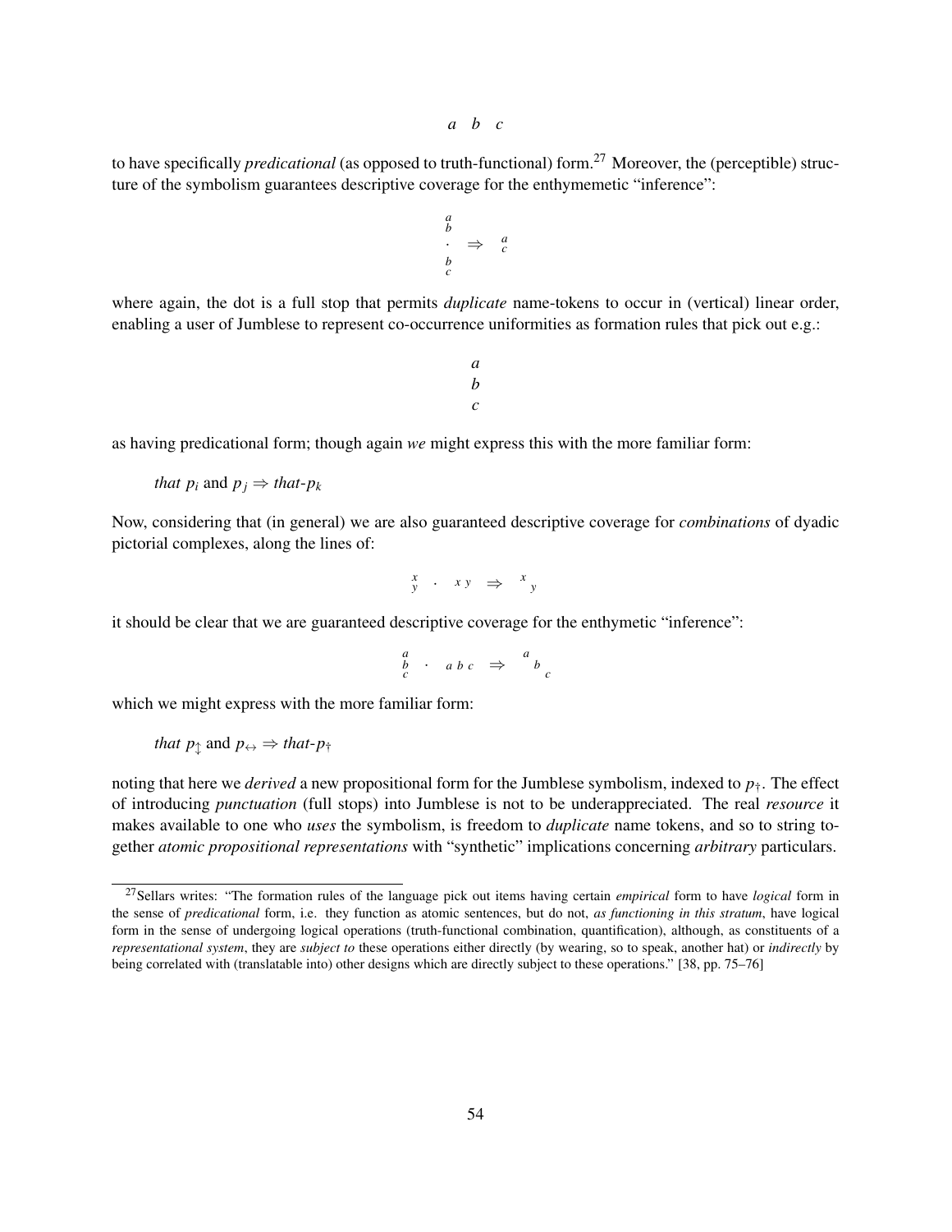$$a \quad b \quad c$$

to have specifically *predicational* (as opposed to truth-functional) form.[27] Moreover, the (perceptible) structure of the symbolism guarantees descriptive coverage for the enthymemetic "inference":

$$\begin{array}{c} a \\ b \\ \cdot \\ b \\ c \end{array} \Rightarrow \begin{array}{c} a \\ c \end{array}$$

where again, the dot is a full stop that permits *duplicate* name-tokens to occur in (vertical) linear order, enabling a user of Jumblese to represent co-occurrence uniformities as formation rules that pick out e.g.:

$$\begin{array}{c} a \\ b \\ c \end{array}$$

as having predicational form; though again *we* might express this with the more familiar form:

> *that* $p_i$ and $p_j \Rightarrow$ *that*-$p_k$

Now, considering that (in general) we are also guaranteed descriptive coverage for *combinations* of dyadic pictorial complexes, along the lines of:

$$\begin{array}{c} x \\ y \end{array} \cdot \; x\, y \;\Rightarrow\; {}^{x}{}_{\;y}$$

it should be clear that we are guaranteed descriptive coverage for the enthymetic "inference":

$$\begin{array}{c} a \\ b \\ c \end{array} \cdot \; a\; b\; c \;\Rightarrow\; {}^{a}\,b\,{}_{c}$$

which we might express with the more familiar form:

> *that* $p_{\updownarrow}$ and $p_{\leftrightarrow} \Rightarrow$ *that*-$p_{\dagger}$

noting that here we *derived* a new propositional form for the Jumblese symbolism, indexed to $p_{\dagger}$. The effect of introducing *punctuation* (full stops) into Jumblese is not to be underappreciated. The real *resource* it makes available to one who *uses* the symbolism, is freedom to *duplicate* name tokens, and so to string together *atomic propositional representations* with "synthetic" implications concerning *arbitrary* particulars.

[27] Sellars writes: "The formation rules of the language pick out items having certain *empirical* form to have *logical* form in the sense of *predicational* form, i.e. they function as atomic sentences, but do not, *as functioning in this stratum*, have logical form in the sense of undergoing logical operations (truth-functional combination, quantification), although, as constituents of a *representational system*, they are *subject to* these operations either directly (by wearing, so to speak, another hat) or *indirectly* by being correlated with (translatable into) other designs which are directly subject to these operations." [38, pp. 75–76]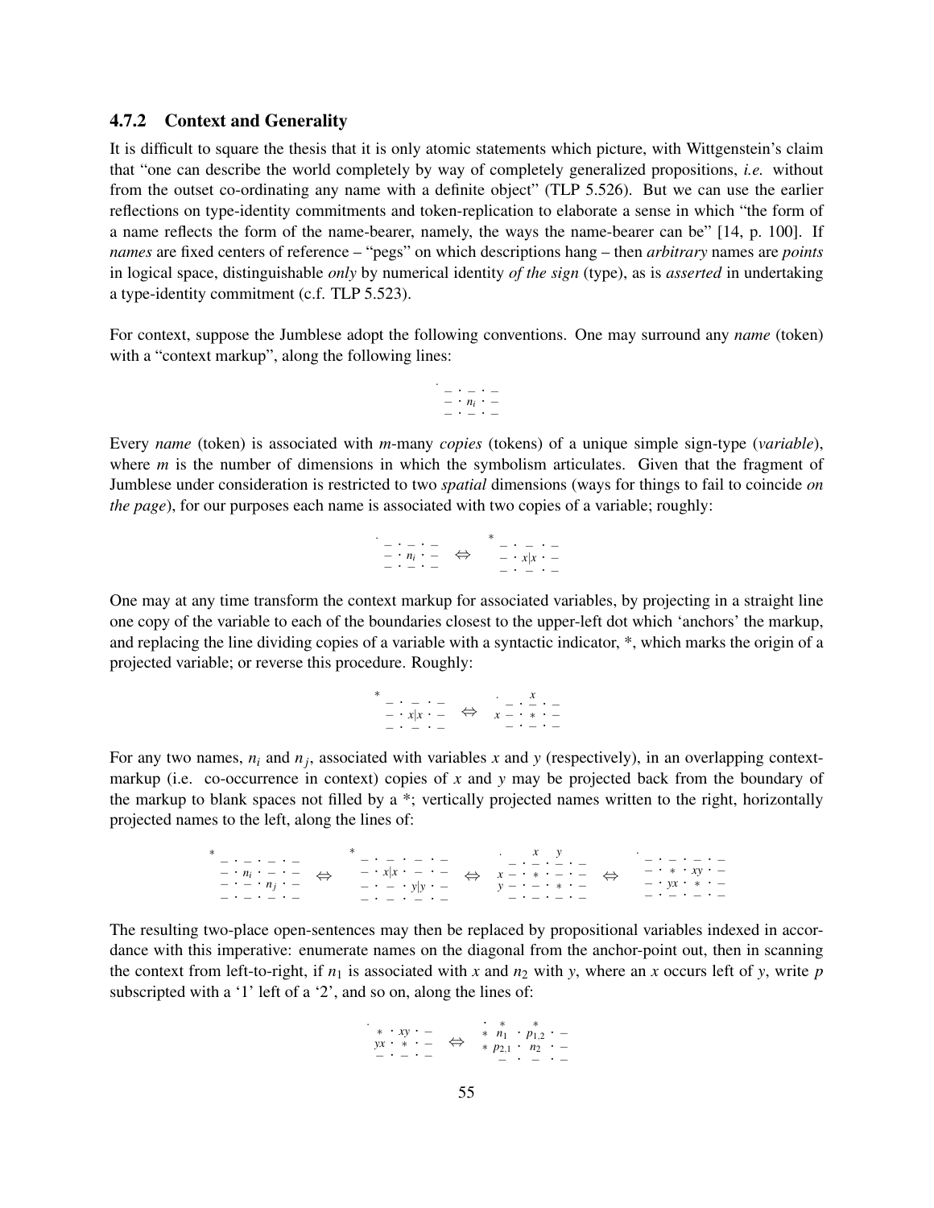### 4.7.2 Context and Generality

It is difficult to square the thesis that it is only atomic statements which picture, with Wittgenstein's claim that "one can describe the world completely by way of completely generalized propositions, *i.e.* without from the outset co-ordinating any name with a definite object" (TLP 5.526). But we can use the earlier reflections on type-identity commitments and token-replication to elaborate a sense in which "the form of a name reflects the form of the name-bearer, namely, the ways the name-bearer can be" [14, p. 100]. If *names* are fixed centers of reference – "pegs" on which descriptions hang – then *arbitrary* names are *points* in logical space, distinguishable *only* by numerical identity *of the sign* (type), as is *asserted* in undertaking a type-identity commitment (c.f. TLP 5.523).

For context, suppose the Jumblese adopt the following conventions. One may surround any *name* (token) with a "context markup", along the following lines:

$$\begin{array}{l} \cdot \\ \;\; - \cdot - \cdot - \\ \;\; - \cdot n_i \cdot - \\ \;\; - \cdot - \cdot - \end{array}$$

Every *name* (token) is associated with *m*-many *copies* (tokens) of a unique simple sign-type (*variable*), where *m* is the number of dimensions in which the symbolism articulates. Given that the fragment of Jumblese under consideration is restricted to two *spatial* dimensions (ways for things to fail to coincide *on the page*), for our purposes each name is associated with two copies of a variable; roughly:

$$\begin{array}{l} \cdot \\ \;\; - \cdot - \cdot - \\ \;\; - \cdot n_i \cdot - \\ \;\; - \cdot - \cdot - \end{array} \;\Leftrightarrow\; \begin{array}{l} * \\ \;\; - \cdot - \cdot - \\ \;\; - \cdot x|x \cdot - \\ \;\; - \cdot - \cdot - \end{array}$$

One may at any time transform the context markup for associated variables, by projecting in a straight line one copy of the variable to each of the boundaries closest to the upper-left dot which 'anchors' the markup, and replacing the line dividing copies of a variable with a syntactic indicator, *, which marks the origin of a projected variable; or reverse this procedure. Roughly:

$$\begin{array}{l} * \\ \;\; - \cdot - \cdot - \\ \;\; - \cdot x|x \cdot - \\ \;\; - \cdot - \cdot - \end{array} \;\Leftrightarrow\; \begin{array}{l} \;\;\cdot \quad\;\; x \\ \;\;\; - \cdot - \cdot - \\ x - \cdot * \cdot - \\ \;\;\; - \cdot - \cdot - \end{array}$$

For any two names, $n_i$ and $n_j$, associated with variables *x* and *y* (respectively), in an overlapping context-markup (i.e. co-occurrence in context) copies of *x* and *y* may be projected back from the boundary of the markup to blank spaces not filled by a *; vertically projected names written to the right, horizontally projected names to the left, along the lines of:

$$\begin{array}{l} * \\ \;\; - \cdot - \cdot - \cdot - \\ \;\; - \cdot n_i \cdot - \cdot - \\ \;\; - \cdot - \cdot n_j \cdot - \\ \;\; - \cdot - \cdot - \cdot - \end{array} \;\Leftrightarrow\; \begin{array}{l} * \\ \;\; - \cdot - \cdot - \cdot - \\ \;\; - \cdot x|x \cdot - \cdot - \\ \;\; - \cdot - \cdot y|y \cdot - \\ \;\; - \cdot - \cdot - \cdot - \end{array} \;\Leftrightarrow\; \begin{array}{l} \;\;\cdot \quad\;\; x \quad y \\ \;\;\; - \cdot - \cdot - \cdot - \\ x - \cdot * \cdot - \cdot - \\ y - \cdot - \cdot * \cdot - \\ \;\;\; - \cdot - \cdot - \cdot - \end{array} \;\Leftrightarrow\; \begin{array}{l} \cdot \\ \;\; - \cdot - \cdot - \cdot - \\ \;\; - \cdot * \cdot xy \cdot - \\ \;\; - \cdot yx \cdot * \cdot - \\ \;\; - \cdot - \cdot - \cdot - \end{array}$$

The resulting two-place open-sentences may then be replaced by propositional variables indexed in accordance with this imperative: enumerate names on the diagonal from the anchor-point out, then in scanning the context from left-to-right, if $n_1$ is associated with *x* and $n_2$ with *y*, where an *x* occurs left of *y*, write *p* subscripted with a '1' left of a '2', and so on, along the lines of:

$$\begin{array}{l} \cdot \\ \;\; * \cdot xy \cdot - \\ yx \cdot * \cdot - \\ \;\; - \cdot - \cdot - \end{array} \;\Leftrightarrow\; \begin{array}{l} \;\;\cdot \;\; * \quad\;\; * \\ * \;\; n_1 \;\cdot\; p_{1,2} \;\cdot - \\ * \;\; p_{2,1} \cdot \;\; n_2 \;\; \cdot - \\ \;\;\;\; - \;\; \cdot \;\; - \;\; \cdot - \end{array}$$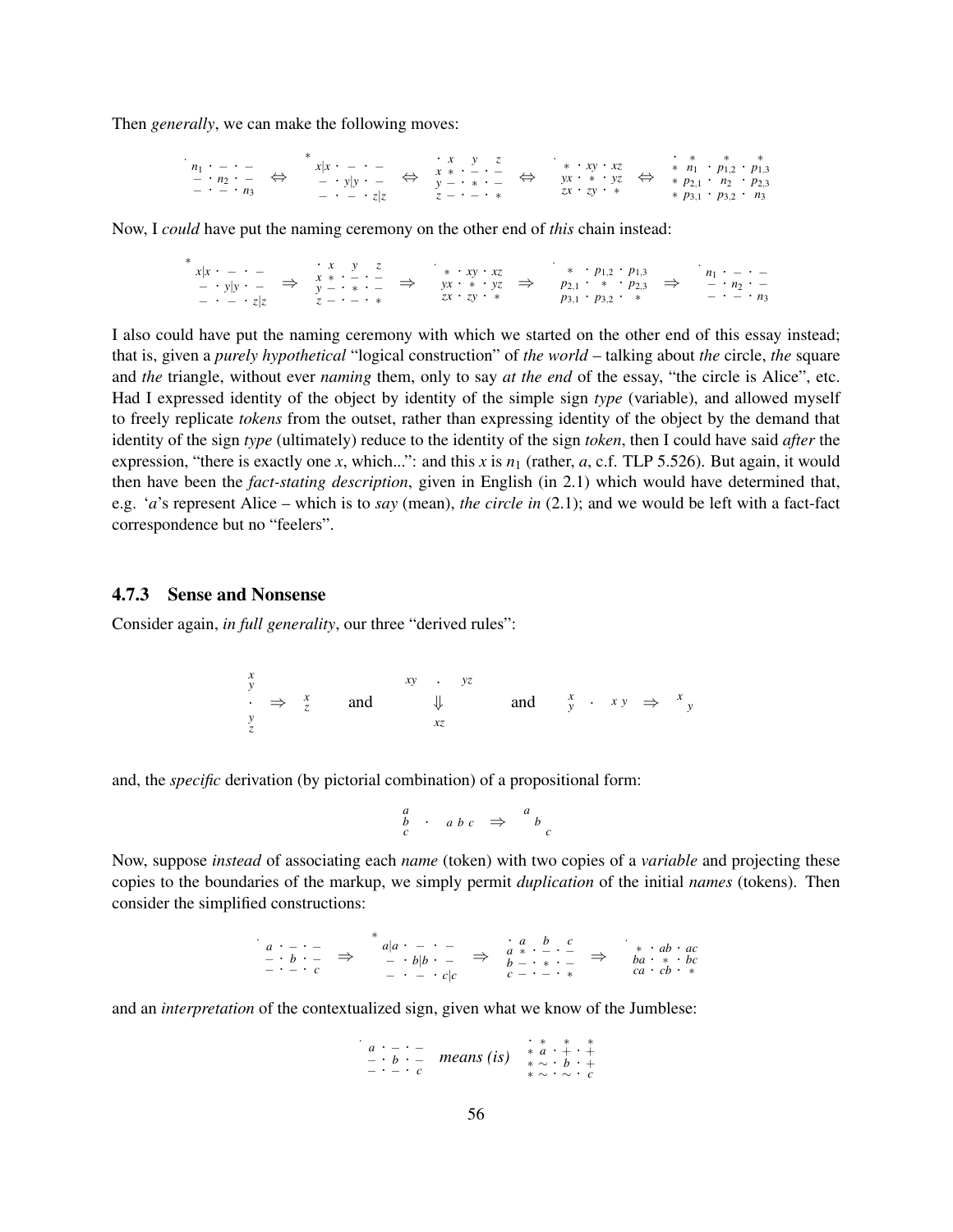Then *generally*, we can make the following moves:

$$
\begin{matrix} n_1 & \cdot & - & \cdot & - \\ - & \cdot & n_2 & \cdot & - \\ - & \cdot & - & \cdot & n_3 \end{matrix}
\;\Leftrightarrow\;
\begin{matrix} x|x & \cdot & - & \cdot & - \\ - & \cdot & y|y & \cdot & - \\ - & \cdot & - & \cdot & z|z \end{matrix}
\;\Leftrightarrow\;
\begin{matrix} \cdot & x & y & z \\ x & * \cdot & - \cdot & - \\ y & - \cdot & * \cdot & - \\ z & - \cdot & - \cdot & * \end{matrix}
\;\Leftrightarrow\;
\begin{matrix} * & \cdot\; xy & \cdot\; xz \\ yx & \cdot\; * & \cdot\; yz \\ zx & \cdot\; zy & \cdot\; * \end{matrix}
\;\Leftrightarrow\;
\begin{matrix} \cdot & * & * & * \\ * & n_1 & \cdot\; p_{1,2} & \cdot\; p_{1,3} \\ * & p_{2,1} & \cdot\; n_2 & \cdot\; p_{2,3} \\ * & p_{3,1} & \cdot\; p_{3,2} & \cdot\; n_3 \end{matrix}
$$

Now, I *could* have put the naming ceremony on the other end of *this* chain instead:

$$
\begin{matrix} x|x & \cdot & - & \cdot & - \\ - & \cdot & y|y & \cdot & - \\ - & \cdot & - & \cdot & z|z \end{matrix}
\;\Rightarrow\;
\begin{matrix} \cdot & x & y & z \\ x & * \cdot & - \cdot & - \\ y & - \cdot & * \cdot & - \\ z & - \cdot & - \cdot & * \end{matrix}
\;\Rightarrow\;
\begin{matrix} * & \cdot\; xy & \cdot\; xz \\ yx & \cdot\; * & \cdot\; yz \\ zx & \cdot\; zy & \cdot\; * \end{matrix}
\;\Rightarrow\;
\begin{matrix} * & \cdot\; p_{1,2} & \cdot\; p_{1,3} \\ p_{2,1} & \cdot\; * & \cdot\; p_{2,3} \\ p_{3,1} & \cdot\; p_{3,2} & \cdot\; * \end{matrix}
\;\Rightarrow\;
\begin{matrix} n_1 & \cdot & - & \cdot & - \\ - & \cdot & n_2 & \cdot & - \\ - & \cdot & - & \cdot & n_3 \end{matrix}
$$

I also could have put the naming ceremony with which we started on the other end of this essay instead; that is, given a *purely hypothetical* "logical construction" of *the world* – talking about *the* circle, *the* square and *the* triangle, without ever *naming* them, only to say *at the end* of the essay, "the circle is Alice", etc. Had I expressed identity of the object by identity of the simple sign *type* (variable), and allowed myself to freely replicate *tokens* from the outset, rather than expressing identity of the object by the demand that identity of the sign *type* (ultimately) reduce to the identity of the sign *token*, then I could have said *after* the expression, "there is exactly one *x*, which...": and this *x* is $n_1$ (rather, *a*, c.f. TLP 5.526). But again, it would then have been the *fact-stating description*, given in English (in 2.1) which would have determined that, e.g. '*a*'s represent Alice – which is to *say* (mean), *the circle in* (2.1); and we would be left with a fact-fact correspondence but no "feelers".

### 4.7.3 Sense and Nonsense

Consider again, *in full generality*, our three "derived rules":

$$
\begin{matrix} x \\ y \\ \cdot \\ y \\ z \end{matrix} \;\Rightarrow\; \begin{matrix} x \\ z \end{matrix}
\qquad \text{and} \qquad
\begin{matrix} xy \;\; \cdot \;\; yz \\ \Downarrow \\ xz \end{matrix}
\qquad \text{and} \qquad
\begin{matrix} x \\ y \end{matrix} \;\cdot\; x\,y \;\Rightarrow\; {}^{x}{}_{y}
$$

and, the *specific* derivation (by pictorial combination) of a propositional form:

$$
\begin{matrix} a \\ b \\ c \end{matrix} \;\cdot\; a\;b\;c \;\Rightarrow\; {}^{a}\,{}_{b}\,{}_{{}_{c}}
$$

Now, suppose *instead* of associating each *name* (token) with two copies of a *variable* and projecting these copies to the boundaries of the markup, we simply permit *duplication* of the initial *names* (tokens). Then consider the simplified constructions:

$$
\begin{matrix} a & \cdot & - & \cdot & - \\ - & \cdot & b & \cdot & - \\ - & \cdot & - & \cdot & c \end{matrix}
\;\Rightarrow\;
\begin{matrix} a|a & \cdot & - & \cdot & - \\ - & \cdot & b|b & \cdot & - \\ - & \cdot & - & \cdot & c|c \end{matrix}
\;\Rightarrow\;
\begin{matrix} \cdot & a & b & c \\ a & * \cdot & - \cdot & - \\ b & - \cdot & * \cdot & - \\ c & - \cdot & - \cdot & * \end{matrix}
\;\Rightarrow\;
\begin{matrix} * & \cdot\; ab & \cdot\; ac \\ ba & \cdot\; * & \cdot\; bc \\ ca & \cdot\; cb & \cdot\; * \end{matrix}
$$

and an *interpretation* of the contextualized sign, given what we know of the Jumblese:

$$
\begin{matrix} a & \cdot & - & \cdot & - \\ - & \cdot & b & \cdot & - \\ - & \cdot & - & \cdot & c \end{matrix}
\quad \textit{means (is)} \quad
\begin{matrix} \cdot & * & * & * \\ * & a & \cdot\; + & \cdot\; + \\ * & \sim & \cdot\; b & \cdot\; + \\ * & \sim & \cdot\; \sim & \cdot\; c \end{matrix}
$$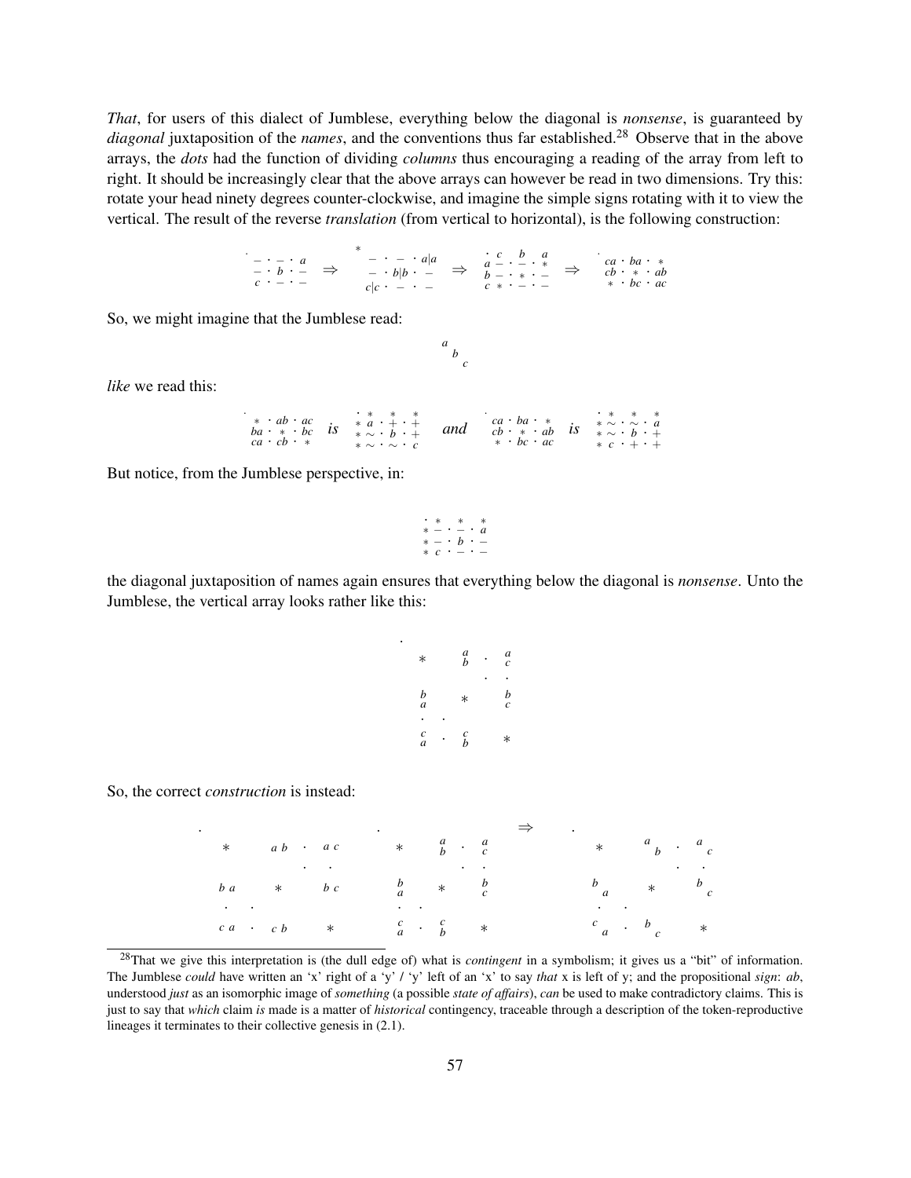*That*, for users of this dialect of Jumblese, everything below the diagonal is *nonsense*, is guaranteed by *diagonal* juxtaposition of the *names*, and the conventions thus far established.[28] Observe that in the above arrays, the *dots* had the function of dividing *columns* thus encouraging a reading of the array from left to right. It should be increasingly clear that the above arrays can however be read in two dimensions. Try this: rotate your head ninety degrees counter-clockwise, and imagine the simple signs rotating with it to view the vertical. The result of the reverse *translation* (from vertical to horizontal), is the following construction:

$$
\begin{array}{l} \cdot \\ - \cdot - \cdot a \\ - \cdot b \cdot - \\ c \cdot - \cdot - \end{array}
\;\Rightarrow\;
\begin{array}{l} * \\ - \cdot - \cdot a|a \\ - \cdot b|b \cdot - \\ c|c \cdot - \cdot - \end{array}
\;\Rightarrow\;
\begin{array}{l} \cdot \; c \quad b \quad a \\ a - \cdot - \cdot * \\ b - \cdot * \cdot - \\ c \; * \cdot - \cdot - \end{array}
\;\Rightarrow\;
\begin{array}{l} \cdot \\ ca \cdot ba \cdot * \\ cb \cdot * \cdot ab \\ * \cdot bc \cdot ac \end{array}
$$

So, we might imagine that the Jumblese read:

$$
\begin{array}{lll} a & & \\ & b & \\ & & c \end{array}
$$

*like* we read this:

$$
\begin{array}{l} \cdot \\ * \cdot ab \cdot ac \\ ba \cdot * \cdot bc \\ ca \cdot cb \cdot * \end{array}
\;\; \textit{is} \;\;
\begin{array}{l} \cdot * \;\; * \;\; * \\ * \; a \cdot + \cdot + \\ * \sim \cdot b \cdot + \\ * \sim \cdot \sim \cdot c \end{array}
\quad \textit{and} \quad
\begin{array}{l} \cdot \\ ca \cdot ba \cdot * \\ cb \cdot * \cdot ab \\ * \cdot bc \cdot ac \end{array}
\;\; \textit{is} \;\;
\begin{array}{l} \cdot * \;\; * \;\; * \\ * \sim \cdot \sim \cdot a \\ * \sim \cdot b \cdot + \\ * \; c \cdot + \cdot + \end{array}
$$

But notice, from the Jumblese perspective, in:

$$
\begin{array}{l} \cdot * \;\; * \;\; * \\ * - \cdot - \cdot a \\ * - \cdot b \cdot - \\ * \; c \cdot - \cdot - \end{array}
$$

the diagonal juxtaposition of names again ensures that everything below the diagonal is *nonsense*. Unto the Jumblese, the vertical array looks rather like this:

$$
\begin{array}{ccccc}
\cdot & & & & \\
* & & {}^{a}_{b} & \cdot & {}^{a}_{c} \\
 & & & \cdot & \cdot \\
{}^{b}_{a} & & * & & {}^{b}_{c} \\
\cdot & \cdot & & & \\
{}^{c}_{a} & \cdot & {}^{c}_{b} & & *
\end{array}
$$

So, the correct *construction* is instead:

$$
\begin{array}{ccccc}
\cdot & & & & \\
* & & a\,b & \cdot & a\,c \\
 & & & \cdot & \cdot \\
b\,a & & * & & b\,c \\
\cdot & \cdot & & & \\
c\,a & \cdot & c\,b & & *
\end{array}
\qquad
\begin{array}{ccccc}
\cdot & & & & \\
* & & {}^{a}_{b} & \cdot & {}^{a}_{c} \\
 & & & \cdot & \cdot \\
{}^{b}_{a} & & * & & {}^{b}_{c} \\
\cdot & \cdot & & & \\
{}^{c}_{a} & \cdot & {}^{c}_{b} & & *
\end{array}
\;\Rightarrow\;
\begin{array}{ccccc}
\cdot & & & & \\
* & & a_{\,b} & \cdot & a_{\,c} \\
 & & & \cdot & \cdot \\
b_{\,a} & & * & & b_{\,c} \\
\cdot & \cdot & & & \\
c_{\,a} & \cdot & b_{\,c} & & *
\end{array}
$$

---

[28] That we give this interpretation is (the dull edge of) what is *contingent* in a symbolism; it gives us a "bit" of information. The Jumblese *could* have written an 'x' right of a 'y' / 'y' left of an 'x' to say *that* x is left of y; and the propositional *sign*: *ab*, understood *just* as an isomorphic image of *something* (a possible *state of affairs*), *can* be used to make contradictory claims. This is just to say that *which* claim *is* made is a matter of *historical* contingency, traceable through a description of the token-reproductive lineages it terminates to their collective genesis in (2.1).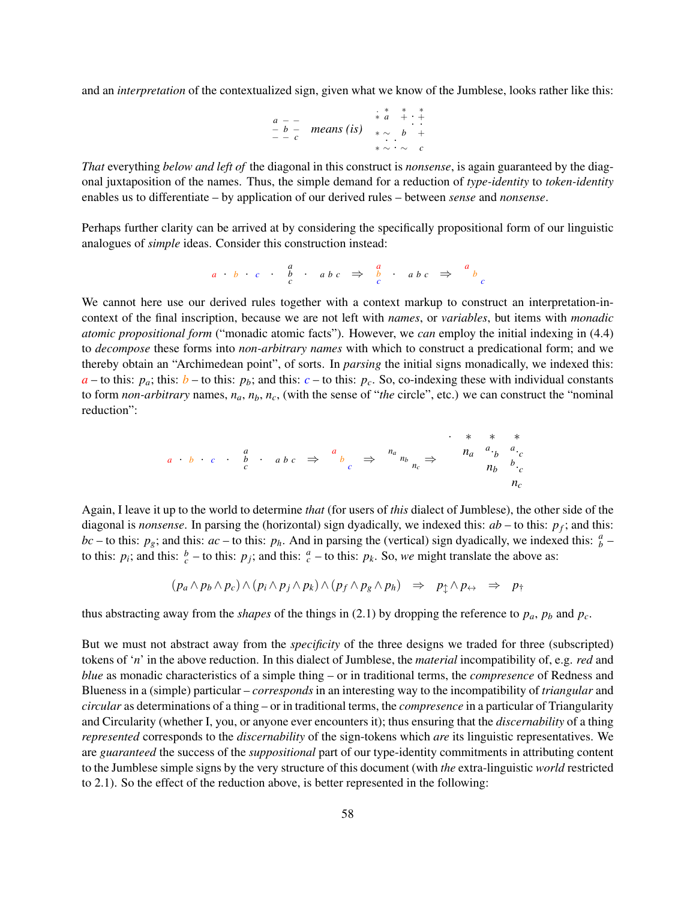and an *interpretation* of the contextualized sign, given what we know of the Jumblese, looks rather like this:

$$\begin{matrix} a & - & - \\ - & b & - \\ - & - & c \end{matrix} \quad \textit{means (is)} \quad \begin{matrix} \cdot & * & & * & & * \\ * & a & & + & \cdot & + \\ & & & & \cdot & \cdot \\ * & \sim & & b & & + \\ & \cdot & \cdot & & & \\ * & \sim & \cdot & \sim & & c \end{matrix}$$

*That* everything *below and left of* the diagonal in this construct is *nonsense*, is again guaranteed by the diagonal juxtaposition of the names. Thus, the simple demand for a reduction of *type-identity* to *token-identity* enables us to differentiate – by application of our derived rules – between *sense* and *nonsense*.

Perhaps further clarity can be arrived at by considering the specifically propositional form of our linguistic analogues of *simple* ideas. Consider this construction instead:

$$a \cdot b \cdot c \quad \cdot \quad \begin{matrix} a \\ b \\ c \end{matrix} \quad \cdot \quad a\ b\ c \quad \Rightarrow \quad \begin{matrix} a \\ b \\ c \end{matrix} \quad \cdot \quad a\ b\ c \quad \Rightarrow \quad \begin{matrix} a & & \\ & b & \\ & & c \end{matrix}$$

We cannot here use our derived rules together with a context markup to construct an interpretation-in-context of the final inscription, because we are not left with *names*, or *variables*, but items with *monadic atomic propositional form* ("monadic atomic facts"). However, we *can* employ the initial indexing in (4.4) to *decompose* these forms into *non-arbitrary names* with which to construct a predicational form; and we thereby obtain an "Archimedean point", of sorts. In *parsing* the initial signs monadically, we indexed this: $a$ – to this: $p_a$; this: $b$ – to this: $p_b$; and this: $c$ – to this: $p_c$. So, co-indexing these with individual constants to form *non-arbitrary* names, $n_a$, $n_b$, $n_c$, (with the sense of "*the* circle", etc.) we can construct the "nominal reduction":

$$a \cdot b \cdot c \quad \cdot \quad \begin{matrix} a \\ b \\ c \end{matrix} \quad \cdot \quad a\ b\ c \quad \Rightarrow \quad \begin{matrix} a & & \\ & b & \\ & & c \end{matrix} \quad \Rightarrow \quad \begin{matrix} n_a & & \\ & n_b & \\ & & n_c \end{matrix} \quad \Rightarrow \quad \begin{matrix} \cdot & * & * & * \\ & n_a & a \cdot_b & a \cdot_c \\ & & n_b & b \cdot_c \\ & & & n_c \end{matrix}$$

Again, I leave it up to the world to determine *that* (for users of *this* dialect of Jumblese), the other side of the diagonal is *nonsense*. In parsing the (horizontal) sign dyadically, we indexed this: $ab$ – to this: $p_f$; and this: $bc$ – to this: $p_g$; and this: $ac$ – to this: $p_h$. And in parsing the (vertical) sign dyadically, we indexed this: $\substack{a \\ b}$ – to this: $p_i$; and this: $\substack{b \\ c}$ – to this: $p_j$; and this: $\substack{a \\ c}$ – to this: $p_k$. So, *we* might translate the above as:

$$(p_a \wedge p_b \wedge p_c) \wedge (p_i \wedge p_j \wedge p_k) \wedge (p_f \wedge p_g \wedge p_h) \quad \Rightarrow \quad p_{\updownarrow} \wedge p_{\leftrightarrow} \quad \Rightarrow \quad p_{\dagger}$$

thus abstracting away from the *shapes* of the things in (2.1) by dropping the reference to $p_a$, $p_b$ and $p_c$.

But we must not abstract away from the *specificity* of the three designs we traded for three (subscripted) tokens of '$n$' in the above reduction. In this dialect of Jumblese, the *material* incompatibility of, e.g. *red* and *blue* as monadic characteristics of a simple thing – or in traditional terms, the *compresence* of Redness and Blueness in a (simple) particular – *corresponds* in an interesting way to the incompatibility of *triangular* and *circular* as determinations of a thing – or in traditional terms, the *compresence* in a particular of Triangularity and Circularity (whether I, you, or anyone ever encounters it); thus ensuring that the *discernability* of a thing *represented* corresponds to the *discernability* of the sign-tokens which *are* its linguistic representatives. We are *guaranteed* the success of the *suppositional* part of our type-identity commitments in attributing content to the Jumblese simple signs by the very structure of this document (with *the* extra-linguistic *world* restricted to 2.1). So the effect of the reduction above, is better represented in the following: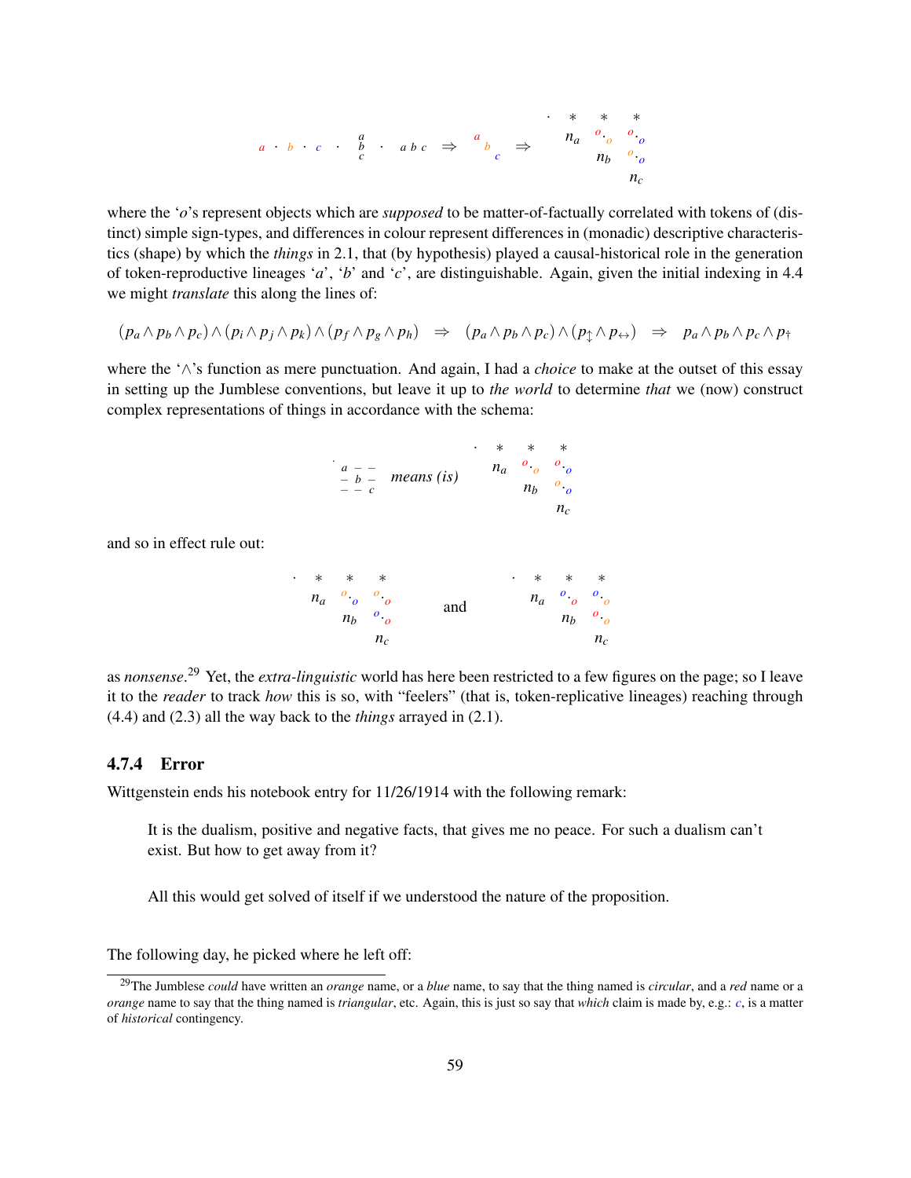$$a \cdot b \cdot c \quad \cdot \quad \begin{matrix} a \\ b \\ c \end{matrix} \quad \cdot \quad a\ b\ c \quad \Rightarrow \quad \begin{matrix} a & & \\ & b & \\ & & c \end{matrix} \quad \Rightarrow \quad \begin{matrix} \cdot & * & * & * \\ & n_a & o\cdot_o & o\cdot_o \\ & & n_b & o\cdot_o \\ & & & n_c \end{matrix}$$

where the '*o*'s represent objects which are *supposed* to be matter-of-factually correlated with tokens of (distinct) simple sign-types, and differences in colour represent differences in (monadic) descriptive characteristics (shape) by which the *things* in 2.1, that (by hypothesis) played a causal-historical role in the generation of token-reproductive lineages '*a*', '*b*' and '*c*', are distinguishable. Again, given the initial indexing in 4.4 we might *translate* this along the lines of:

$$(p_a \wedge p_b \wedge p_c) \wedge (p_i \wedge p_j \wedge p_k) \wedge (p_f \wedge p_g \wedge p_h) \quad \Rightarrow \quad (p_a \wedge p_b \wedge p_c) \wedge (p_\updownarrow \wedge p_\leftrightarrow) \quad \Rightarrow \quad p_a \wedge p_b \wedge p_c \wedge p_\dagger$$

where the '$\wedge$'s function as mere punctuation. And again, I had a *choice* to make at the outset of this essay in setting up the Jumblese conventions, but leave it up to *the world* to determine *that* we (now) construct complex representations of things in accordance with the schema:

$$\begin{matrix} a & - & - \\ - & b & - \\ - & - & c \end{matrix} \quad \textit{means (is)} \quad \begin{matrix} \cdot & * & * & * \\ & n_a & o\cdot_o & o\cdot_o \\ & & n_b & o\cdot_o \\ & & & n_c \end{matrix}$$

and so in effect rule out:

$$\begin{matrix} \cdot & * & * & * \\ & n_a & o\cdot_o & o\cdot_o \\ & & n_b & o\cdot_o \\ & & & n_c \end{matrix} \quad \text{and} \quad \begin{matrix} \cdot & * & * & * \\ & n_a & o\cdot_o & o\cdot_o \\ & & n_b & o\cdot_o \\ & & & n_c \end{matrix}$$

as *nonsense*.[29] Yet, the *extra-linguistic* world has here been restricted to a few figures on the page; so I leave it to the *reader* to track *how* this is so, with "feelers" (that is, token-replicative lineages) reaching through (4.4) and (2.3) all the way back to the *things* arrayed in (2.1).

### 4.7.4 Error

Wittgenstein ends his notebook entry for 11/26/1914 with the following remark:

> It is the dualism, positive and negative facts, that gives me no peace. For such a dualism can't exist. But how to get away from it?
>
> All this would get solved of itself if we understood the nature of the proposition.

The following day, he picked where he left off:

---

[29] The Jumblese *could* have written an *orange* name, or a *blue* name, to say that the thing named is *circular*, and a *red* name or a *orange* name to say that the thing named is *triangular*, etc. Again, this is just so say that *which* claim is made by, e.g.: *c*, is a matter of *historical* contingency.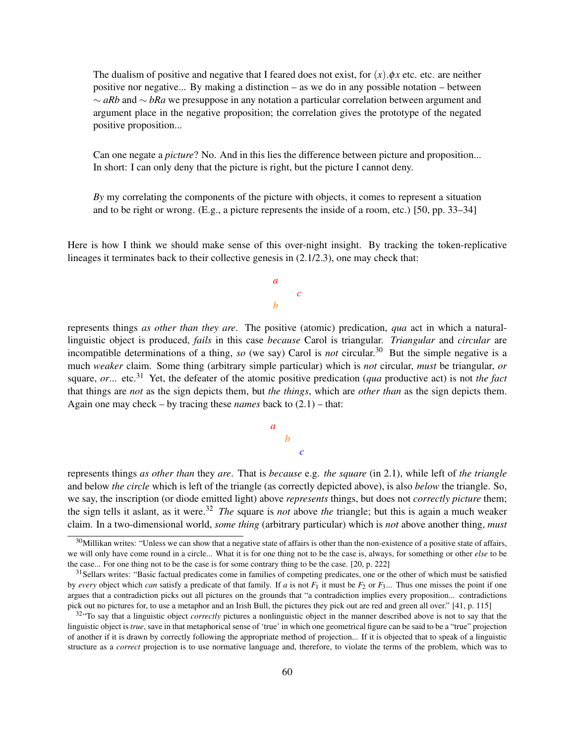> The dualism of positive and negative that I feared does not exist, for $(x).\phi x$ etc. etc. are neither positive nor negative... By making a distinction – as we do in any possible notation – between $\sim aRb$ and $\sim bRa$ we presuppose in any notation a particular correlation between argument and argument place in the negative proposition; the correlation gives the prototype of the negated positive proposition...
>
> Can one negate a *picture*? No. And in this lies the difference between picture and proposition... In short: I can only deny that the picture is right, but the picture I cannot deny.
>
> *By* my correlating the components of the picture with objects, it comes to represent a situation and to be right or wrong. (E.g., a picture represents the inside of a room, etc.) [50, pp. 33–34]

Here is how I think we should make sense of this over-night insight. By tracking the token-replicative lineages it terminates back to their collective genesis in (2.1/2.3), one may check that:

$$\begin{array}{ccc} a & & \\ & & c \\ b & & \end{array}$$

represents things *as other than they are*. The positive (atomic) predication, *qua* act in which a natural-linguistic object is produced, *fails* in this case *because* Carol is triangular. *Triangular* and *circular* are incompatible determinations of a thing, *so* (we say) Carol is *not* circular.[30] But the simple negative is a much *weaker* claim. Some thing (arbitrary simple particular) which is *not* circular, *must* be triangular, *or* square, *or*... etc.[31] Yet, the defeater of the atomic positive predication (*qua* productive act) is not *the fact* that things are *not* as the sign depicts them, but *the things*, which are *other than* as the sign depicts them. Again one may check – by tracing these *names* back to (2.1) – that:

$$\begin{array}{ccc} a & & \\ & b & \\ & & c \end{array}$$

represents things *as other than* they *are*. That is *because* e.g. *the square* (in 2.1), while left of *the triangle* and below *the circle* which is left of the triangle (as correctly depicted above), is also *below* the triangle. So, we say, the inscription (or diode emitted light) above *represents* things, but does not *correctly picture* them; the sign tells it aslant, as it were.[32] *The* square is *not* above *the* triangle; but this is again a much weaker claim. In a two-dimensional world, *some thing* (arbitrary particular) which is *not* above another thing, *must*

---

[30] Millikan writes: "Unless we can show that a negative state of affairs is other than the non-existence of a positive state of affairs, we will only have come round in a circle... What it is for one thing not to be the case is, always, for something or other *else* to be the case... For one thing not to be the case is for some contrary thing to be the case. [20, p. 222]

[31] Sellars writes: "Basic factual predicates come in families of competing predicates, one or the other of which must be satisfied by *every* object which *can* satisfy a predicate of that family. If $a$ is not $F_1$ it must be $F_2$ or $F_3$... Thus one misses the point if one argues that a contradiction picks out all pictures on the grounds that "a contradiction implies every proposition... contradictions pick out no pictures for, to use a metaphor and an Irish Bull, the pictures they pick out are red and green all over." [41, p. 115]

[32] "To say that a linguistic object *correctly* pictures a nonlinguistic object in the manner described above is not to say that the linguistic object is *true*, save in that metaphorical sense of 'true' in which one geometrical figure can be said to be a "true" projection of another if it is drawn by correctly following the appropriate method of projection... If it is objected that to speak of a linguistic structure as a *correct* projection is to use normative language and, therefore, to violate the terms of the problem, which was to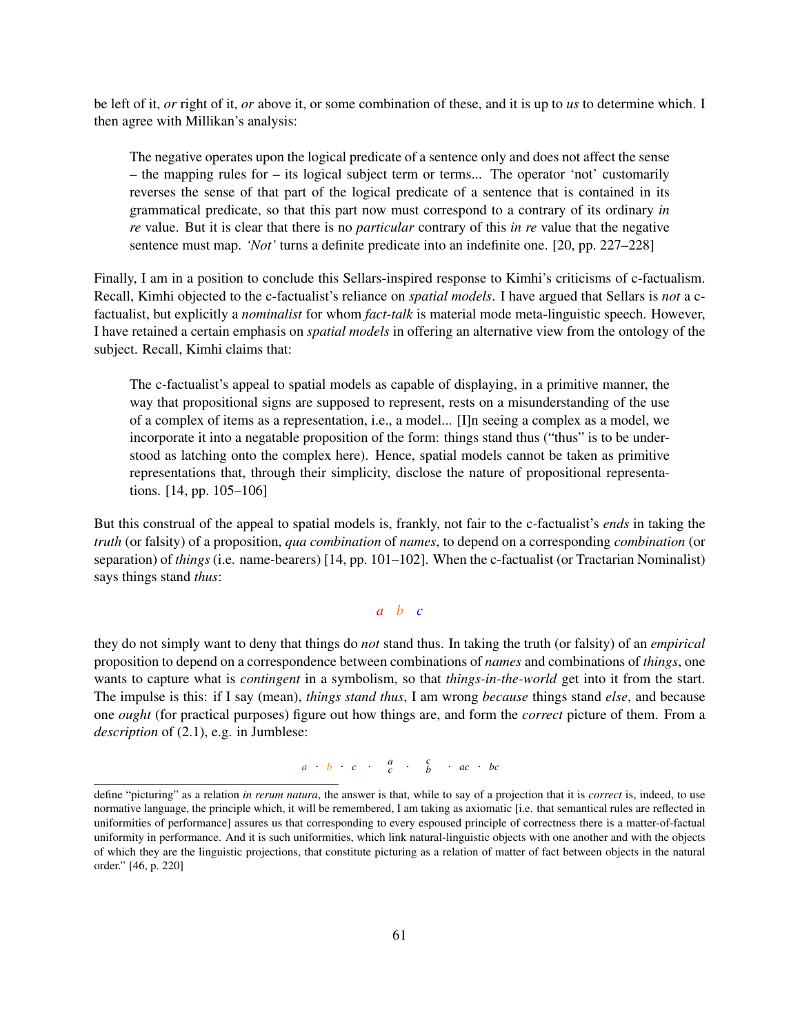be left of it, *or* right of it, *or* above it, or some combination of these, and it is up to *us* to determine which. I then agree with Millikan's analysis:

> The negative operates upon the logical predicate of a sentence only and does not affect the sense – the mapping rules for – its logical subject term or terms... The operator 'not' customarily reverses the sense of that part of the logical predicate of a sentence that is contained in its grammatical predicate, so that this part now must correspond to a contrary of its ordinary *in re* value. But it is clear that there is no *particular* contrary of this *in re* value that the negative sentence must map. *'Not'* turns a definite predicate into an indefinite one. [20, pp. 227–228]

Finally, I am in a position to conclude this Sellars-inspired response to Kimhi's criticisms of c-factualism. Recall, Kimhi objected to the c-factualist's reliance on *spatial models*. I have argued that Sellars is *not* a c-factualist, but explicitly a *nominalist* for whom *fact-talk* is material mode meta-linguistic speech. However, I have retained a certain emphasis on *spatial models* in offering an alternative view from the ontology of the subject. Recall, Kimhi claims that:

> The c-factualist's appeal to spatial models as capable of displaying, in a primitive manner, the way that propositional signs are supposed to represent, rests on a misunderstanding of the use of a complex of items as a representation, i.e., a model... [I]n seeing a complex as a model, we incorporate it into a negatable proposition of the form: things stand thus ("thus" is to be understood as latching onto the complex here). Hence, spatial models cannot be taken as primitive representations that, through their simplicity, disclose the nature of propositional representations. [14, pp. 105–106]

But this construal of the appeal to spatial models is, frankly, not fair to the c-factualist's *ends* in taking the *truth* (or falsity) of a proposition, *qua combination* of *names*, to depend on a corresponding *combination* (or separation) of *things* (i.e. name-bearers) [14, pp. 101–102]. When the c-factualist (or Tractarian Nominalist) says things stand *thus*:

$$a \quad b \quad c$$

they do not simply want to deny that things do *not* stand thus. In taking the truth (or falsity) of an *empirical* proposition to depend on a correspondence between combinations of *names* and combinations of *things*, one wants to capture what is *contingent* in a symbolism, so that *things-in-the-world* get into it from the start. The impulse is this: if I say (mean), *things stand thus*, I am wrong *because* things stand *else*, and because one *ought* (for practical purposes) figure out how things are, and form the *correct* picture of them. From a *description* of (2.1), e.g. in Jumblese:

$$a \cdot b \cdot c \cdot \begin{matrix} a \\ c \end{matrix} \cdot \begin{matrix} c \\ b \end{matrix} \cdot ac \cdot bc$$

define "picturing" as a relation *in rerum natura*, the answer is that, while to say of a projection that it is *correct* is, indeed, to use normative language, the principle which, it will be remembered, I am taking as axiomatic [i.e. that semantical rules are reflected in uniformities of performance] assures us that corresponding to every espoused principle of correctness there is a matter-of-factual uniformity in performance. And it is such uniformities, which link natural-linguistic objects with one another and with the objects of which they are the linguistic projections, that constitute picturing as a relation of matter of fact between objects in the natural order." [46, p. 220]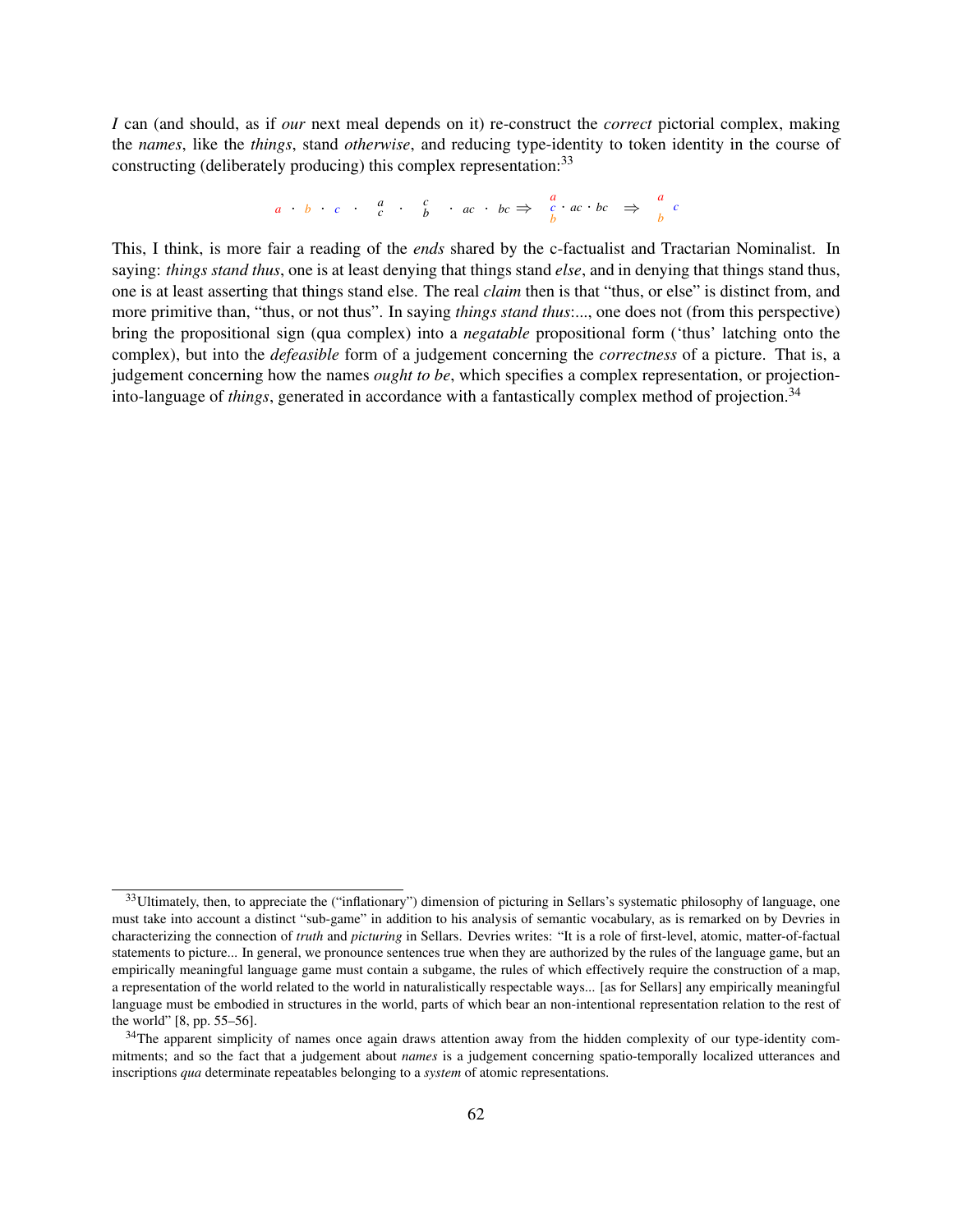*I* can (and should, as if *our* next meal depends on it) re-construct the *correct* pictorial complex, making the *names*, like the *things*, stand *otherwise*, and reducing type-identity to token identity in the course of constructing (deliberately producing) this complex representation:[33]

$$a \cdot b \cdot c \cdot \begin{smallmatrix} a \\ c \end{smallmatrix} \cdot \begin{smallmatrix} c \\ b \end{smallmatrix} \cdot ac \cdot bc \Rightarrow \begin{smallmatrix} a \\ c \\ b \end{smallmatrix} \cdot ac \cdot bc \Rightarrow \begin{smallmatrix} a & \\ & c \\ b & \end{smallmatrix}$$

This, I think, is more fair a reading of the *ends* shared by the c-factualist and Tractarian Nominalist. In saying: *things stand thus*, one is at least denying that things stand *else*, and in denying that things stand thus, one is at least asserting that things stand else. The real *claim* then is that "thus, or else" is distinct from, and more primitive than, "thus, or not thus". In saying *things stand thus*:..., one does not (from this perspective) bring the propositional sign (qua complex) into a *negatable* propositional form ('thus' latching onto the complex), but into the *defeasible* form of a judgement concerning the *correctness* of a picture. That is, a judgement concerning how the names *ought to be*, which specifies a complex representation, or projection-into-language of *things*, generated in accordance with a fantastically complex method of projection.[34]

---

[33] Ultimately, then, to appreciate the ("inflationary") dimension of picturing in Sellars's systematic philosophy of language, one must take into account a distinct "sub-game" in addition to his analysis of semantic vocabulary, as is remarked on by Devries in characterizing the connection of *truth* and *picturing* in Sellars. Devries writes: "It is a role of first-level, atomic, matter-of-factual statements to picture... In general, we pronounce sentences true when they are authorized by the rules of the language game, but an empirically meaningful language game must contain a subgame, the rules of which effectively require the construction of a map, a representation of the world related to the world in naturalistically respectable ways... [as for Sellars] any empirically meaningful language must be embodied in structures in the world, parts of which bear an non-intentional representation relation to the rest of the world" [8, pp. 55–56].

[34] The apparent simplicity of names once again draws attention away from the hidden complexity of our type-identity commitments; and so the fact that a judgement about *names* is a judgement concerning spatio-temporally localized utterances and inscriptions *qua* determinate repeatables belonging to a *system* of atomic representations.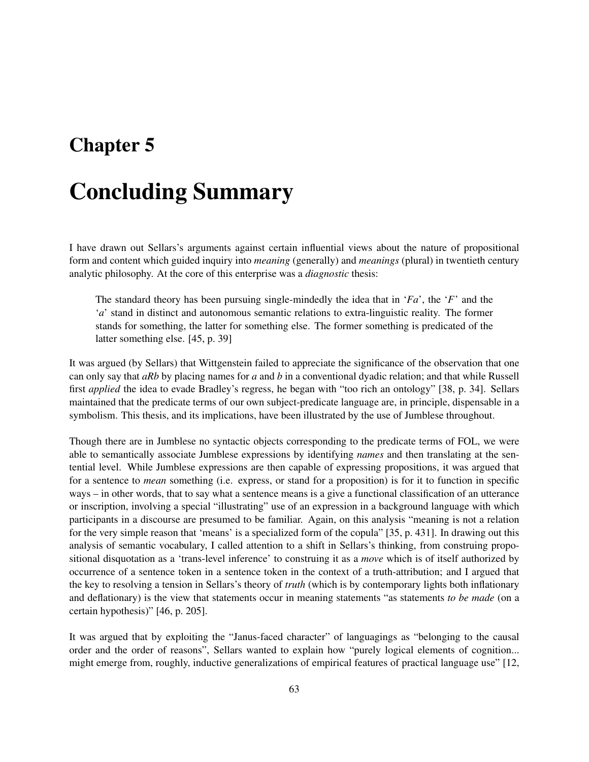# Chapter 5

# Concluding Summary

I have drawn out Sellars's arguments against certain influential views about the nature of propositional form and content which guided inquiry into *meaning* (generally) and *meanings* (plural) in twentieth century analytic philosophy. At the core of this enterprise was a *diagnostic* thesis:

> The standard theory has been pursuing single-mindedly the idea that in '*Fa*', the '*F*' and the '*a*' stand in distinct and autonomous semantic relations to extra-linguistic reality. The former stands for something, the latter for something else. The former something is predicated of the latter something else. [45, p. 39]

It was argued (by Sellars) that Wittgenstein failed to appreciate the significance of the observation that one can only say that *aRb* by placing names for *a* and *b* in a conventional dyadic relation; and that while Russell first *applied* the idea to evade Bradley's regress, he began with "too rich an ontology" [38, p. 34]. Sellars maintained that the predicate terms of our own subject-predicate language are, in principle, dispensable in a symbolism. This thesis, and its implications, have been illustrated by the use of Jumblese throughout.

Though there are in Jumblese no syntactic objects corresponding to the predicate terms of FOL, we were able to semantically associate Jumblese expressions by identifying *names* and then translating at the sentential level. While Jumblese expressions are then capable of expressing propositions, it was argued that for a sentence to *mean* something (i.e. express, or stand for a proposition) is for it to function in specific ways – in other words, that to say what a sentence means is a give a functional classification of an utterance or inscription, involving a special "illustrating" use of an expression in a background language with which participants in a discourse are presumed to be familiar. Again, on this analysis "meaning is not a relation for the very simple reason that 'means' is a specialized form of the copula" [35, p. 431]. In drawing out this analysis of semantic vocabulary, I called attention to a shift in Sellars's thinking, from construing propositional disquotation as a 'trans-level inference' to construing it as a *move* which is of itself authorized by occurrence of a sentence token in a sentence token in the context of a truth-attribution; and I argued that the key to resolving a tension in Sellars's theory of *truth* (which is by contemporary lights both inflationary and deflationary) is the view that statements occur in meaning statements "as statements *to be made* (on a certain hypothesis)" [46, p. 205].

It was argued that by exploiting the "Janus-faced character" of languagings as "belonging to the causal order and the order of reasons", Sellars wanted to explain how "purely logical elements of cognition... might emerge from, roughly, inductive generalizations of empirical features of practical language use" [12,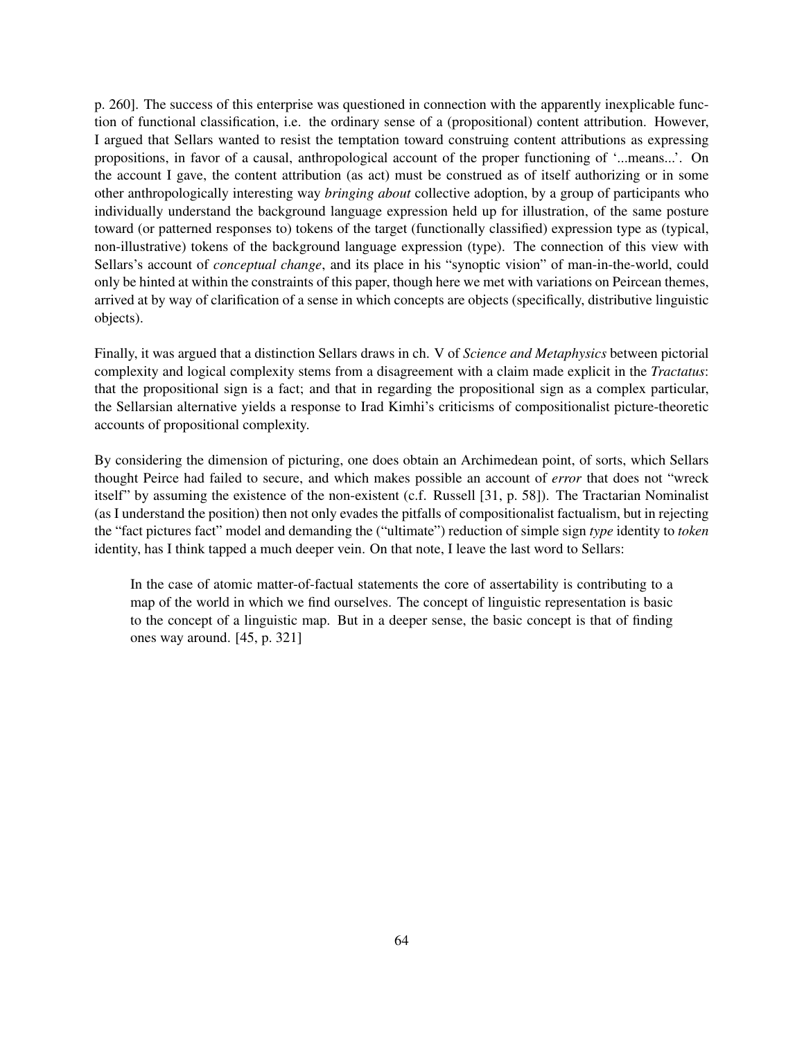p. 260]. The success of this enterprise was questioned in connection with the apparently inexplicable function of functional classification, i.e. the ordinary sense of a (propositional) content attribution. However, I argued that Sellars wanted to resist the temptation toward construing content attributions as expressing propositions, in favor of a causal, anthropological account of the proper functioning of '...means...'. On the account I gave, the content attribution (as act) must be construed as of itself authorizing or in some other anthropologically interesting way *bringing about* collective adoption, by a group of participants who individually understand the background language expression held up for illustration, of the same posture toward (or patterned responses to) tokens of the target (functionally classified) expression type as (typical, non-illustrative) tokens of the background language expression (type). The connection of this view with Sellars's account of *conceptual change*, and its place in his "synoptic vision" of man-in-the-world, could only be hinted at within the constraints of this paper, though here we met with variations on Peircean themes, arrived at by way of clarification of a sense in which concepts are objects (specifically, distributive linguistic objects).

Finally, it was argued that a distinction Sellars draws in ch. V of *Science and Metaphysics* between pictorial complexity and logical complexity stems from a disagreement with a claim made explicit in the *Tractatus*: that the propositional sign is a fact; and that in regarding the propositional sign as a complex particular, the Sellarsian alternative yields a response to Irad Kimhi's criticisms of compositionalist picture-theoretic accounts of propositional complexity.

By considering the dimension of picturing, one does obtain an Archimedean point, of sorts, which Sellars thought Peirce had failed to secure, and which makes possible an account of *error* that does not "wreck itself" by assuming the existence of the non-existent (c.f. Russell [31, p. 58]). The Tractarian Nominalist (as I understand the position) then not only evades the pitfalls of compositionalist factualism, but in rejecting the "fact pictures fact" model and demanding the ("ultimate") reduction of simple sign *type* identity to *token* identity, has I think tapped a much deeper vein. On that note, I leave the last word to Sellars:

> In the case of atomic matter-of-factual statements the core of assertability is contributing to a map of the world in which we find ourselves. The concept of linguistic representation is basic to the concept of a linguistic map. But in a deeper sense, the basic concept is that of finding ones way around. [45, p. 321]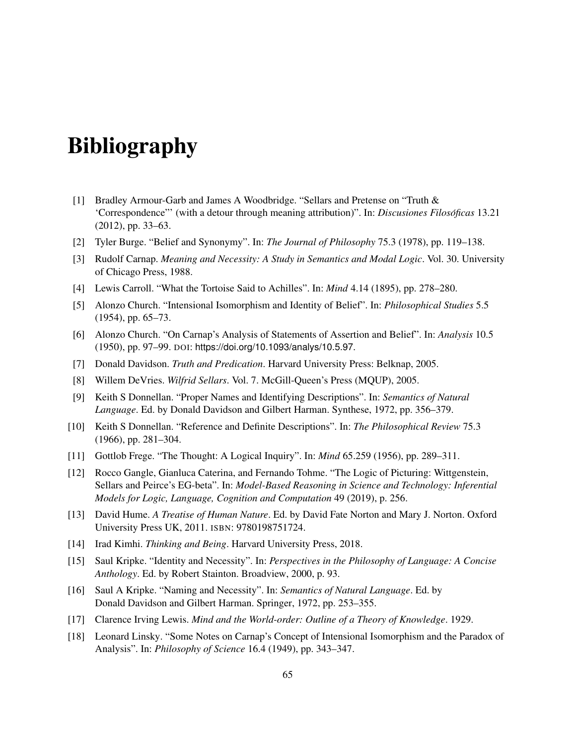# Bibliography

[1] Bradley Armour-Garb and James A Woodbridge. "Sellars and Pretense on "Truth & 'Correspondence"' (with a detour through meaning attribution)". In: *Discusiones Filosóficas* 13.21 (2012), pp. 33–63.

[2] Tyler Burge. "Belief and Synonymy". In: *The Journal of Philosophy* 75.3 (1978), pp. 119–138.

[3] Rudolf Carnap. *Meaning and Necessity: A Study in Semantics and Modal Logic*. Vol. 30. University of Chicago Press, 1988.

[4] Lewis Carroll. "What the Tortoise Said to Achilles". In: *Mind* 4.14 (1895), pp. 278–280.

[5] Alonzo Church. "Intensional Isomorphism and Identity of Belief". In: *Philosophical Studies* 5.5 (1954), pp. 65–73.

[6] Alonzo Church. "On Carnap's Analysis of Statements of Assertion and Belief". In: *Analysis* 10.5 (1950), pp. 97–99. DOI: https://doi.org/10.1093/analys/10.5.97.

[7] Donald Davidson. *Truth and Predication*. Harvard University Press: Belknap, 2005.

[8] Willem DeVries. *Wilfrid Sellars*. Vol. 7. McGill-Queen's Press (MQUP), 2005.

[9] Keith S Donnellan. "Proper Names and Identifying Descriptions". In: *Semantics of Natural Language*. Ed. by Donald Davidson and Gilbert Harman. Synthese, 1972, pp. 356–379.

[10] Keith S Donnellan. "Reference and Definite Descriptions". In: *The Philosophical Review* 75.3 (1966), pp. 281–304.

[11] Gottlob Frege. "The Thought: A Logical Inquiry". In: *Mind* 65.259 (1956), pp. 289–311.

[12] Rocco Gangle, Gianluca Caterina, and Fernando Tohme. "The Logic of Picturing: Wittgenstein, Sellars and Peirce's EG-beta". In: *Model-Based Reasoning in Science and Technology: Inferential Models for Logic, Language, Cognition and Computation* 49 (2019), p. 256.

[13] David Hume. *A Treatise of Human Nature*. Ed. by David Fate Norton and Mary J. Norton. Oxford University Press UK, 2011. ISBN: 9780198751724.

[14] Irad Kimhi. *Thinking and Being*. Harvard University Press, 2018.

[15] Saul Kripke. "Identity and Necessity". In: *Perspectives in the Philosophy of Language: A Concise Anthology*. Ed. by Robert Stainton. Broadview, 2000, p. 93.

[16] Saul A Kripke. "Naming and Necessity". In: *Semantics of Natural Language*. Ed. by Donald Davidson and Gilbert Harman. Springer, 1972, pp. 253–355.

[17] Clarence Irving Lewis. *Mind and the World-order: Outline of a Theory of Knowledge*. 1929.

[18] Leonard Linsky. "Some Notes on Carnap's Concept of Intensional Isomorphism and the Paradox of Analysis". In: *Philosophy of Science* 16.4 (1949), pp. 343–347.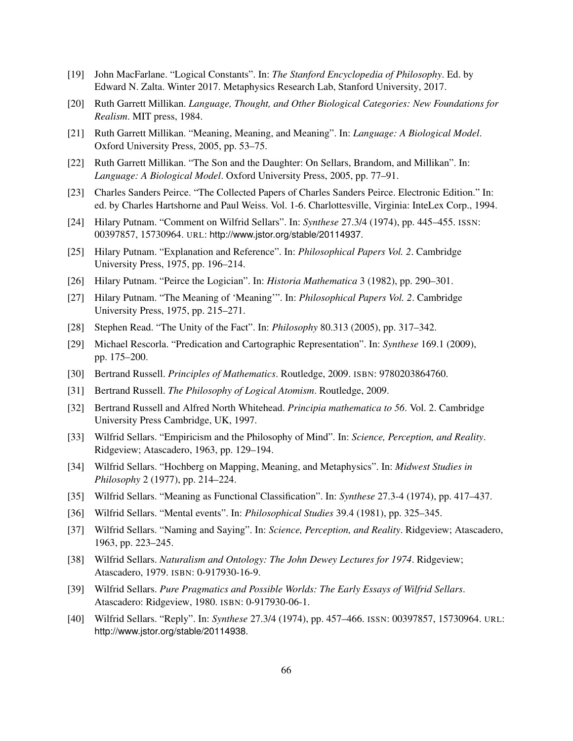[19] John MacFarlane. "Logical Constants". In: *The Stanford Encyclopedia of Philosophy*. Ed. by Edward N. Zalta. Winter 2017. Metaphysics Research Lab, Stanford University, 2017.

[20] Ruth Garrett Millikan. *Language, Thought, and Other Biological Categories: New Foundations for Realism*. MIT press, 1984.

[21] Ruth Garrett Millikan. "Meaning, Meaning, and Meaning". In: *Language: A Biological Model*. Oxford University Press, 2005, pp. 53–75.

[22] Ruth Garrett Millikan. "The Son and the Daughter: On Sellars, Brandom, and Millikan". In: *Language: A Biological Model*. Oxford University Press, 2005, pp. 77–91.

[23] Charles Sanders Peirce. "The Collected Papers of Charles Sanders Peirce. Electronic Edition." In: ed. by Charles Hartshorne and Paul Weiss. Vol. 1-6. Charlottesville, Virginia: InteLex Corp., 1994.

[24] Hilary Putnam. "Comment on Wilfrid Sellars". In: *Synthese* 27.3/4 (1974), pp. 445–455. ISSN: 00397857, 15730964. URL: http://www.jstor.org/stable/20114937.

[25] Hilary Putnam. "Explanation and Reference". In: *Philosophical Papers Vol. 2*. Cambridge University Press, 1975, pp. 196–214.

[26] Hilary Putnam. "Peirce the Logician". In: *Historia Mathematica* 3 (1982), pp. 290–301.

[27] Hilary Putnam. "The Meaning of 'Meaning'". In: *Philosophical Papers Vol. 2*. Cambridge University Press, 1975, pp. 215–271.

[28] Stephen Read. "The Unity of the Fact". In: *Philosophy* 80.313 (2005), pp. 317–342.

[29] Michael Rescorla. "Predication and Cartographic Representation". In: *Synthese* 169.1 (2009), pp. 175–200.

[30] Bertrand Russell. *Principles of Mathematics*. Routledge, 2009. ISBN: 9780203864760.

[31] Bertrand Russell. *The Philosophy of Logical Atomism*. Routledge, 2009.

[32] Bertrand Russell and Alfred North Whitehead. *Principia mathematica to 56*. Vol. 2. Cambridge University Press Cambridge, UK, 1997.

[33] Wilfrid Sellars. "Empiricism and the Philosophy of Mind". In: *Science, Perception, and Reality*. Ridgeview; Atascadero, 1963, pp. 129–194.

[34] Wilfrid Sellars. "Hochberg on Mapping, Meaning, and Metaphysics". In: *Midwest Studies in Philosophy* 2 (1977), pp. 214–224.

[35] Wilfrid Sellars. "Meaning as Functional Classification". In: *Synthese* 27.3-4 (1974), pp. 417–437.

[36] Wilfrid Sellars. "Mental events". In: *Philosophical Studies* 39.4 (1981), pp. 325–345.

[37] Wilfrid Sellars. "Naming and Saying". In: *Science, Perception, and Reality*. Ridgeview; Atascadero, 1963, pp. 223–245.

[38] Wilfrid Sellars. *Naturalism and Ontology: The John Dewey Lectures for 1974*. Ridgeview; Atascadero, 1979. ISBN: 0-917930-16-9.

[39] Wilfrid Sellars. *Pure Pragmatics and Possible Worlds: The Early Essays of Wilfrid Sellars*. Atascadero: Ridgeview, 1980. ISBN: 0-917930-06-1.

[40] Wilfrid Sellars. "Reply". In: *Synthese* 27.3/4 (1974), pp. 457–466. ISSN: 00397857, 15730964. URL: http://www.jstor.org/stable/20114938.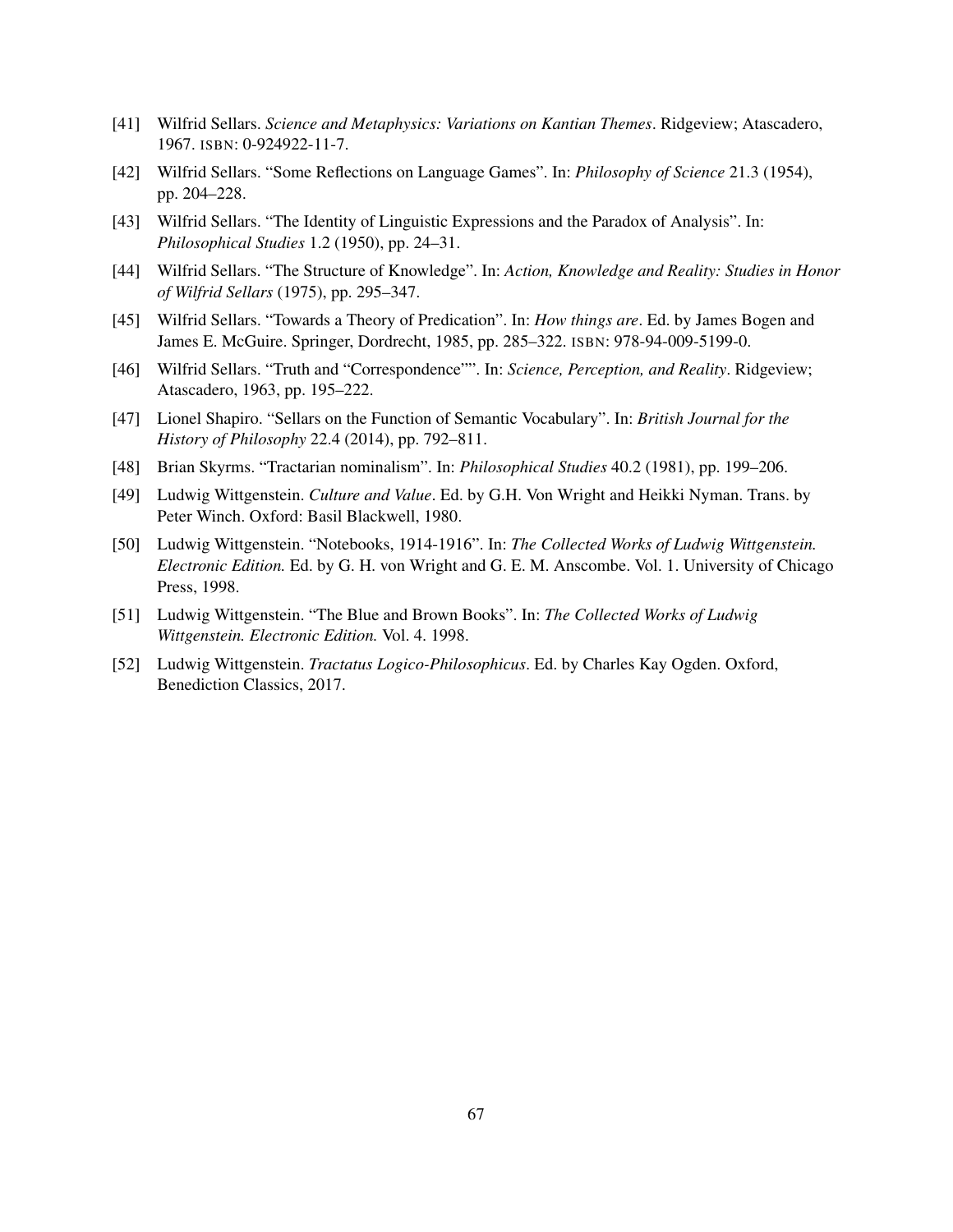[41] Wilfrid Sellars. *Science and Metaphysics: Variations on Kantian Themes*. Ridgeview; Atascadero, 1967. ISBN: 0-924922-11-7.

[42] Wilfrid Sellars. "Some Reflections on Language Games". In: *Philosophy of Science* 21.3 (1954), pp. 204–228.

[43] Wilfrid Sellars. "The Identity of Linguistic Expressions and the Paradox of Analysis". In: *Philosophical Studies* 1.2 (1950), pp. 24–31.

[44] Wilfrid Sellars. "The Structure of Knowledge". In: *Action, Knowledge and Reality: Studies in Honor of Wilfrid Sellars* (1975), pp. 295–347.

[45] Wilfrid Sellars. "Towards a Theory of Predication". In: *How things are*. Ed. by James Bogen and James E. McGuire. Springer, Dordrecht, 1985, pp. 285–322. ISBN: 978-94-009-5199-0.

[46] Wilfrid Sellars. "Truth and "Correspondence"". In: *Science, Perception, and Reality*. Ridgeview; Atascadero, 1963, pp. 195–222.

[47] Lionel Shapiro. "Sellars on the Function of Semantic Vocabulary". In: *British Journal for the History of Philosophy* 22.4 (2014), pp. 792–811.

[48] Brian Skyrms. "Tractarian nominalism". In: *Philosophical Studies* 40.2 (1981), pp. 199–206.

[49] Ludwig Wittgenstein. *Culture and Value*. Ed. by G.H. Von Wright and Heikki Nyman. Trans. by Peter Winch. Oxford: Basil Blackwell, 1980.

[50] Ludwig Wittgenstein. "Notebooks, 1914-1916". In: *The Collected Works of Ludwig Wittgenstein. Electronic Edition.* Ed. by G. H. von Wright and G. E. M. Anscombe. Vol. 1. University of Chicago Press, 1998.

[51] Ludwig Wittgenstein. "The Blue and Brown Books". In: *The Collected Works of Ludwig Wittgenstein. Electronic Edition.* Vol. 4. 1998.

[52] Ludwig Wittgenstein. *Tractatus Logico-Philosophicus*. Ed. by Charles Kay Ogden. Oxford, Benediction Classics, 2017.